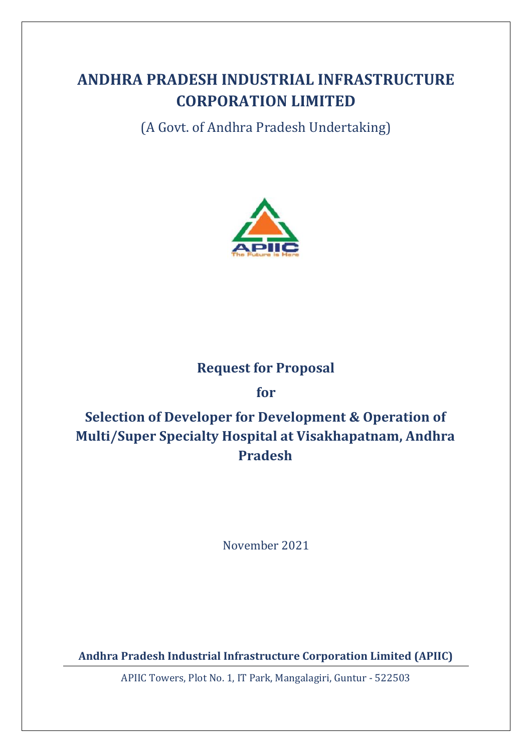# ANDHRA PRADESH INDUSTRIAL INFRASTRUCTURE CORPORATION LIMITED

(A Govt. of Andhra Pradesh Undertaking)

APIIC
The Future is Here

## Request for Proposal

## for

## Selection of Developer for Development & Operation of Multi/Super Specialty Hospital at Visakhapatnam, Andhra Pradesh

November 2021

**Andhra Pradesh Industrial Infrastructure Corporation Limited (APIIC)**

APIIC Towers, Plot No. 1, IT Park, Mangalagiri, Guntur - 522503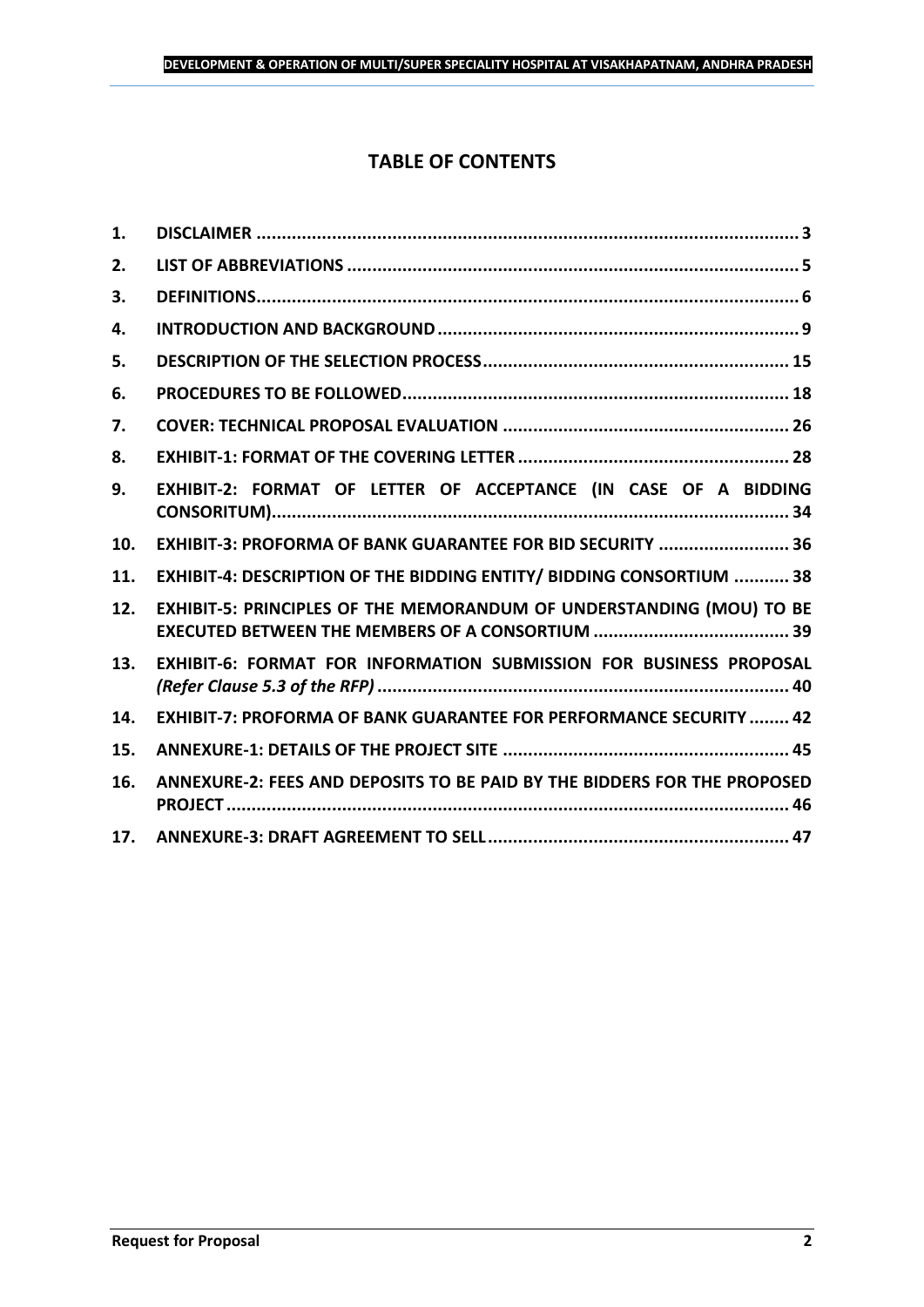# TABLE OF CONTENTS

| | | |
|---|---|---|
| 1. | **DISCLAIMER** | 3 |
| 2. | **LIST OF ABBREVIATIONS** | 5 |
| 3. | **DEFINITIONS** | 6 |
| 4. | **INTRODUCTION AND BACKGROUND** | 9 |
| 5. | **DESCRIPTION OF THE SELECTION PROCESS** | 15 |
| 6. | **PROCEDURES TO BE FOLLOWED** | 18 |
| 7. | **COVER: TECHNICAL PROPOSAL EVALUATION** | 26 |
| 8. | **EXHIBIT-1: FORMAT OF THE COVERING LETTER** | 28 |
| 9. | **EXHIBIT-2: FORMAT OF LETTER OF ACCEPTANCE (IN CASE OF A BIDDING CONSORITUM)** | 34 |
| 10. | **EXHIBIT-3: PROFORMA OF BANK GUARANTEE FOR BID SECURITY** | 36 |
| 11. | **EXHIBIT-4: DESCRIPTION OF THE BIDDING ENTITY/ BIDDING CONSORTIUM** | 38 |
| 12. | **EXHIBIT-5: PRINCIPLES OF THE MEMORANDUM OF UNDERSTANDING (MOU) TO BE EXECUTED BETWEEN THE MEMBERS OF A CONSORTIUM** | 39 |
| 13. | **EXHIBIT-6: FORMAT FOR INFORMATION SUBMISSION FOR BUSINESS PROPOSAL** ***(Refer Clause 5.3 of the RFP)*** | 40 |
| 14. | **EXHIBIT-7: PROFORMA OF BANK GUARANTEE FOR PERFORMANCE SECURITY** | 42 |
| 15. | **ANNEXURE-1: DETAILS OF THE PROJECT SITE** | 45 |
| 16. | **ANNEXURE-2: FEES AND DEPOSITS TO BE PAID BY THE BIDDERS FOR THE PROPOSED PROJECT** | 46 |
| 17. | **ANNEXURE-3: DRAFT AGREEMENT TO SELL** | 47 |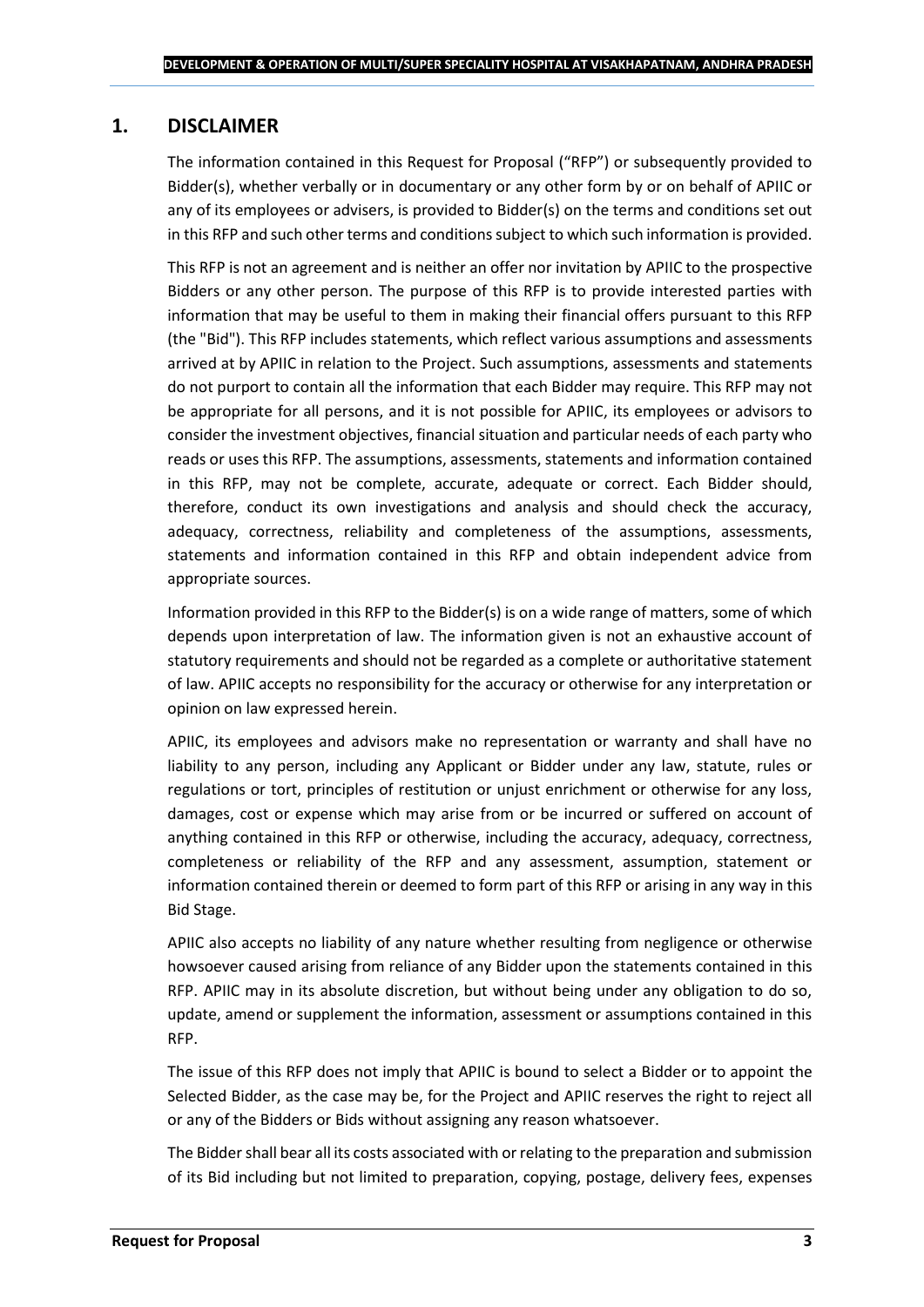## 1. DISCLAIMER

The information contained in this Request for Proposal ("RFP") or subsequently provided to Bidder(s), whether verbally or in documentary or any other form by or on behalf of APIIC or any of its employees or advisers, is provided to Bidder(s) on the terms and conditions set out in this RFP and such other terms and conditions subject to which such information is provided.

This RFP is not an agreement and is neither an offer nor invitation by APIIC to the prospective Bidders or any other person. The purpose of this RFP is to provide interested parties with information that may be useful to them in making their financial offers pursuant to this RFP (the "Bid"). This RFP includes statements, which reflect various assumptions and assessments arrived at by APIIC in relation to the Project. Such assumptions, assessments and statements do not purport to contain all the information that each Bidder may require. This RFP may not be appropriate for all persons, and it is not possible for APIIC, its employees or advisors to consider the investment objectives, financial situation and particular needs of each party who reads or uses this RFP. The assumptions, assessments, statements and information contained in this RFP, may not be complete, accurate, adequate or correct. Each Bidder should, therefore, conduct its own investigations and analysis and should check the accuracy, adequacy, correctness, reliability and completeness of the assumptions, assessments, statements and information contained in this RFP and obtain independent advice from appropriate sources.

Information provided in this RFP to the Bidder(s) is on a wide range of matters, some of which depends upon interpretation of law. The information given is not an exhaustive account of statutory requirements and should not be regarded as a complete or authoritative statement of law. APIIC accepts no responsibility for the accuracy or otherwise for any interpretation or opinion on law expressed herein.

APIIC, its employees and advisors make no representation or warranty and shall have no liability to any person, including any Applicant or Bidder under any law, statute, rules or regulations or tort, principles of restitution or unjust enrichment or otherwise for any loss, damages, cost or expense which may arise from or be incurred or suffered on account of anything contained in this RFP or otherwise, including the accuracy, adequacy, correctness, completeness or reliability of the RFP and any assessment, assumption, statement or information contained therein or deemed to form part of this RFP or arising in any way in this Bid Stage.

APIIC also accepts no liability of any nature whether resulting from negligence or otherwise howsoever caused arising from reliance of any Bidder upon the statements contained in this RFP. APIIC may in its absolute discretion, but without being under any obligation to do so, update, amend or supplement the information, assessment or assumptions contained in this RFP.

The issue of this RFP does not imply that APIIC is bound to select a Bidder or to appoint the Selected Bidder, as the case may be, for the Project and APIIC reserves the right to reject all or any of the Bidders or Bids without assigning any reason whatsoever.

The Bidder shall bear all its costs associated with or relating to the preparation and submission of its Bid including but not limited to preparation, copying, postage, delivery fees, expenses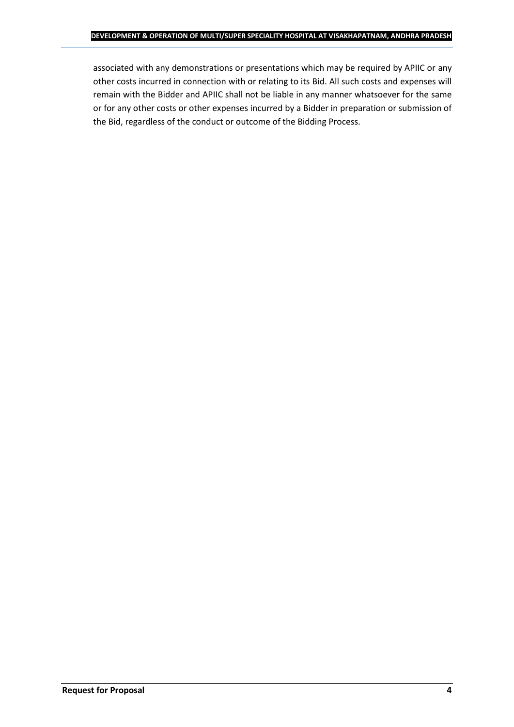associated with any demonstrations or presentations which may be required by APIIC or any other costs incurred in connection with or relating to its Bid. All such costs and expenses will remain with the Bidder and APIIC shall not be liable in any manner whatsoever for the same or for any other costs or other expenses incurred by a Bidder in preparation or submission of the Bid, regardless of the conduct or outcome of the Bidding Process.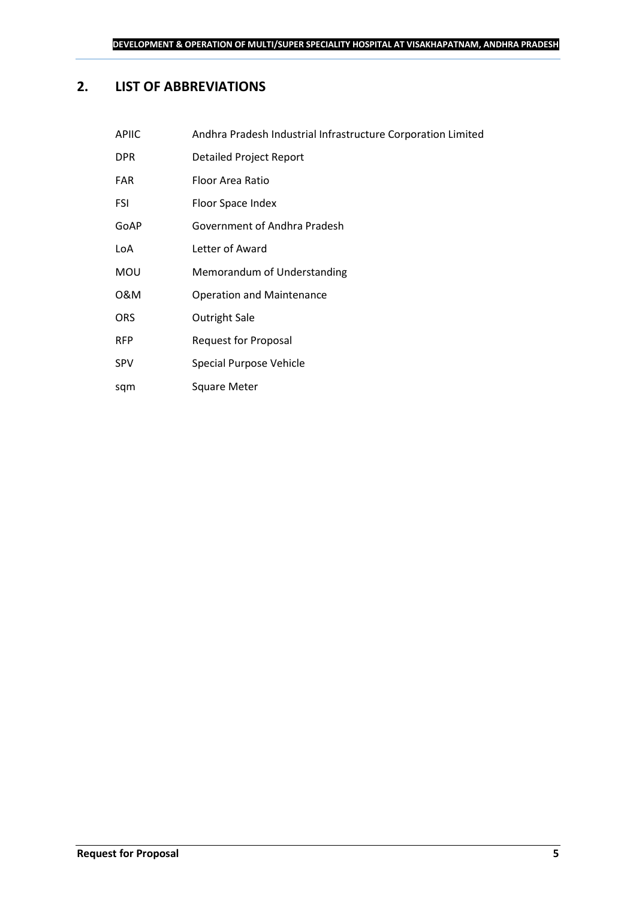## 2. LIST OF ABBREVIATIONS

| | |
|---|---|
| APIIC | Andhra Pradesh Industrial Infrastructure Corporation Limited |
| DPR | Detailed Project Report |
| FAR | Floor Area Ratio |
| FSI | Floor Space Index |
| GoAP | Government of Andhra Pradesh |
| LoA | Letter of Award |
| MOU | Memorandum of Understanding |
| O&M | Operation and Maintenance |
| ORS | Outright Sale |
| RFP | Request for Proposal |
| SPV | Special Purpose Vehicle |
| sqm | Square Meter |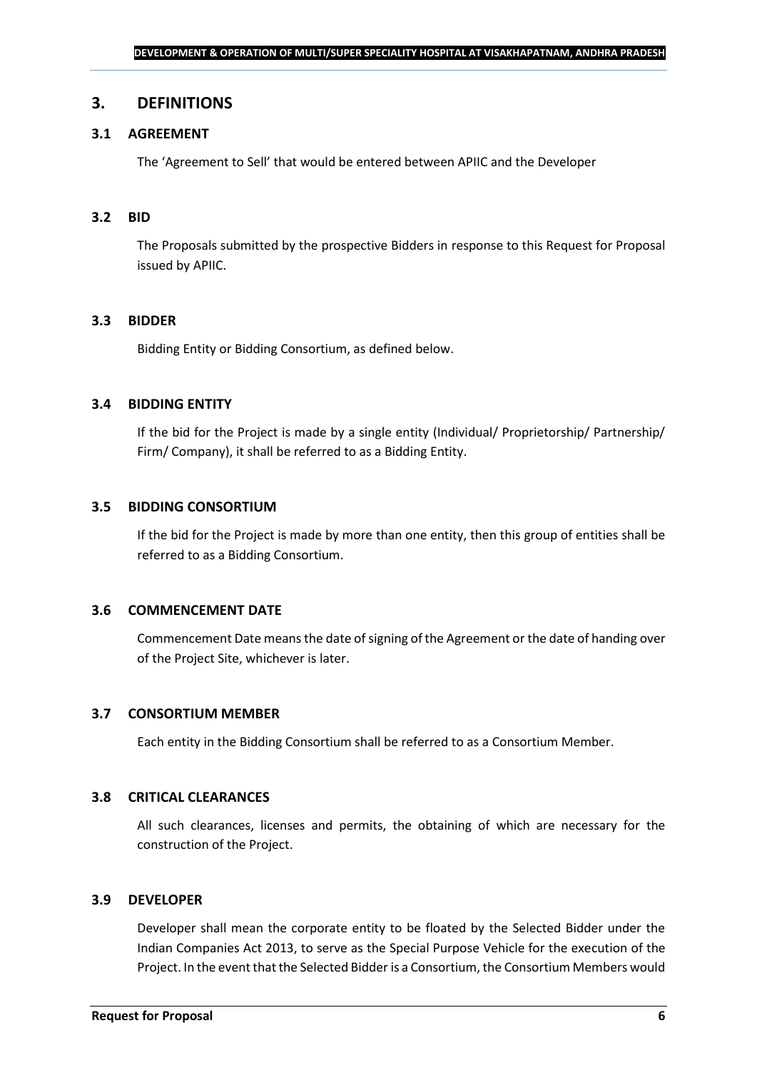# 3. DEFINITIONS

## 3.1 AGREEMENT

The 'Agreement to Sell' that would be entered between APIIC and the Developer

## 3.2 BID

The Proposals submitted by the prospective Bidders in response to this Request for Proposal issued by APIIC.

## 3.3 BIDDER

Bidding Entity or Bidding Consortium, as defined below.

## 3.4 BIDDING ENTITY

If the bid for the Project is made by a single entity (Individual/ Proprietorship/ Partnership/ Firm/ Company), it shall be referred to as a Bidding Entity.

## 3.5 BIDDING CONSORTIUM

If the bid for the Project is made by more than one entity, then this group of entities shall be referred to as a Bidding Consortium.

## 3.6 COMMENCEMENT DATE

Commencement Date means the date of signing of the Agreement or the date of handing over of the Project Site, whichever is later.

## 3.7 CONSORTIUM MEMBER

Each entity in the Bidding Consortium shall be referred to as a Consortium Member.

## 3.8 CRITICAL CLEARANCES

All such clearances, licenses and permits, the obtaining of which are necessary for the construction of the Project.

## 3.9 DEVELOPER

Developer shall mean the corporate entity to be floated by the Selected Bidder under the Indian Companies Act 2013, to serve as the Special Purpose Vehicle for the execution of the Project. In the event that the Selected Bidder is a Consortium, the Consortium Members would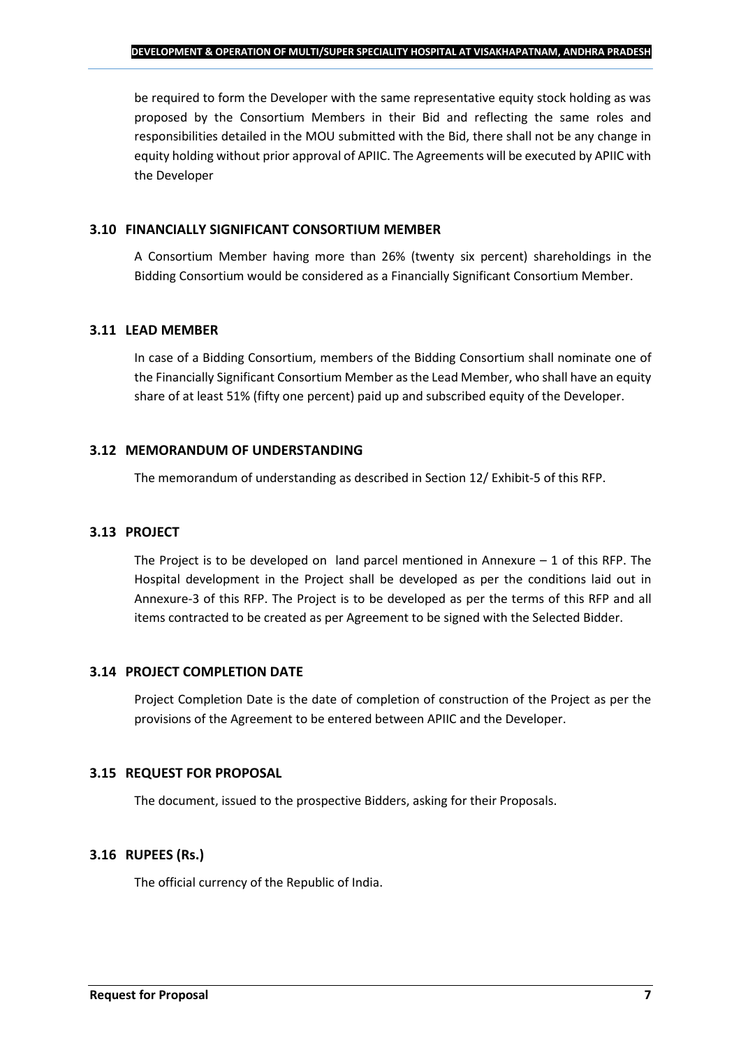be required to form the Developer with the same representative equity stock holding as was proposed by the Consortium Members in their Bid and reflecting the same roles and responsibilities detailed in the MOU submitted with the Bid, there shall not be any change in equity holding without prior approval of APIIC. The Agreements will be executed by APIIC with the Developer

### 3.10 FINANCIALLY SIGNIFICANT CONSORTIUM MEMBER

A Consortium Member having more than 26% (twenty six percent) shareholdings in the Bidding Consortium would be considered as a Financially Significant Consortium Member.

### 3.11 LEAD MEMBER

In case of a Bidding Consortium, members of the Bidding Consortium shall nominate one of the Financially Significant Consortium Member as the Lead Member, who shall have an equity share of at least 51% (fifty one percent) paid up and subscribed equity of the Developer.

### 3.12 MEMORANDUM OF UNDERSTANDING

The memorandum of understanding as described in Section 12/ Exhibit-5 of this RFP.

### 3.13 PROJECT

The Project is to be developed on land parcel mentioned in Annexure – 1 of this RFP. The Hospital development in the Project shall be developed as per the conditions laid out in Annexure-3 of this RFP. The Project is to be developed as per the terms of this RFP and all items contracted to be created as per Agreement to be signed with the Selected Bidder.

### 3.14 PROJECT COMPLETION DATE

Project Completion Date is the date of completion of construction of the Project as per the provisions of the Agreement to be entered between APIIC and the Developer.

### 3.15 REQUEST FOR PROPOSAL

The document, issued to the prospective Bidders, asking for their Proposals.

### 3.16 RUPEES (Rs.)

The official currency of the Republic of India.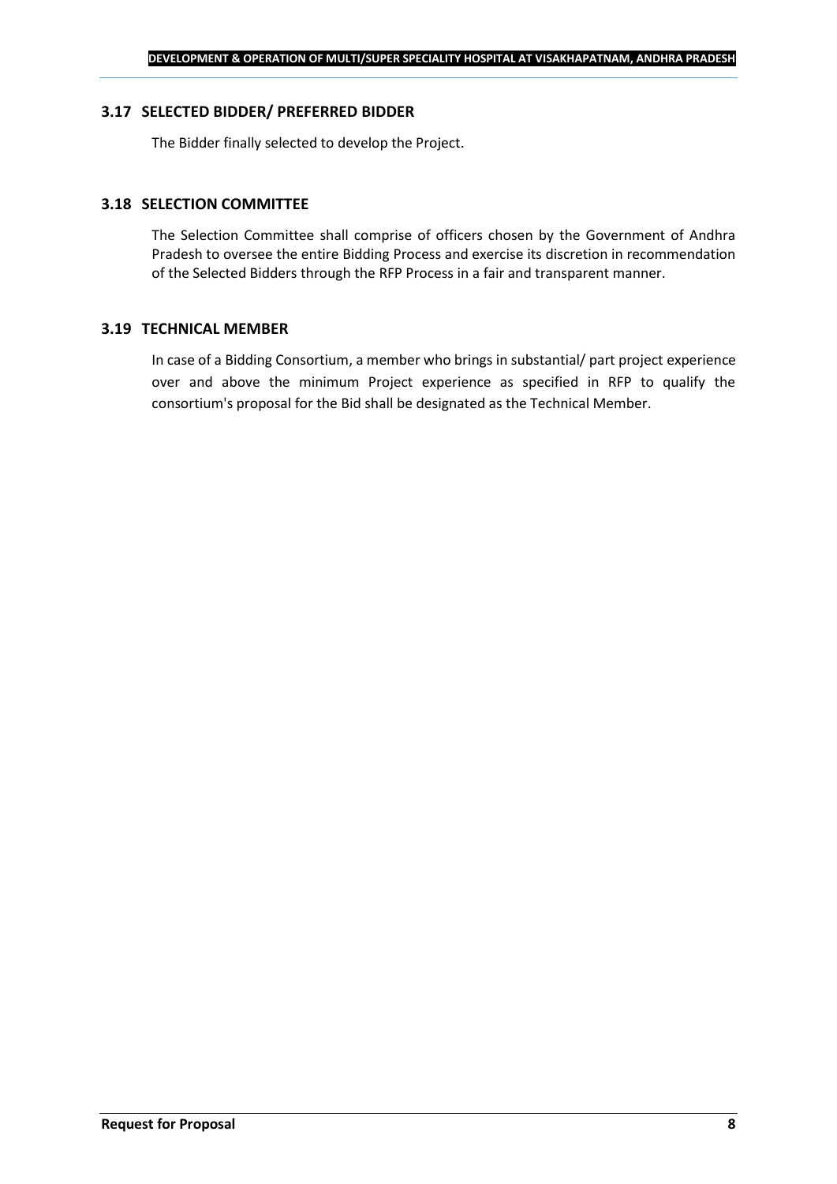### 3.17 SELECTED BIDDER/ PREFERRED BIDDER

The Bidder finally selected to develop the Project.

### 3.18 SELECTION COMMITTEE

The Selection Committee shall comprise of officers chosen by the Government of Andhra Pradesh to oversee the entire Bidding Process and exercise its discretion in recommendation of the Selected Bidders through the RFP Process in a fair and transparent manner.

### 3.19 TECHNICAL MEMBER

In case of a Bidding Consortium, a member who brings in substantial/ part project experience over and above the minimum Project experience as specified in RFP to qualify the consortium's proposal for the Bid shall be designated as the Technical Member.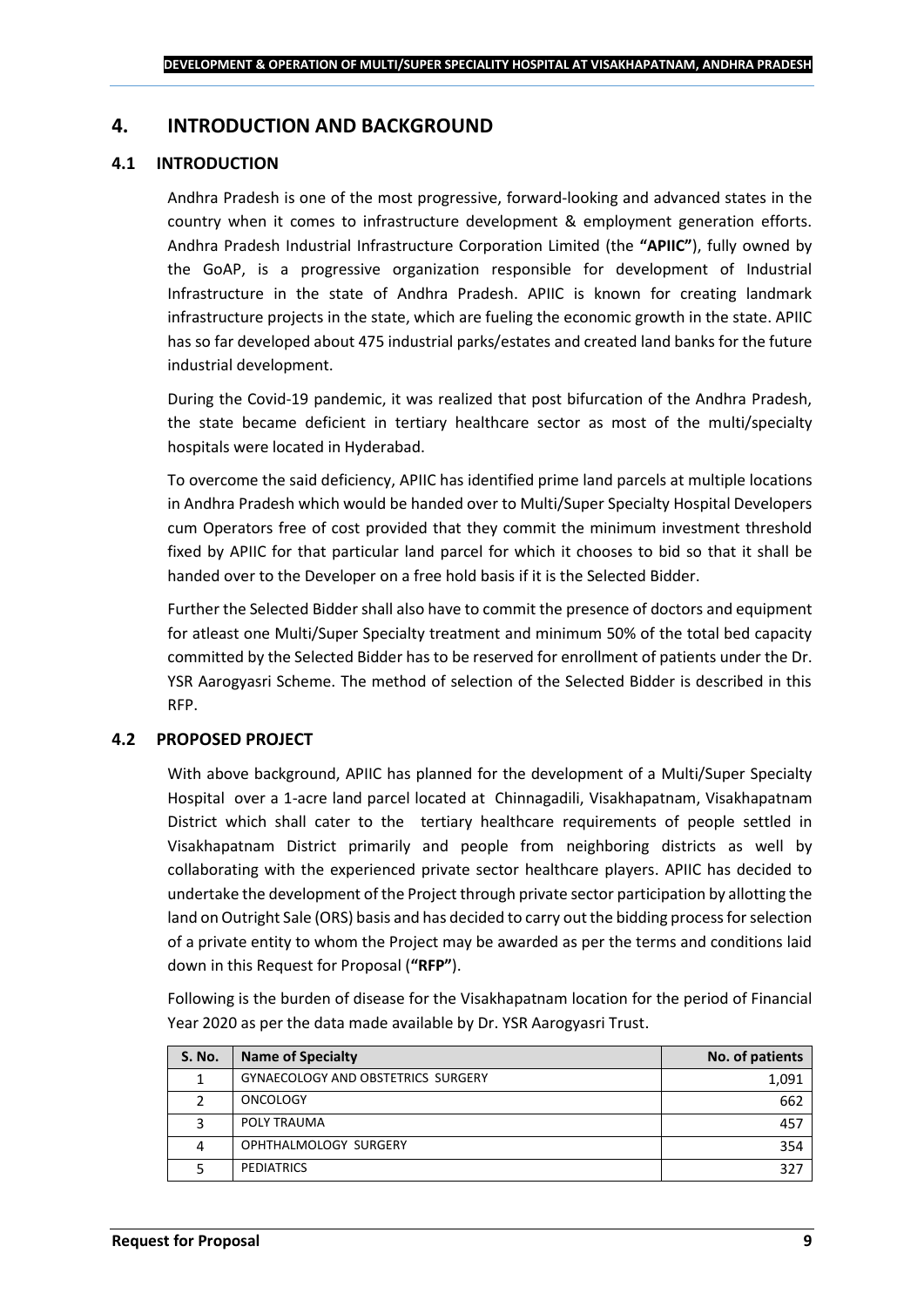## 4. INTRODUCTION AND BACKGROUND

### 4.1 INTRODUCTION

Andhra Pradesh is one of the most progressive, forward-looking and advanced states in the country when it comes to infrastructure development & employment generation efforts. Andhra Pradesh Industrial Infrastructure Corporation Limited (the **"APIIC"**), fully owned by the GoAP, is a progressive organization responsible for development of Industrial Infrastructure in the state of Andhra Pradesh. APIIC is known for creating landmark infrastructure projects in the state, which are fueling the economic growth in the state. APIIC has so far developed about 475 industrial parks/estates and created land banks for the future industrial development.

During the Covid-19 pandemic, it was realized that post bifurcation of the Andhra Pradesh, the state became deficient in tertiary healthcare sector as most of the multi/specialty hospitals were located in Hyderabad.

To overcome the said deficiency, APIIC has identified prime land parcels at multiple locations in Andhra Pradesh which would be handed over to Multi/Super Specialty Hospital Developers cum Operators free of cost provided that they commit the minimum investment threshold fixed by APIIC for that particular land parcel for which it chooses to bid so that it shall be handed over to the Developer on a free hold basis if it is the Selected Bidder.

Further the Selected Bidder shall also have to commit the presence of doctors and equipment for atleast one Multi/Super Specialty treatment and minimum 50% of the total bed capacity committed by the Selected Bidder has to be reserved for enrollment of patients under the Dr. YSR Aarogyasri Scheme. The method of selection of the Selected Bidder is described in this RFP.

### 4.2 PROPOSED PROJECT

With above background, APIIC has planned for the development of a Multi/Super Specialty Hospital over a 1-acre land parcel located at Chinnagadili, Visakhapatnam, Visakhapatnam District which shall cater to the tertiary healthcare requirements of people settled in Visakhapatnam District primarily and people from neighboring districts as well by collaborating with the experienced private sector healthcare players. APIIC has decided to undertake the development of the Project through private sector participation by allotting the land on Outright Sale (ORS) basis and has decided to carry out the bidding process for selection of a private entity to whom the Project may be awarded as per the terms and conditions laid down in this Request for Proposal (**"RFP"**).

Following is the burden of disease for the Visakhapatnam location for the period of Financial Year 2020 as per the data made available by Dr. YSR Aarogyasri Trust.

| S. No. | Name of Specialty | No. of patients |
|---|---|---|
| 1 | GYNAECOLOGY AND OBSTETRICS SURGERY | 1,091 |
| 2 | ONCOLOGY | 662 |
| 3 | POLY TRAUMA | 457 |
| 4 | OPHTHALMOLOGY SURGERY | 354 |
| 5 | PEDIATRICS | 327 |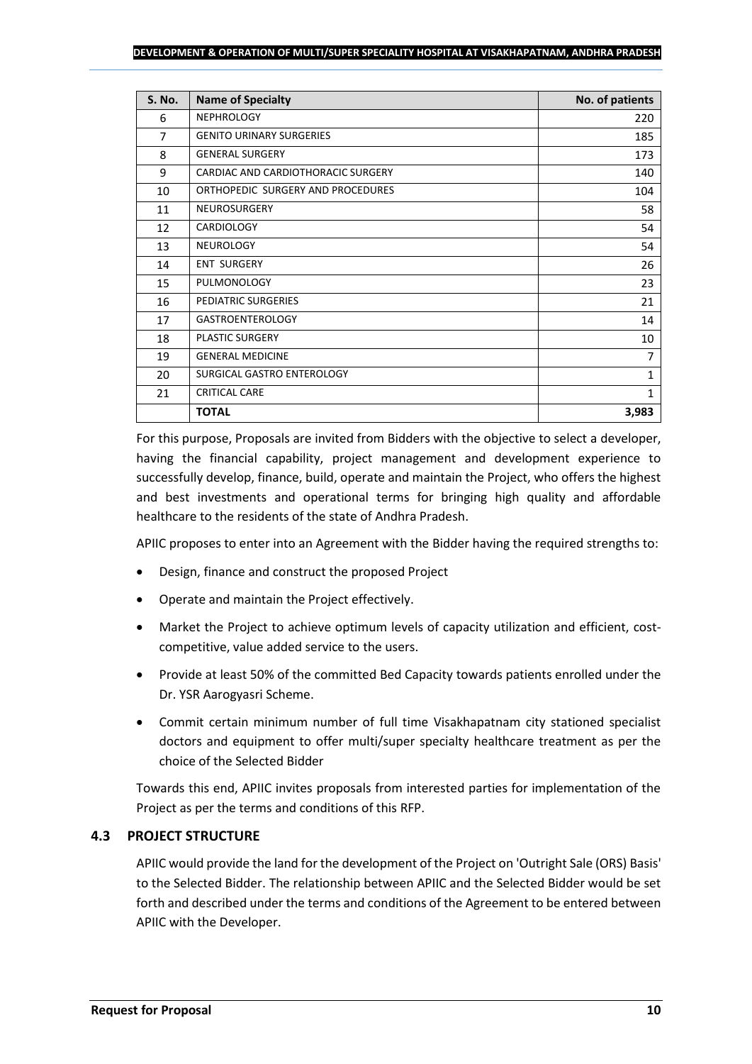| S. No. | Name of Specialty | No. of patients |
|---|---|---|
| 6 | NEPHROLOGY | 220 |
| 7 | GENITO URINARY SURGERIES | 185 |
| 8 | GENERAL SURGERY | 173 |
| 9 | CARDIAC AND CARDIOTHORACIC SURGERY | 140 |
| 10 | ORTHOPEDIC SURGERY AND PROCEDURES | 104 |
| 11 | NEUROSURGERY | 58 |
| 12 | CARDIOLOGY | 54 |
| 13 | NEUROLOGY | 54 |
| 14 | ENT SURGERY | 26 |
| 15 | PULMONOLOGY | 23 |
| 16 | PEDIATRIC SURGERIES | 21 |
| 17 | GASTROENTEROLOGY | 14 |
| 18 | PLASTIC SURGERY | 10 |
| 19 | GENERAL MEDICINE | 7 |
| 20 | SURGICAL GASTRO ENTEROLOGY | 1 |
| 21 | CRITICAL CARE | 1 |
| | **TOTAL** | **3,983** |

For this purpose, Proposals are invited from Bidders with the objective to select a developer, having the financial capability, project management and development experience to successfully develop, finance, build, operate and maintain the Project, who offers the highest and best investments and operational terms for bringing high quality and affordable healthcare to the residents of the state of Andhra Pradesh.

APIIC proposes to enter into an Agreement with the Bidder having the required strengths to:

- Design, finance and construct the proposed Project
- Operate and maintain the Project effectively.
- Market the Project to achieve optimum levels of capacity utilization and efficient, cost-competitive, value added service to the users.
- Provide at least 50% of the committed Bed Capacity towards patients enrolled under the Dr. YSR Aarogyasri Scheme.
- Commit certain minimum number of full time Visakhapatnam city stationed specialist doctors and equipment to offer multi/super specialty healthcare treatment as per the choice of the Selected Bidder

Towards this end, APIIC invites proposals from interested parties for implementation of the Project as per the terms and conditions of this RFP.

### 4.3 PROJECT STRUCTURE

APIIC would provide the land for the development of the Project on 'Outright Sale (ORS) Basis' to the Selected Bidder. The relationship between APIIC and the Selected Bidder would be set forth and described under the terms and conditions of the Agreement to be entered between APIIC with the Developer.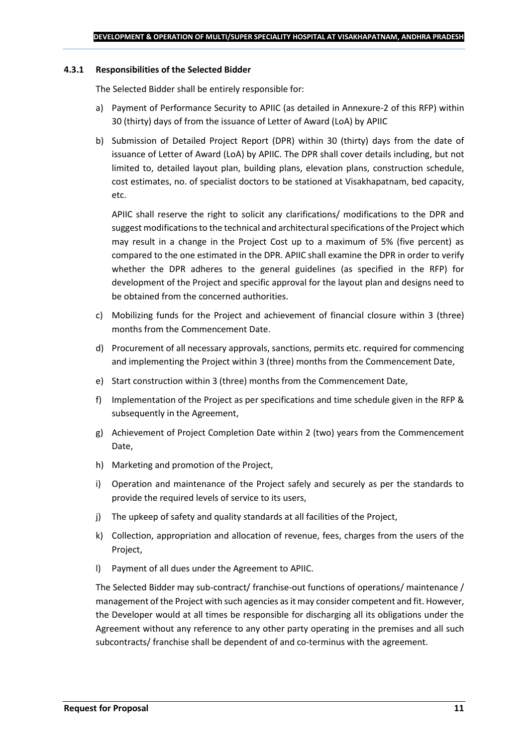#### 4.3.1 Responsibilities of the Selected Bidder

The Selected Bidder shall be entirely responsible for:

a) Payment of Performance Security to APIIC (as detailed in Annexure-2 of this RFP) within 30 (thirty) days of from the issuance of Letter of Award (LoA) by APIIC

b) Submission of Detailed Project Report (DPR) within 30 (thirty) days from the date of issuance of Letter of Award (LoA) by APIIC. The DPR shall cover details including, but not limited to, detailed layout plan, building plans, elevation plans, construction schedule, cost estimates, no. of specialist doctors to be stationed at Visakhapatnam, bed capacity, etc.

   APIIC shall reserve the right to solicit any clarifications/ modifications to the DPR and suggest modifications to the technical and architectural specifications of the Project which may result in a change in the Project Cost up to a maximum of 5% (five percent) as compared to the one estimated in the DPR. APIIC shall examine the DPR in order to verify whether the DPR adheres to the general guidelines (as specified in the RFP) for development of the Project and specific approval for the layout plan and designs need to be obtained from the concerned authorities.

c) Mobilizing funds for the Project and achievement of financial closure within 3 (three) months from the Commencement Date.

d) Procurement of all necessary approvals, sanctions, permits etc. required for commencing and implementing the Project within 3 (three) months from the Commencement Date,

e) Start construction within 3 (three) months from the Commencement Date,

f) Implementation of the Project as per specifications and time schedule given in the RFP & subsequently in the Agreement,

g) Achievement of Project Completion Date within 2 (two) years from the Commencement Date,

h) Marketing and promotion of the Project,

i) Operation and maintenance of the Project safely and securely as per the standards to provide the required levels of service to its users,

j) The upkeep of safety and quality standards at all facilities of the Project,

k) Collection, appropriation and allocation of revenue, fees, charges from the users of the Project,

l) Payment of all dues under the Agreement to APIIC.

The Selected Bidder may sub-contract/ franchise-out functions of operations/ maintenance / management of the Project with such agencies as it may consider competent and fit. However, the Developer would at all times be responsible for discharging all its obligations under the Agreement without any reference to any other party operating in the premises and all such subcontracts/ franchise shall be dependent of and co-terminus with the agreement.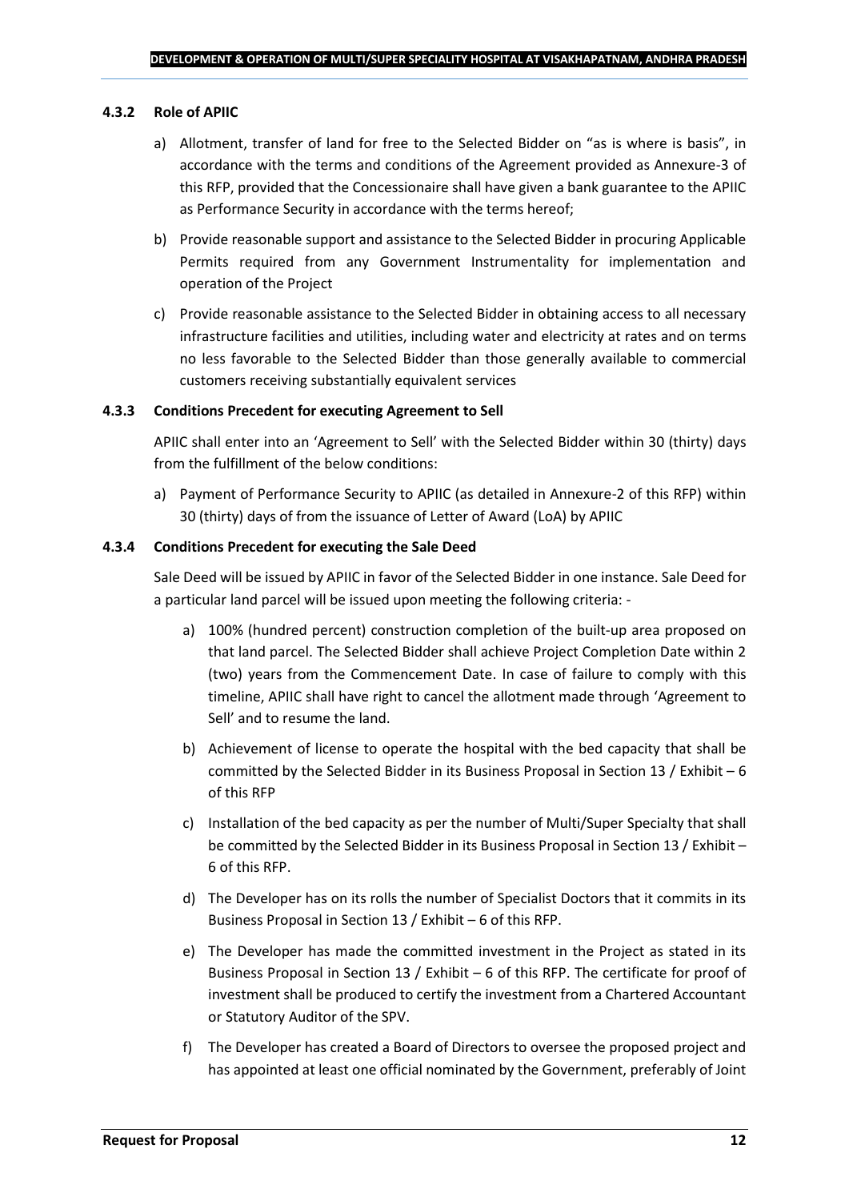#### 4.3.2 Role of APIIC

a) Allotment, transfer of land for free to the Selected Bidder on "as is where is basis", in accordance with the terms and conditions of the Agreement provided as Annexure-3 of this RFP, provided that the Concessionaire shall have given a bank guarantee to the APIIC as Performance Security in accordance with the terms hereof;

b) Provide reasonable support and assistance to the Selected Bidder in procuring Applicable Permits required from any Government Instrumentality for implementation and operation of the Project

c) Provide reasonable assistance to the Selected Bidder in obtaining access to all necessary infrastructure facilities and utilities, including water and electricity at rates and on terms no less favorable to the Selected Bidder than those generally available to commercial customers receiving substantially equivalent services

#### 4.3.3 Conditions Precedent for executing Agreement to Sell

APIIC shall enter into an 'Agreement to Sell' with the Selected Bidder within 30 (thirty) days from the fulfillment of the below conditions:

a) Payment of Performance Security to APIIC (as detailed in Annexure-2 of this RFP) within 30 (thirty) days of from the issuance of Letter of Award (LoA) by APIIC

#### 4.3.4 Conditions Precedent for executing the Sale Deed

Sale Deed will be issued by APIIC in favor of the Selected Bidder in one instance. Sale Deed for a particular land parcel will be issued upon meeting the following criteria: -

a) 100% (hundred percent) construction completion of the built-up area proposed on that land parcel. The Selected Bidder shall achieve Project Completion Date within 2 (two) years from the Commencement Date. In case of failure to comply with this timeline, APIIC shall have right to cancel the allotment made through 'Agreement to Sell' and to resume the land.

b) Achievement of license to operate the hospital with the bed capacity that shall be committed by the Selected Bidder in its Business Proposal in Section 13 / Exhibit – 6 of this RFP

c) Installation of the bed capacity as per the number of Multi/Super Specialty that shall be committed by the Selected Bidder in its Business Proposal in Section 13 / Exhibit – 6 of this RFP.

d) The Developer has on its rolls the number of Specialist Doctors that it commits in its Business Proposal in Section 13 / Exhibit – 6 of this RFP.

e) The Developer has made the committed investment in the Project as stated in its Business Proposal in Section 13 / Exhibit – 6 of this RFP. The certificate for proof of investment shall be produced to certify the investment from a Chartered Accountant or Statutory Auditor of the SPV.

f) The Developer has created a Board of Directors to oversee the proposed project and has appointed at least one official nominated by the Government, preferably of Joint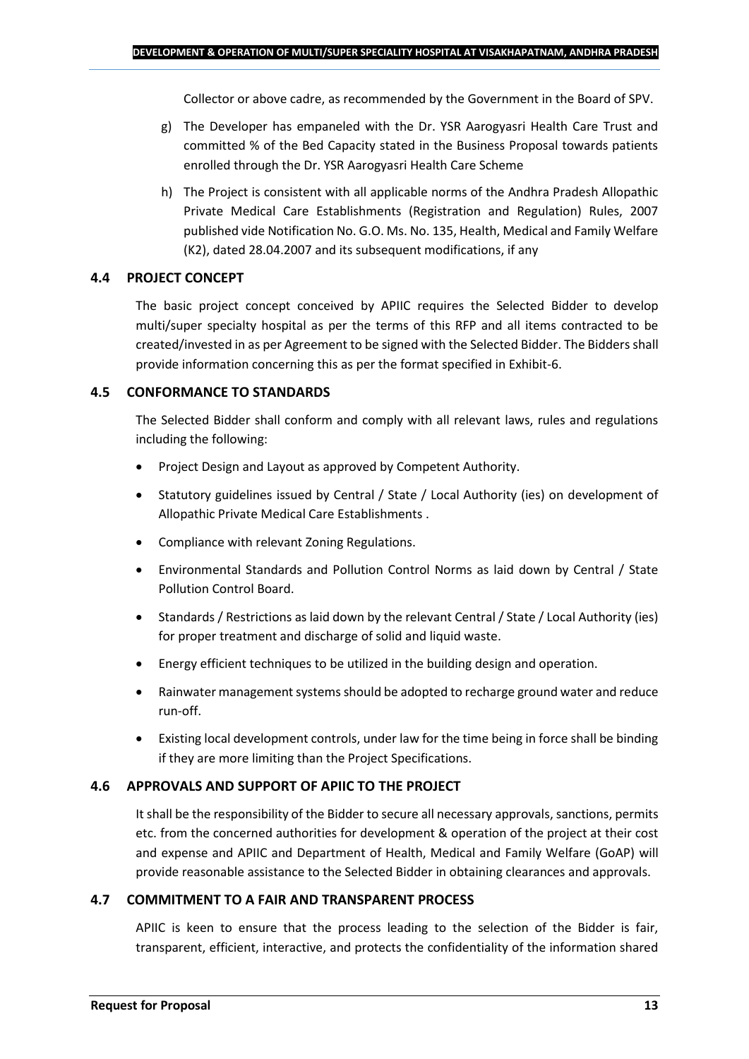Collector or above cadre, as recommended by the Government in the Board of SPV.

g) The Developer has empaneled with the Dr. YSR Aarogyasri Health Care Trust and committed % of the Bed Capacity stated in the Business Proposal towards patients enrolled through the Dr. YSR Aarogyasri Health Care Scheme

h) The Project is consistent with all applicable norms of the Andhra Pradesh Allopathic Private Medical Care Establishments (Registration and Regulation) Rules, 2007 published vide Notification No. G.O. Ms. No. 135, Health, Medical and Family Welfare (K2), dated 28.04.2007 and its subsequent modifications, if any

### 4.4 PROJECT CONCEPT

The basic project concept conceived by APIIC requires the Selected Bidder to develop multi/super specialty hospital as per the terms of this RFP and all items contracted to be created/invested in as per Agreement to be signed with the Selected Bidder. The Bidders shall provide information concerning this as per the format specified in Exhibit-6.

### 4.5 CONFORMANCE TO STANDARDS

The Selected Bidder shall conform and comply with all relevant laws, rules and regulations including the following:

- Project Design and Layout as approved by Competent Authority.
- Statutory guidelines issued by Central / State / Local Authority (ies) on development of Allopathic Private Medical Care Establishments .
- Compliance with relevant Zoning Regulations.
- Environmental Standards and Pollution Control Norms as laid down by Central / State Pollution Control Board.
- Standards / Restrictions as laid down by the relevant Central / State / Local Authority (ies) for proper treatment and discharge of solid and liquid waste.
- Energy efficient techniques to be utilized in the building design and operation.
- Rainwater management systems should be adopted to recharge ground water and reduce run-off.
- Existing local development controls, under law for the time being in force shall be binding if they are more limiting than the Project Specifications.

### 4.6 APPROVALS AND SUPPORT OF APIIC TO THE PROJECT

It shall be the responsibility of the Bidder to secure all necessary approvals, sanctions, permits etc. from the concerned authorities for development & operation of the project at their cost and expense and APIIC and Department of Health, Medical and Family Welfare (GoAP) will provide reasonable assistance to the Selected Bidder in obtaining clearances and approvals.

### 4.7 COMMITMENT TO A FAIR AND TRANSPARENT PROCESS

APIIC is keen to ensure that the process leading to the selection of the Bidder is fair, transparent, efficient, interactive, and protects the confidentiality of the information shared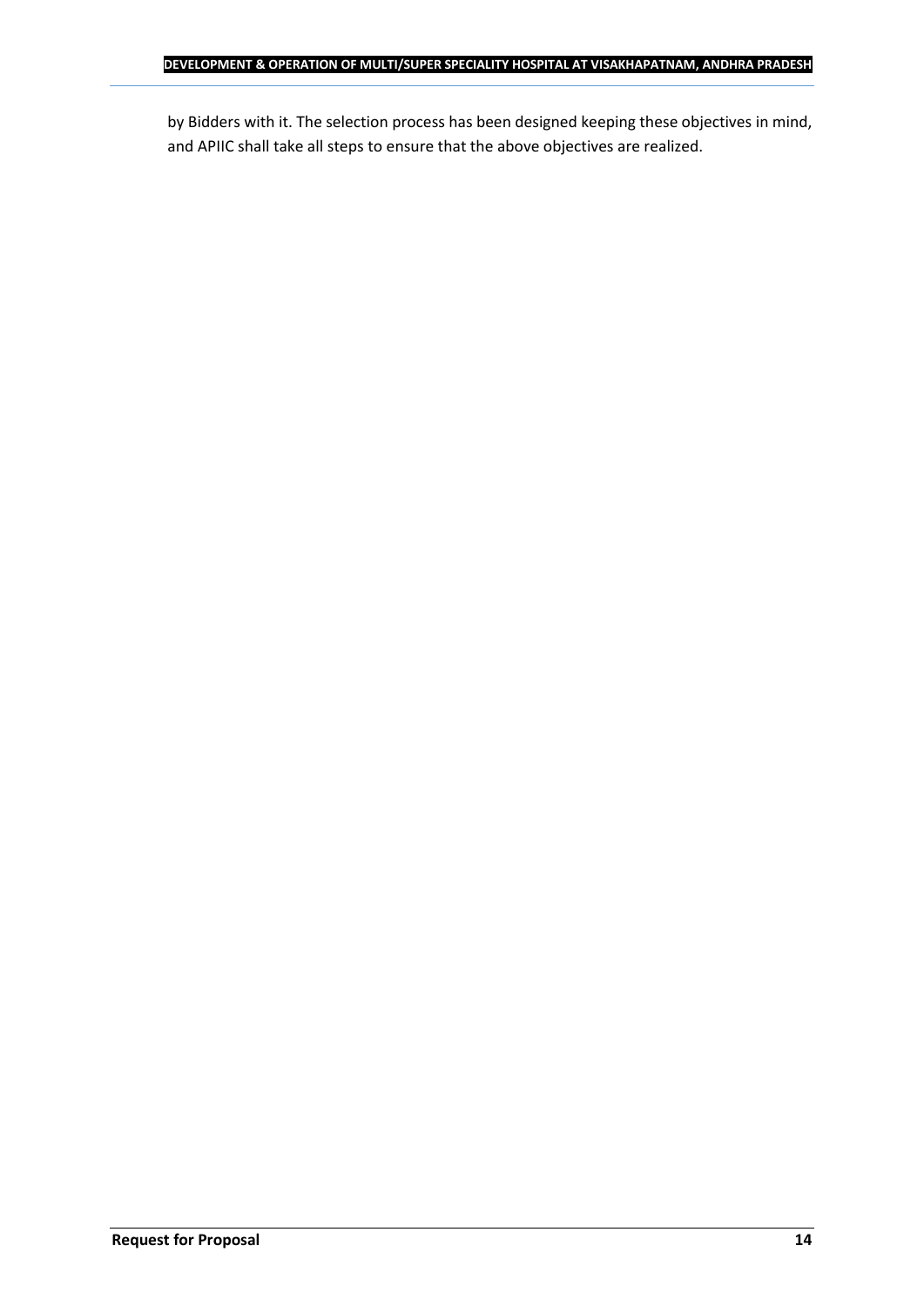by Bidders with it. The selection process has been designed keeping these objectives in mind, and APIIC shall take all steps to ensure that the above objectives are realized.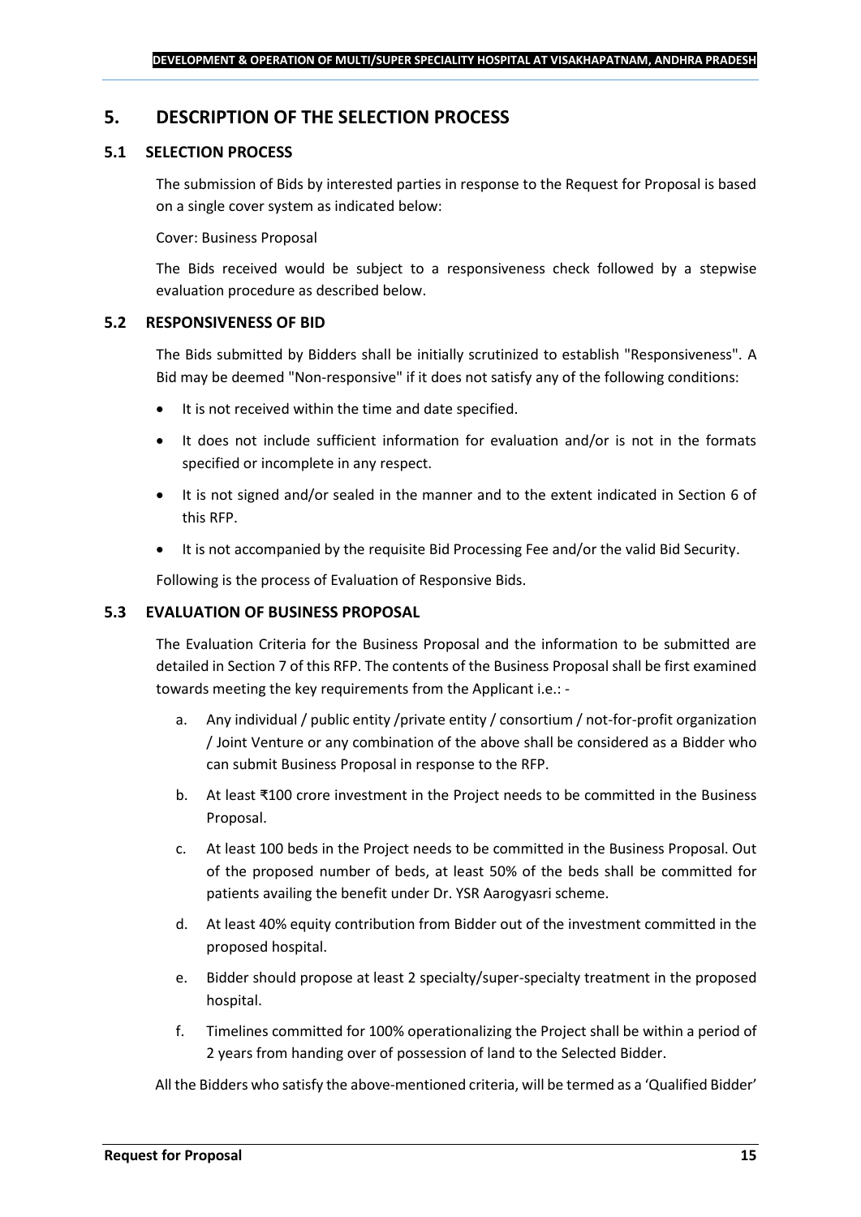## 5. DESCRIPTION OF THE SELECTION PROCESS

### 5.1 SELECTION PROCESS

The submission of Bids by interested parties in response to the Request for Proposal is based on a single cover system as indicated below:

Cover: Business Proposal

The Bids received would be subject to a responsiveness check followed by a stepwise evaluation procedure as described below.

### 5.2 RESPONSIVENESS OF BID

The Bids submitted by Bidders shall be initially scrutinized to establish "Responsiveness". A Bid may be deemed "Non-responsive" if it does not satisfy any of the following conditions:

- It is not received within the time and date specified.
- It does not include sufficient information for evaluation and/or is not in the formats specified or incomplete in any respect.
- It is not signed and/or sealed in the manner and to the extent indicated in Section 6 of this RFP.
- It is not accompanied by the requisite Bid Processing Fee and/or the valid Bid Security.

Following is the process of Evaluation of Responsive Bids.

### 5.3 EVALUATION OF BUSINESS PROPOSAL

The Evaluation Criteria for the Business Proposal and the information to be submitted are detailed in Section 7 of this RFP. The contents of the Business Proposal shall be first examined towards meeting the key requirements from the Applicant i.e.: -

a. Any individual / public entity /private entity / consortium / not-for-profit organization / Joint Venture or any combination of the above shall be considered as a Bidder who can submit Business Proposal in response to the RFP.

b. At least ₹100 crore investment in the Project needs to be committed in the Business Proposal.

c. At least 100 beds in the Project needs to be committed in the Business Proposal. Out of the proposed number of beds, at least 50% of the beds shall be committed for patients availing the benefit under Dr. YSR Aarogyasri scheme.

d. At least 40% equity contribution from Bidder out of the investment committed in the proposed hospital.

e. Bidder should propose at least 2 specialty/super-specialty treatment in the proposed hospital.

f. Timelines committed for 100% operationalizing the Project shall be within a period of 2 years from handing over of possession of land to the Selected Bidder.

All the Bidders who satisfy the above-mentioned criteria, will be termed as a 'Qualified Bidder'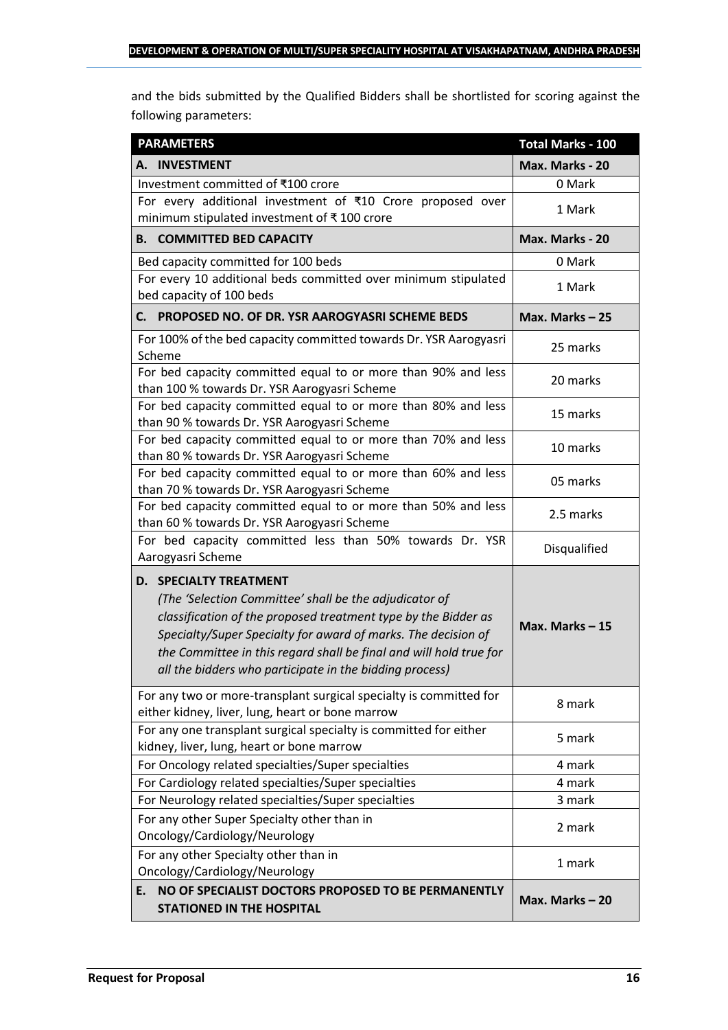and the bids submitted by the Qualified Bidders shall be shortlisted for scoring against the following parameters:

| PARAMETERS | Total Marks - 100 |
|---|---|
| **A. INVESTMENT** | **Max. Marks - 20** |
| Investment committed of ₹100 crore | 0 Mark |
| For every additional investment of ₹10 Crore proposed over minimum stipulated investment of ₹ 100 crore | 1 Mark |
| **B. COMMITTED BED CAPACITY** | **Max. Marks - 20** |
| Bed capacity committed for 100 beds | 0 Mark |
| For every 10 additional beds committed over minimum stipulated bed capacity of 100 beds | 1 Mark |
| **C. PROPOSED NO. OF DR. YSR AAROGYASRI SCHEME BEDS** | **Max. Marks – 25** |
| For 100% of the bed capacity committed towards Dr. YSR Aarogyasri Scheme | 25 marks |
| For bed capacity committed equal to or more than 90% and less than 100 % towards Dr. YSR Aarogyasri Scheme | 20 marks |
| For bed capacity committed equal to or more than 80% and less than 90 % towards Dr. YSR Aarogyasri Scheme | 15 marks |
| For bed capacity committed equal to or more than 70% and less than 80 % towards Dr. YSR Aarogyasri Scheme | 10 marks |
| For bed capacity committed equal to or more than 60% and less than 70 % towards Dr. YSR Aarogyasri Scheme | 05 marks |
| For bed capacity committed equal to or more than 50% and less than 60 % towards Dr. YSR Aarogyasri Scheme | 2.5 marks |
| For bed capacity committed less than 50% towards Dr. YSR Aarogyasri Scheme | Disqualified |
| **D. SPECIALTY TREATMENT** *(The 'Selection Committee' shall be the adjudicator of classification of the proposed treatment type by the Bidder as Specialty/Super Specialty for award of marks. The decision of the Committee in this regard shall be final and will hold true for all the bidders who participate in the bidding process)* | **Max. Marks – 15** |
| For any two or more-transplant surgical specialty is committed for either kidney, liver, lung, heart or bone marrow | 8 mark |
| For any one transplant surgical specialty is committed for either kidney, liver, lung, heart or bone marrow | 5 mark |
| For Oncology related specialties/Super specialties | 4 mark |
| For Cardiology related specialties/Super specialties | 4 mark |
| For Neurology related specialties/Super specialties | 3 mark |
| For any other Super Specialty other than in Oncology/Cardiology/Neurology | 2 mark |
| For any other Specialty other than in Oncology/Cardiology/Neurology | 1 mark |
| **E. NO OF SPECIALIST DOCTORS PROPOSED TO BE PERMANENTLY STATIONED IN THE HOSPITAL** | **Max. Marks – 20** |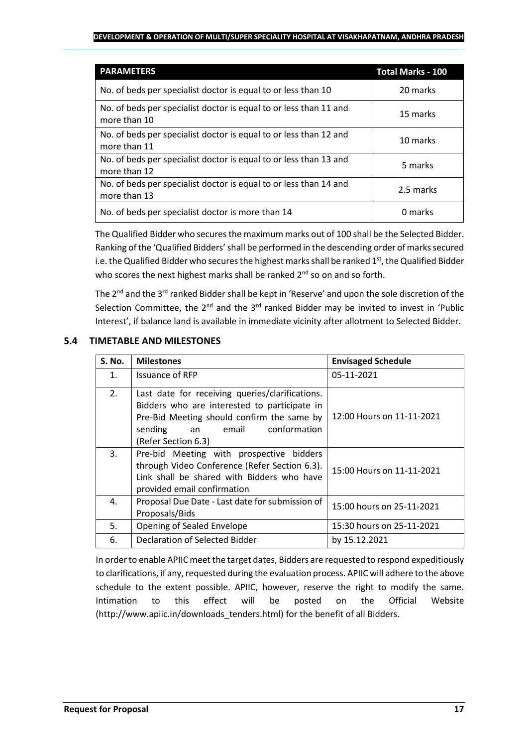| PARAMETERS | Total Marks - 100 |
|---|---|
| No. of beds per specialist doctor is equal to or less than 10 | 20 marks |
| No. of beds per specialist doctor is equal to or less than 11 and more than 10 | 15 marks |
| No. of beds per specialist doctor is equal to or less than 12 and more than 11 | 10 marks |
| No. of beds per specialist doctor is equal to or less than 13 and more than 12 | 5 marks |
| No. of beds per specialist doctor is equal to or less than 14 and more than 13 | 2.5 marks |
| No. of beds per specialist doctor is more than 14 | 0 marks |

The Qualified Bidder who secures the maximum marks out of 100 shall be the Selected Bidder. Ranking of the 'Qualified Bidders' shall be performed in the descending order of marks secured i.e. the Qualified Bidder who secures the highest marks shall be ranked 1st, the Qualified Bidder who scores the next highest marks shall be ranked 2nd so on and so forth.

The 2nd and the 3rd ranked Bidder shall be kept in 'Reserve' and upon the sole discretion of the Selection Committee, the 2nd and the 3rd ranked Bidder may be invited to invest in 'Public Interest', if balance land is available in immediate vicinity after allotment to Selected Bidder.

## 5.4 TIMETABLE AND MILESTONES

| S. No. | Milestones | Envisaged Schedule |
|---|---|---|
| 1. | Issuance of RFP | 05-11-2021 |
| 2. | Last date for receiving queries/clarifications. Bidders who are interested to participate in Pre-Bid Meeting should confirm the same by sending an email conformation (Refer Section 6.3) | 12:00 Hours on 11-11-2021 |
| 3. | Pre-bid Meeting with prospective bidders through Video Conference (Refer Section 6.3). Link shall be shared with Bidders who have provided email confirmation | 15:00 Hours on 11-11-2021 |
| 4. | Proposal Due Date - Last date for submission of Proposals/Bids | 15:00 hours on 25-11-2021 |
| 5. | Opening of Sealed Envelope | 15:30 hours on 25-11-2021 |
| 6. | Declaration of Selected Bidder | by 15.12.2021 |

In order to enable APIIC meet the target dates, Bidders are requested to respond expeditiously to clarifications, if any, requested during the evaluation process. APIIC will adhere to the above schedule to the extent possible. APIIC, however, reserve the right to modify the same. Intimation to this effect will be posted on the Official Website (http://www.apiic.in/downloads_tenders.html) for the benefit of all Bidders.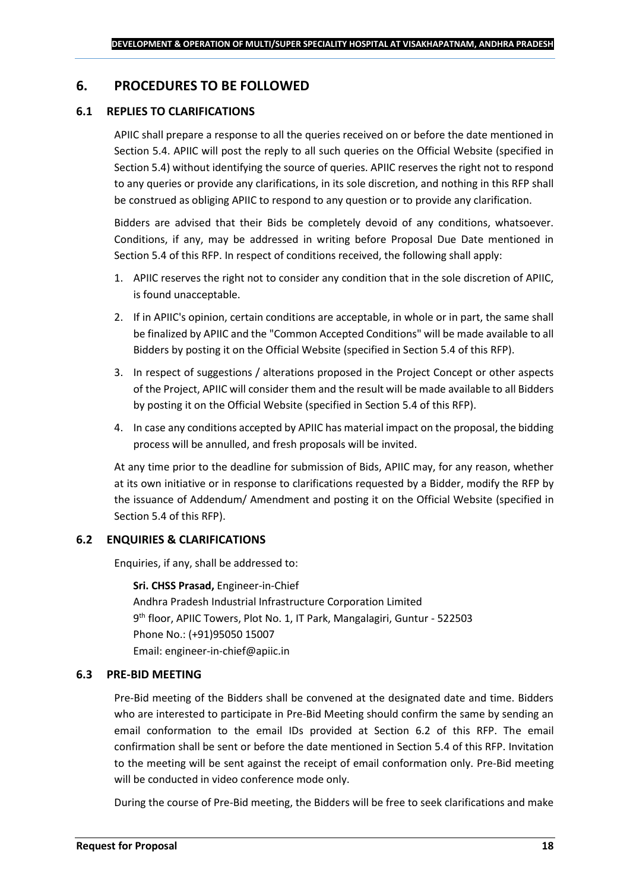# 6. PROCEDURES TO BE FOLLOWED

## 6.1 REPLIES TO CLARIFICATIONS

APIIC shall prepare a response to all the queries received on or before the date mentioned in Section 5.4. APIIC will post the reply to all such queries on the Official Website (specified in Section 5.4) without identifying the source of queries. APIIC reserves the right not to respond to any queries or provide any clarifications, in its sole discretion, and nothing in this RFP shall be construed as obliging APIIC to respond to any question or to provide any clarification.

Bidders are advised that their Bids be completely devoid of any conditions, whatsoever. Conditions, if any, may be addressed in writing before Proposal Due Date mentioned in Section 5.4 of this RFP. In respect of conditions received, the following shall apply:

1. APIIC reserves the right not to consider any condition that in the sole discretion of APIIC, is found unacceptable.
2. If in APIIC's opinion, certain conditions are acceptable, in whole or in part, the same shall be finalized by APIIC and the "Common Accepted Conditions" will be made available to all Bidders by posting it on the Official Website (specified in Section 5.4 of this RFP).
3. In respect of suggestions / alterations proposed in the Project Concept or other aspects of the Project, APIIC will consider them and the result will be made available to all Bidders by posting it on the Official Website (specified in Section 5.4 of this RFP).
4. In case any conditions accepted by APIIC has material impact on the proposal, the bidding process will be annulled, and fresh proposals will be invited.

At any time prior to the deadline for submission of Bids, APIIC may, for any reason, whether at its own initiative or in response to clarifications requested by a Bidder, modify the RFP by the issuance of Addendum/ Amendment and posting it on the Official Website (specified in Section 5.4 of this RFP).

## 6.2 ENQUIRIES & CLARIFICATIONS

Enquiries, if any, shall be addressed to:

**Sri. CHSS Prasad,** Engineer-in-Chief
Andhra Pradesh Industrial Infrastructure Corporation Limited
9th floor, APIIC Towers, Plot No. 1, IT Park, Mangalagiri, Guntur - 522503
Phone No.: (+91)95050 15007
Email: engineer-in-chief@apiic.in

## 6.3 PRE-BID MEETING

Pre-Bid meeting of the Bidders shall be convened at the designated date and time. Bidders who are interested to participate in Pre-Bid Meeting should confirm the same by sending an email conformation to the email IDs provided at Section 6.2 of this RFP. The email confirmation shall be sent or before the date mentioned in Section 5.4 of this RFP. Invitation to the meeting will be sent against the receipt of email conformation only. Pre-Bid meeting will be conducted in video conference mode only.

During the course of Pre-Bid meeting, the Bidders will be free to seek clarifications and make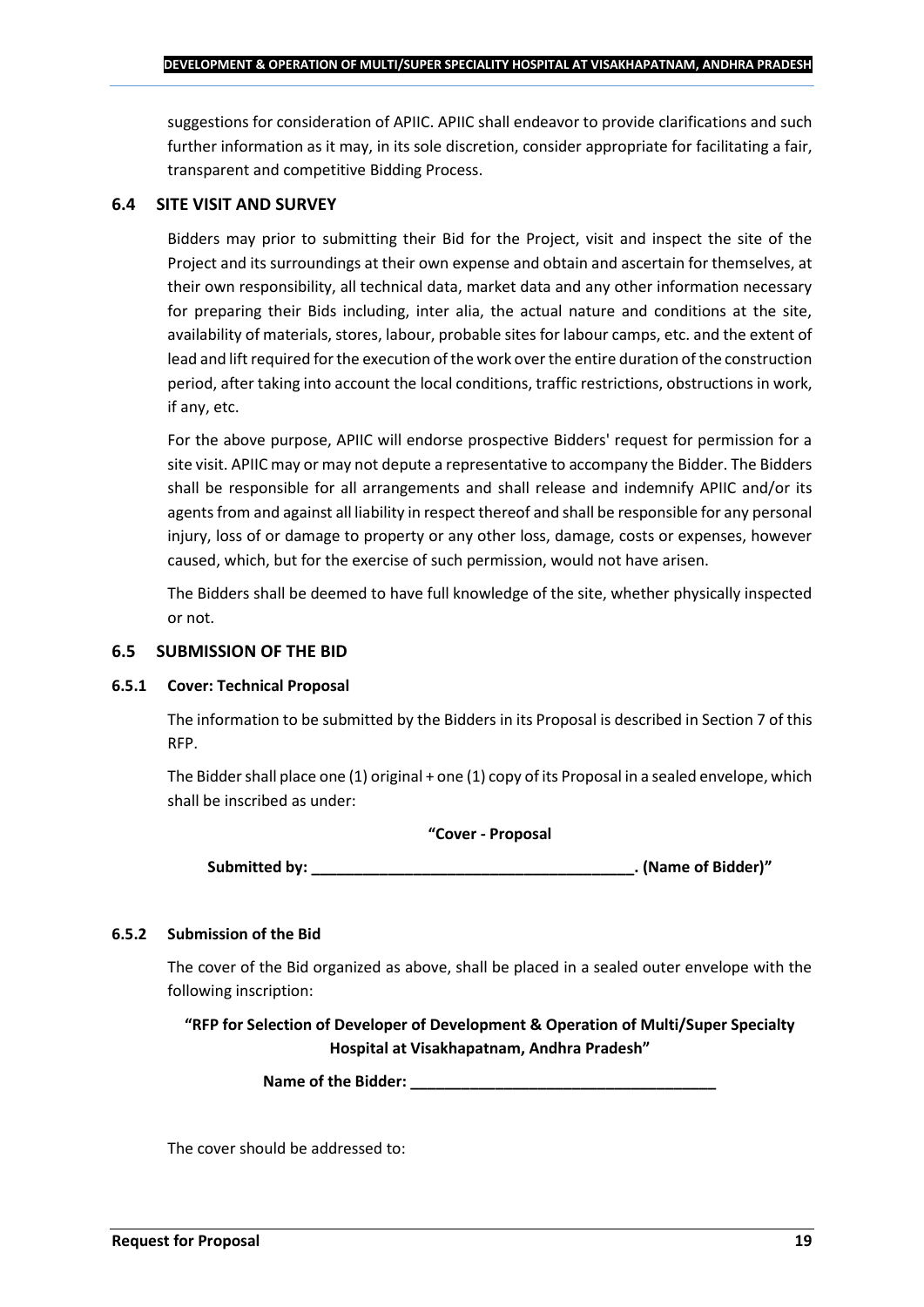suggestions for consideration of APIIC. APIIC shall endeavor to provide clarifications and such further information as it may, in its sole discretion, consider appropriate for facilitating a fair, transparent and competitive Bidding Process.

## 6.4 SITE VISIT AND SURVEY

Bidders may prior to submitting their Bid for the Project, visit and inspect the site of the Project and its surroundings at their own expense and obtain and ascertain for themselves, at their own responsibility, all technical data, market data and any other information necessary for preparing their Bids including, inter alia, the actual nature and conditions at the site, availability of materials, stores, labour, probable sites for labour camps, etc. and the extent of lead and lift required for the execution of the work over the entire duration of the construction period, after taking into account the local conditions, traffic restrictions, obstructions in work, if any, etc.

For the above purpose, APIIC will endorse prospective Bidders' request for permission for a site visit. APIIC may or may not depute a representative to accompany the Bidder. The Bidders shall be responsible for all arrangements and shall release and indemnify APIIC and/or its agents from and against all liability in respect thereof and shall be responsible for any personal injury, loss of or damage to property or any other loss, damage, costs or expenses, however caused, which, but for the exercise of such permission, would not have arisen.

The Bidders shall be deemed to have full knowledge of the site, whether physically inspected or not.

## 6.5 SUBMISSION OF THE BID

### 6.5.1 Cover: Technical Proposal

The information to be submitted by the Bidders in its Proposal is described in Section 7 of this RFP.

The Bidder shall place one (1) original + one (1) copy of its Proposal in a sealed envelope, which shall be inscribed as under:

**"Cover - Proposal**

**Submitted by: ______________________________________. (Name of Bidder)"**

### 6.5.2 Submission of the Bid

The cover of the Bid organized as above, shall be placed in a sealed outer envelope with the following inscription:

**"RFP for Selection of Developer of Development & Operation of Multi/Super Specialty Hospital at Visakhapatnam, Andhra Pradesh"**

**Name of the Bidder: ___________________________________**

The cover should be addressed to: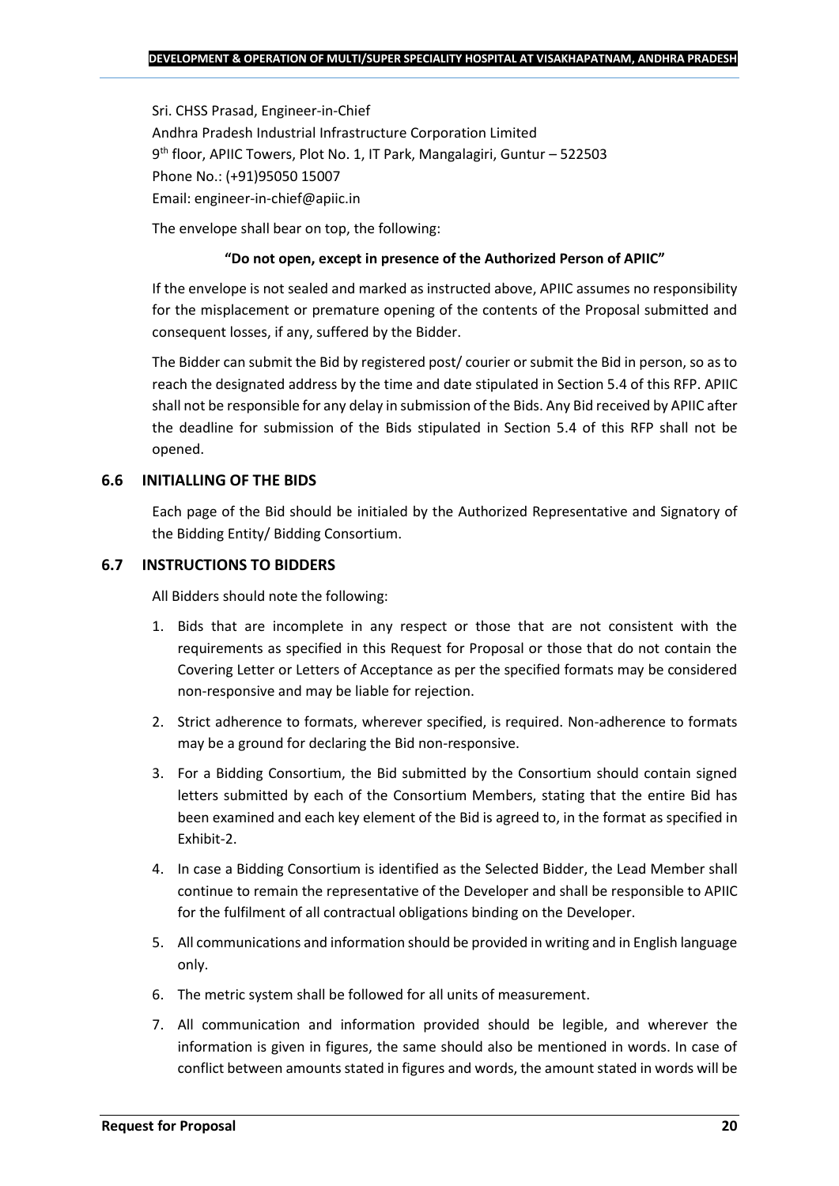Sri. CHSS Prasad, Engineer-in-Chief
Andhra Pradesh Industrial Infrastructure Corporation Limited
9th floor, APIIC Towers, Plot No. 1, IT Park, Mangalagiri, Guntur – 522503
Phone No.: (+91)95050 15007
Email: engineer-in-chief@apiic.in

The envelope shall bear on top, the following:

**"Do not open, except in presence of the Authorized Person of APIIC"**

If the envelope is not sealed and marked as instructed above, APIIC assumes no responsibility for the misplacement or premature opening of the contents of the Proposal submitted and consequent losses, if any, suffered by the Bidder.

The Bidder can submit the Bid by registered post/ courier or submit the Bid in person, so as to reach the designated address by the time and date stipulated in Section 5.4 of this RFP. APIIC shall not be responsible for any delay in submission of the Bids. Any Bid received by APIIC after the deadline for submission of the Bids stipulated in Section 5.4 of this RFP shall not be opened.

### 6.6 INITIALLING OF THE BIDS

Each page of the Bid should be initialed by the Authorized Representative and Signatory of the Bidding Entity/ Bidding Consortium.

### 6.7 INSTRUCTIONS TO BIDDERS

All Bidders should note the following:

1. Bids that are incomplete in any respect or those that are not consistent with the requirements as specified in this Request for Proposal or those that do not contain the Covering Letter or Letters of Acceptance as per the specified formats may be considered non-responsive and may be liable for rejection.
2. Strict adherence to formats, wherever specified, is required. Non-adherence to formats may be a ground for declaring the Bid non-responsive.
3. For a Bidding Consortium, the Bid submitted by the Consortium should contain signed letters submitted by each of the Consortium Members, stating that the entire Bid has been examined and each key element of the Bid is agreed to, in the format as specified in Exhibit-2.
4. In case a Bidding Consortium is identified as the Selected Bidder, the Lead Member shall continue to remain the representative of the Developer and shall be responsible to APIIC for the fulfilment of all contractual obligations binding on the Developer.
5. All communications and information should be provided in writing and in English language only.
6. The metric system shall be followed for all units of measurement.
7. All communication and information provided should be legible, and wherever the information is given in figures, the same should also be mentioned in words. In case of conflict between amounts stated in figures and words, the amount stated in words will be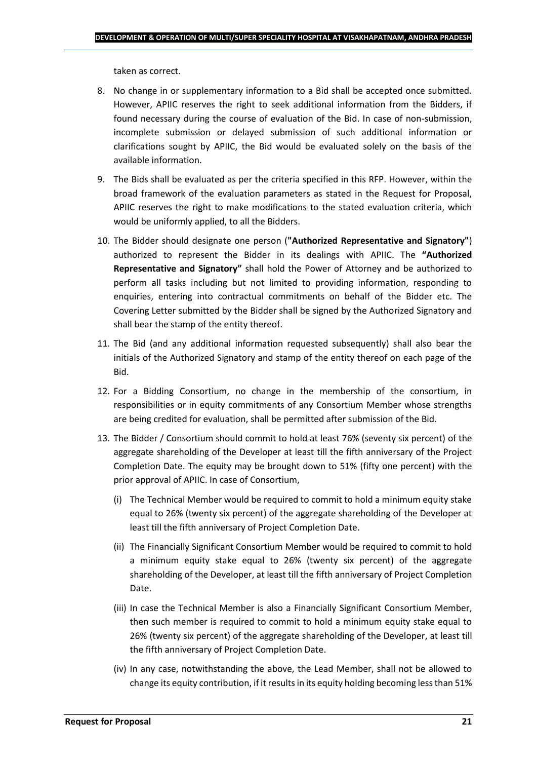taken as correct.

8. No change in or supplementary information to a Bid shall be accepted once submitted. However, APIIC reserves the right to seek additional information from the Bidders, if found necessary during the course of evaluation of the Bid. In case of non-submission, incomplete submission or delayed submission of such additional information or clarifications sought by APIIC, the Bid would be evaluated solely on the basis of the available information.
9. The Bids shall be evaluated as per the criteria specified in this RFP. However, within the broad framework of the evaluation parameters as stated in the Request for Proposal, APIIC reserves the right to make modifications to the stated evaluation criteria, which would be uniformly applied, to all the Bidders.
10. The Bidder should designate one person (**"Authorized Representative and Signatory"**) authorized to represent the Bidder in its dealings with APIIC. The **"Authorized Representative and Signatory"** shall hold the Power of Attorney and be authorized to perform all tasks including but not limited to providing information, responding to enquiries, entering into contractual commitments on behalf of the Bidder etc. The Covering Letter submitted by the Bidder shall be signed by the Authorized Signatory and shall bear the stamp of the entity thereof.
11. The Bid (and any additional information requested subsequently) shall also bear the initials of the Authorized Signatory and stamp of the entity thereof on each page of the Bid.
12. For a Bidding Consortium, no change in the membership of the consortium, in responsibilities or in equity commitments of any Consortium Member whose strengths are being credited for evaluation, shall be permitted after submission of the Bid.
13. The Bidder / Consortium should commit to hold at least 76% (seventy six percent) of the aggregate shareholding of the Developer at least till the fifth anniversary of the Project Completion Date. The equity may be brought down to 51% (fifty one percent) with the prior approval of APIIC. In case of Consortium,
    (i) The Technical Member would be required to commit to hold a minimum equity stake equal to 26% (twenty six percent) of the aggregate shareholding of the Developer at least till the fifth anniversary of Project Completion Date.
    (ii) The Financially Significant Consortium Member would be required to commit to hold a minimum equity stake equal to 26% (twenty six percent) of the aggregate shareholding of the Developer, at least till the fifth anniversary of Project Completion Date.
    (iii) In case the Technical Member is also a Financially Significant Consortium Member, then such member is required to commit to hold a minimum equity stake equal to 26% (twenty six percent) of the aggregate shareholding of the Developer, at least till the fifth anniversary of Project Completion Date.
    (iv) In any case, notwithstanding the above, the Lead Member, shall not be allowed to change its equity contribution, if it results in its equity holding becoming less than 51%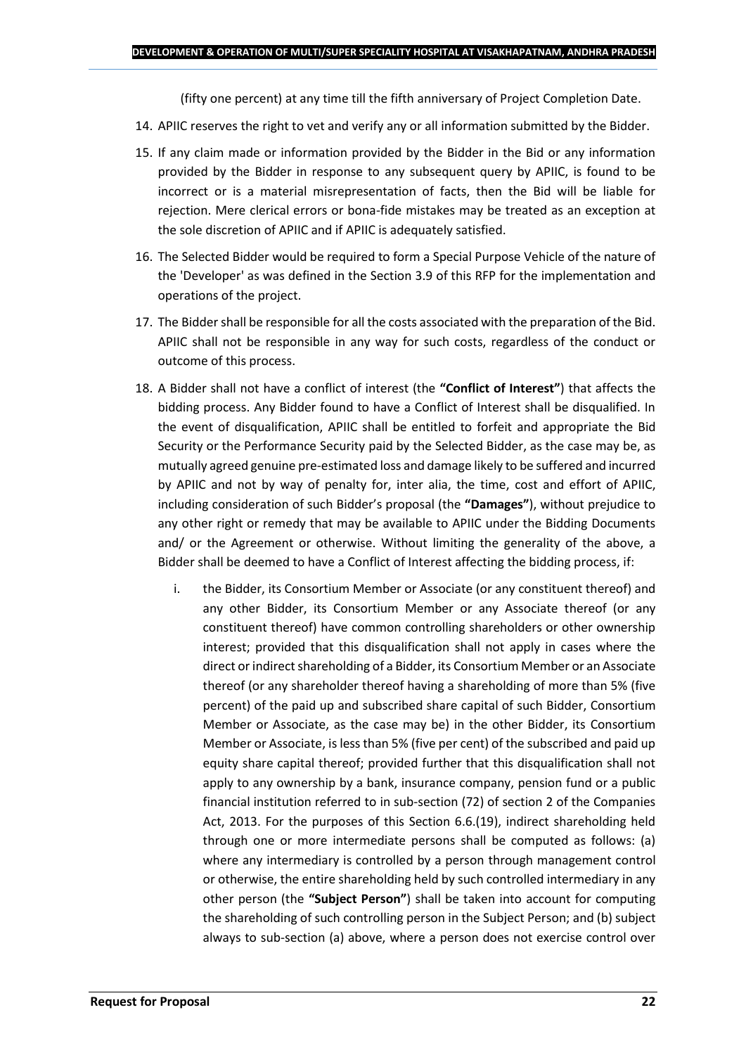(fifty one percent) at any time till the fifth anniversary of Project Completion Date.

14. APIIC reserves the right to vet and verify any or all information submitted by the Bidder.

15. If any claim made or information provided by the Bidder in the Bid or any information provided by the Bidder in response to any subsequent query by APIIC, is found to be incorrect or is a material misrepresentation of facts, then the Bid will be liable for rejection. Mere clerical errors or bona-fide mistakes may be treated as an exception at the sole discretion of APIIC and if APIIC is adequately satisfied.

16. The Selected Bidder would be required to form a Special Purpose Vehicle of the nature of the 'Developer' as was defined in the Section 3.9 of this RFP for the implementation and operations of the project.

17. The Bidder shall be responsible for all the costs associated with the preparation of the Bid. APIIC shall not be responsible in any way for such costs, regardless of the conduct or outcome of this process.

18. A Bidder shall not have a conflict of interest (the **"Conflict of Interest"**) that affects the bidding process. Any Bidder found to have a Conflict of Interest shall be disqualified. In the event of disqualification, APIIC shall be entitled to forfeit and appropriate the Bid Security or the Performance Security paid by the Selected Bidder, as the case may be, as mutually agreed genuine pre-estimated loss and damage likely to be suffered and incurred by APIIC and not by way of penalty for, inter alia, the time, cost and effort of APIIC, including consideration of such Bidder's proposal (the **"Damages"**), without prejudice to any other right or remedy that may be available to APIIC under the Bidding Documents and/ or the Agreement or otherwise. Without limiting the generality of the above, a Bidder shall be deemed to have a Conflict of Interest affecting the bidding process, if:

    i. the Bidder, its Consortium Member or Associate (or any constituent thereof) and any other Bidder, its Consortium Member or any Associate thereof (or any constituent thereof) have common controlling shareholders or other ownership interest; provided that this disqualification shall not apply in cases where the direct or indirect shareholding of a Bidder, its Consortium Member or an Associate thereof (or any shareholder thereof having a shareholding of more than 5% (five percent) of the paid up and subscribed share capital of such Bidder, Consortium Member or Associate, as the case may be) in the other Bidder, its Consortium Member or Associate, is less than 5% (five per cent) of the subscribed and paid up equity share capital thereof; provided further that this disqualification shall not apply to any ownership by a bank, insurance company, pension fund or a public financial institution referred to in sub-section (72) of section 2 of the Companies Act, 2013. For the purposes of this Section 6.6.(19), indirect shareholding held through one or more intermediate persons shall be computed as follows: (a) where any intermediary is controlled by a person through management control or otherwise, the entire shareholding held by such controlled intermediary in any other person (the **"Subject Person"**) shall be taken into account for computing the shareholding of such controlling person in the Subject Person; and (b) subject always to sub-section (a) above, where a person does not exercise control over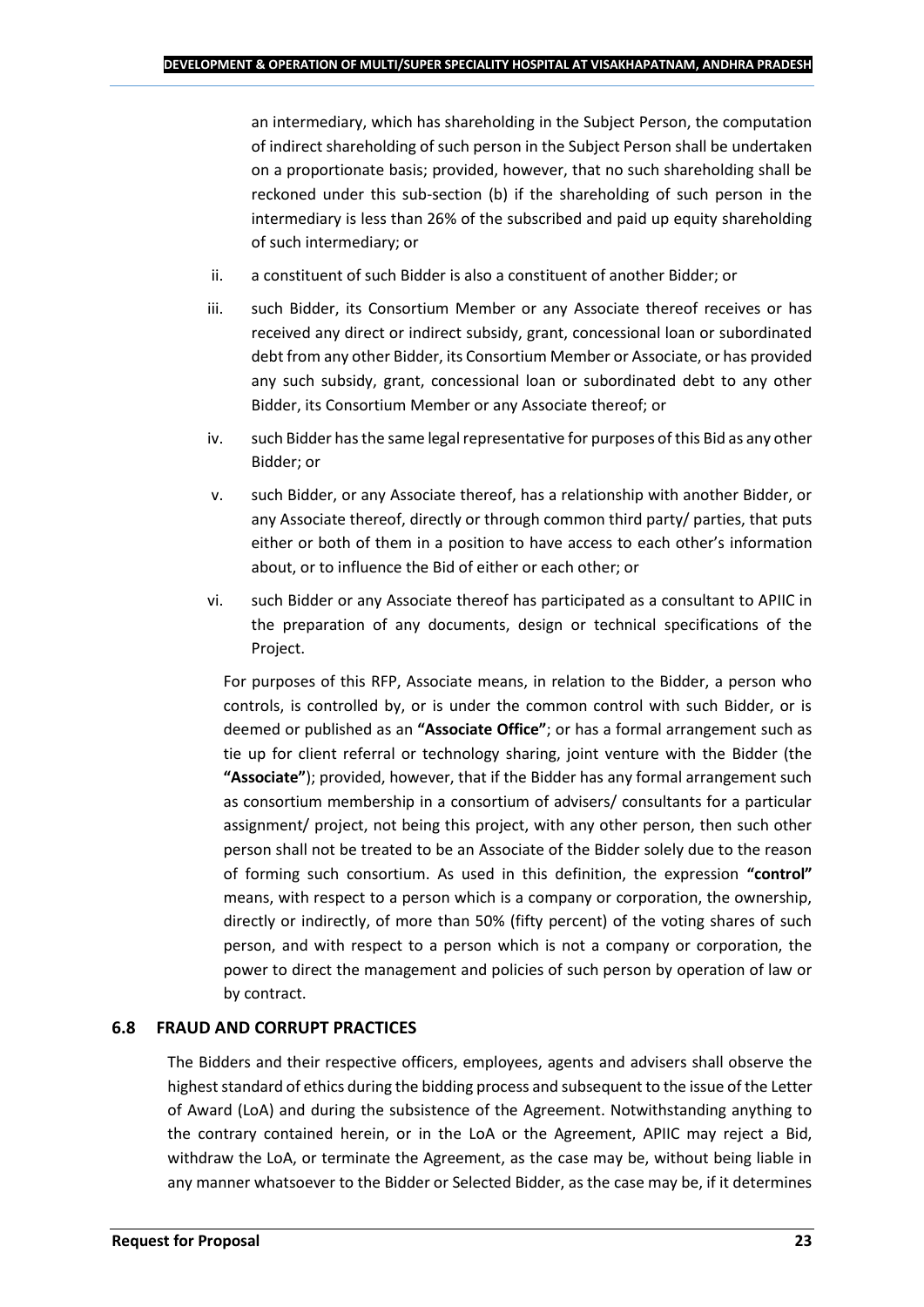an intermediary, which has shareholding in the Subject Person, the computation of indirect shareholding of such person in the Subject Person shall be undertaken on a proportionate basis; provided, however, that no such shareholding shall be reckoned under this sub-section (b) if the shareholding of such person in the intermediary is less than 26% of the subscribed and paid up equity shareholding of such intermediary; or

ii. a constituent of such Bidder is also a constituent of another Bidder; or

iii. such Bidder, its Consortium Member or any Associate thereof receives or has received any direct or indirect subsidy, grant, concessional loan or subordinated debt from any other Bidder, its Consortium Member or Associate, or has provided any such subsidy, grant, concessional loan or subordinated debt to any other Bidder, its Consortium Member or any Associate thereof; or

iv. such Bidder has the same legal representative for purposes of this Bid as any other Bidder; or

v. such Bidder, or any Associate thereof, has a relationship with another Bidder, or any Associate thereof, directly or through common third party/ parties, that puts either or both of them in a position to have access to each other's information about, or to influence the Bid of either or each other; or

vi. such Bidder or any Associate thereof has participated as a consultant to APIIC in the preparation of any documents, design or technical specifications of the Project.

For purposes of this RFP, Associate means, in relation to the Bidder, a person who controls, is controlled by, or is under the common control with such Bidder, or is deemed or published as an **"Associate Office"**; or has a formal arrangement such as tie up for client referral or technology sharing, joint venture with the Bidder (the **"Associate"**); provided, however, that if the Bidder has any formal arrangement such as consortium membership in a consortium of advisers/ consultants for a particular assignment/ project, not being this project, with any other person, then such other person shall not be treated to be an Associate of the Bidder solely due to the reason of forming such consortium. As used in this definition, the expression **"control"** means, with respect to a person which is a company or corporation, the ownership, directly or indirectly, of more than 50% (fifty percent) of the voting shares of such person, and with respect to a person which is not a company or corporation, the power to direct the management and policies of such person by operation of law or by contract.

### 6.8 FRAUD AND CORRUPT PRACTICES

The Bidders and their respective officers, employees, agents and advisers shall observe the highest standard of ethics during the bidding process and subsequent to the issue of the Letter of Award (LoA) and during the subsistence of the Agreement. Notwithstanding anything to the contrary contained herein, or in the LoA or the Agreement, APIIC may reject a Bid, withdraw the LoA, or terminate the Agreement, as the case may be, without being liable in any manner whatsoever to the Bidder or Selected Bidder, as the case may be, if it determines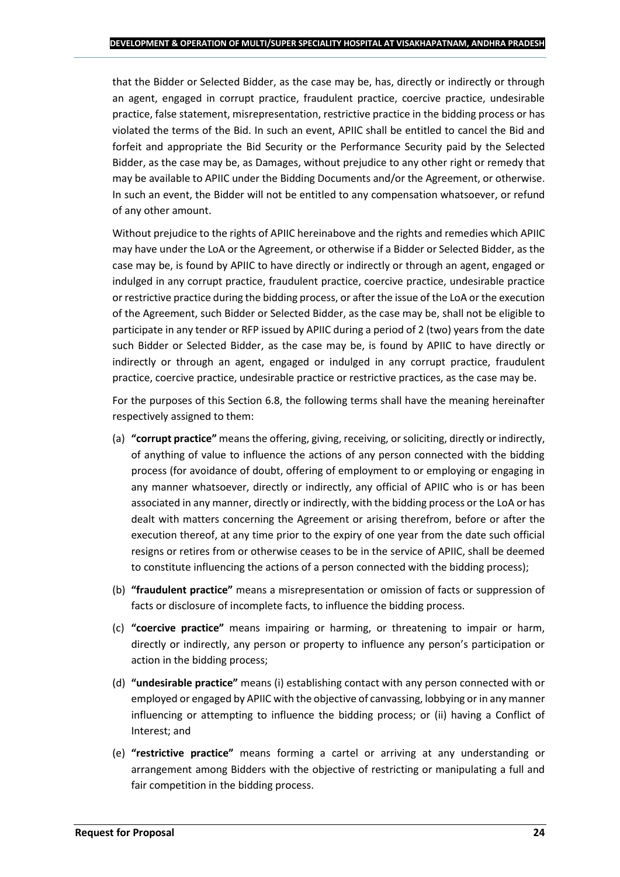that the Bidder or Selected Bidder, as the case may be, has, directly or indirectly or through an agent, engaged in corrupt practice, fraudulent practice, coercive practice, undesirable practice, false statement, misrepresentation, restrictive practice in the bidding process or has violated the terms of the Bid. In such an event, APIIC shall be entitled to cancel the Bid and forfeit and appropriate the Bid Security or the Performance Security paid by the Selected Bidder, as the case may be, as Damages, without prejudice to any other right or remedy that may be available to APIIC under the Bidding Documents and/or the Agreement, or otherwise. In such an event, the Bidder will not be entitled to any compensation whatsoever, or refund of any other amount.

Without prejudice to the rights of APIIC hereinabove and the rights and remedies which APIIC may have under the LoA or the Agreement, or otherwise if a Bidder or Selected Bidder, as the case may be, is found by APIIC to have directly or indirectly or through an agent, engaged or indulged in any corrupt practice, fraudulent practice, coercive practice, undesirable practice or restrictive practice during the bidding process, or after the issue of the LoA or the execution of the Agreement, such Bidder or Selected Bidder, as the case may be, shall not be eligible to participate in any tender or RFP issued by APIIC during a period of 2 (two) years from the date such Bidder or Selected Bidder, as the case may be, is found by APIIC to have directly or indirectly or through an agent, engaged or indulged in any corrupt practice, fraudulent practice, coercive practice, undesirable practice or restrictive practices, as the case may be.

For the purposes of this Section 6.8, the following terms shall have the meaning hereinafter respectively assigned to them:

(a) **"corrupt practice"** means the offering, giving, receiving, or soliciting, directly or indirectly, of anything of value to influence the actions of any person connected with the bidding process (for avoidance of doubt, offering of employment to or employing or engaging in any manner whatsoever, directly or indirectly, any official of APIIC who is or has been associated in any manner, directly or indirectly, with the bidding process or the LoA or has dealt with matters concerning the Agreement or arising therefrom, before or after the execution thereof, at any time prior to the expiry of one year from the date such official resigns or retires from or otherwise ceases to be in the service of APIIC, shall be deemed to constitute influencing the actions of a person connected with the bidding process);

(b) **"fraudulent practice"** means a misrepresentation or omission of facts or suppression of facts or disclosure of incomplete facts, to influence the bidding process.

(c) **"coercive practice"** means impairing or harming, or threatening to impair or harm, directly or indirectly, any person or property to influence any person's participation or action in the bidding process;

(d) **"undesirable practice"** means (i) establishing contact with any person connected with or employed or engaged by APIIC with the objective of canvassing, lobbying or in any manner influencing or attempting to influence the bidding process; or (ii) having a Conflict of Interest; and

(e) **"restrictive practice"** means forming a cartel or arriving at any understanding or arrangement among Bidders with the objective of restricting or manipulating a full and fair competition in the bidding process.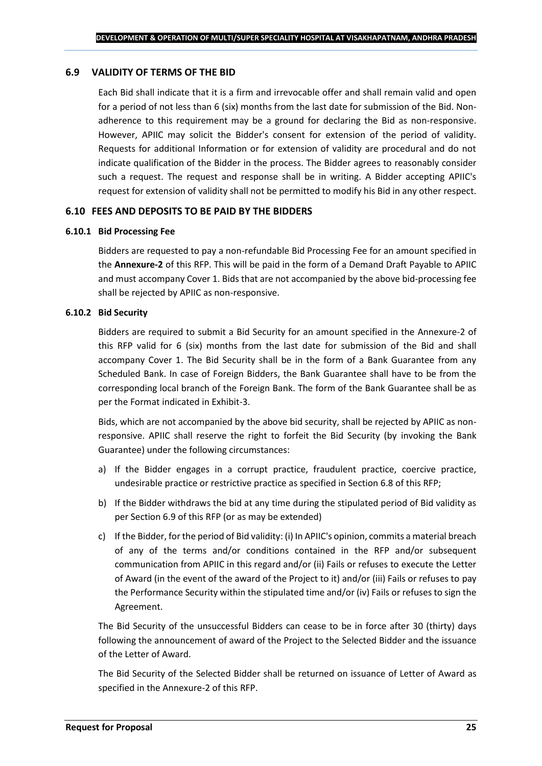## 6.9 VALIDITY OF TERMS OF THE BID

Each Bid shall indicate that it is a firm and irrevocable offer and shall remain valid and open for a period of not less than 6 (six) months from the last date for submission of the Bid. Non-adherence to this requirement may be a ground for declaring the Bid as non-responsive. However, APIIC may solicit the Bidder's consent for extension of the period of validity. Requests for additional Information or for extension of validity are procedural and do not indicate qualification of the Bidder in the process. The Bidder agrees to reasonably consider such a request. The request and response shall be in writing. A Bidder accepting APIIC's request for extension of validity shall not be permitted to modify his Bid in any other respect.

## 6.10 FEES AND DEPOSITS TO BE PAID BY THE BIDDERS

### 6.10.1 Bid Processing Fee

Bidders are requested to pay a non-refundable Bid Processing Fee for an amount specified in the **Annexure-2** of this RFP. This will be paid in the form of a Demand Draft Payable to APIIC and must accompany Cover 1. Bids that are not accompanied by the above bid-processing fee shall be rejected by APIIC as non-responsive.

### 6.10.2 Bid Security

Bidders are required to submit a Bid Security for an amount specified in the Annexure-2 of this RFP valid for 6 (six) months from the last date for submission of the Bid and shall accompany Cover 1. The Bid Security shall be in the form of a Bank Guarantee from any Scheduled Bank. In case of Foreign Bidders, the Bank Guarantee shall have to be from the corresponding local branch of the Foreign Bank. The form of the Bank Guarantee shall be as per the Format indicated in Exhibit-3.

Bids, which are not accompanied by the above bid security, shall be rejected by APIIC as non-responsive. APIIC shall reserve the right to forfeit the Bid Security (by invoking the Bank Guarantee) under the following circumstances:

a) If the Bidder engages in a corrupt practice, fraudulent practice, coercive practice, undesirable practice or restrictive practice as specified in Section 6.8 of this RFP;

b) If the Bidder withdraws the bid at any time during the stipulated period of Bid validity as per Section 6.9 of this RFP (or as may be extended)

c) If the Bidder, for the period of Bid validity: (i) In APIIC's opinion, commits a material breach of any of the terms and/or conditions contained in the RFP and/or subsequent communication from APIIC in this regard and/or (ii) Fails or refuses to execute the Letter of Award (in the event of the award of the Project to it) and/or (iii) Fails or refuses to pay the Performance Security within the stipulated time and/or (iv) Fails or refuses to sign the Agreement.

The Bid Security of the unsuccessful Bidders can cease to be in force after 30 (thirty) days following the announcement of award of the Project to the Selected Bidder and the issuance of the Letter of Award.

The Bid Security of the Selected Bidder shall be returned on issuance of Letter of Award as specified in the Annexure-2 of this RFP.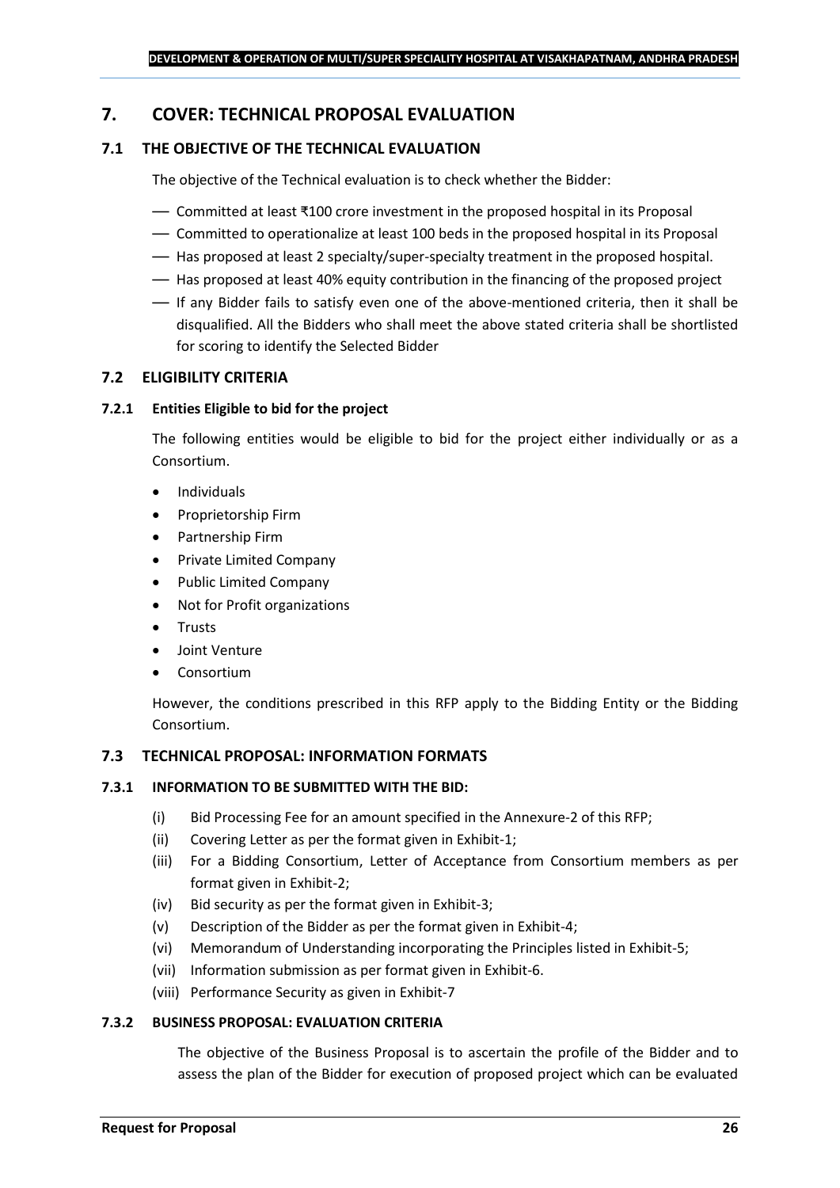# 7. COVER: TECHNICAL PROPOSAL EVALUATION

## 7.1 THE OBJECTIVE OF THE TECHNICAL EVALUATION

The objective of the Technical evaluation is to check whether the Bidder:

- Committed at least ₹100 crore investment in the proposed hospital in its Proposal
- Committed to operationalize at least 100 beds in the proposed hospital in its Proposal
- Has proposed at least 2 specialty/super-specialty treatment in the proposed hospital.
- Has proposed at least 40% equity contribution in the financing of the proposed project
- If any Bidder fails to satisfy even one of the above-mentioned criteria, then it shall be disqualified. All the Bidders who shall meet the above stated criteria shall be shortlisted for scoring to identify the Selected Bidder

## 7.2 ELIGIBILITY CRITERIA

### 7.2.1 Entities Eligible to bid for the project

The following entities would be eligible to bid for the project either individually or as a Consortium.

- Individuals
- Proprietorship Firm
- Partnership Firm
- Private Limited Company
- Public Limited Company
- Not for Profit organizations
- Trusts
- Joint Venture
- Consortium

However, the conditions prescribed in this RFP apply to the Bidding Entity or the Bidding Consortium.

## 7.3 TECHNICAL PROPOSAL: INFORMATION FORMATS

### 7.3.1 INFORMATION TO BE SUBMITTED WITH THE BID:

(i) Bid Processing Fee for an amount specified in the Annexure-2 of this RFP;

(ii) Covering Letter as per the format given in Exhibit-1;

(iii) For a Bidding Consortium, Letter of Acceptance from Consortium members as per format given in Exhibit-2;

(iv) Bid security as per the format given in Exhibit-3;

(v) Description of the Bidder as per the format given in Exhibit-4;

(vi) Memorandum of Understanding incorporating the Principles listed in Exhibit-5;

(vii) Information submission as per format given in Exhibit-6.

(viii) Performance Security as given in Exhibit-7

### 7.3.2 BUSINESS PROPOSAL: EVALUATION CRITERIA

The objective of the Business Proposal is to ascertain the profile of the Bidder and to assess the plan of the Bidder for execution of proposed project which can be evaluated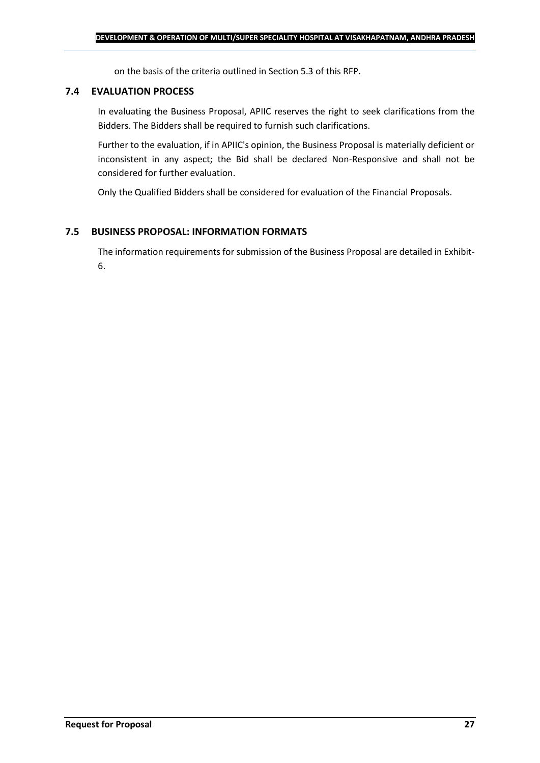on the basis of the criteria outlined in Section 5.3 of this RFP.

### 7.4 EVALUATION PROCESS

In evaluating the Business Proposal, APIIC reserves the right to seek clarifications from the Bidders. The Bidders shall be required to furnish such clarifications.

Further to the evaluation, if in APIIC's opinion, the Business Proposal is materially deficient or inconsistent in any aspect; the Bid shall be declared Non-Responsive and shall not be considered for further evaluation.

Only the Qualified Bidders shall be considered for evaluation of the Financial Proposals.

### 7.5 BUSINESS PROPOSAL: INFORMATION FORMATS

The information requirements for submission of the Business Proposal are detailed in Exhibit-6.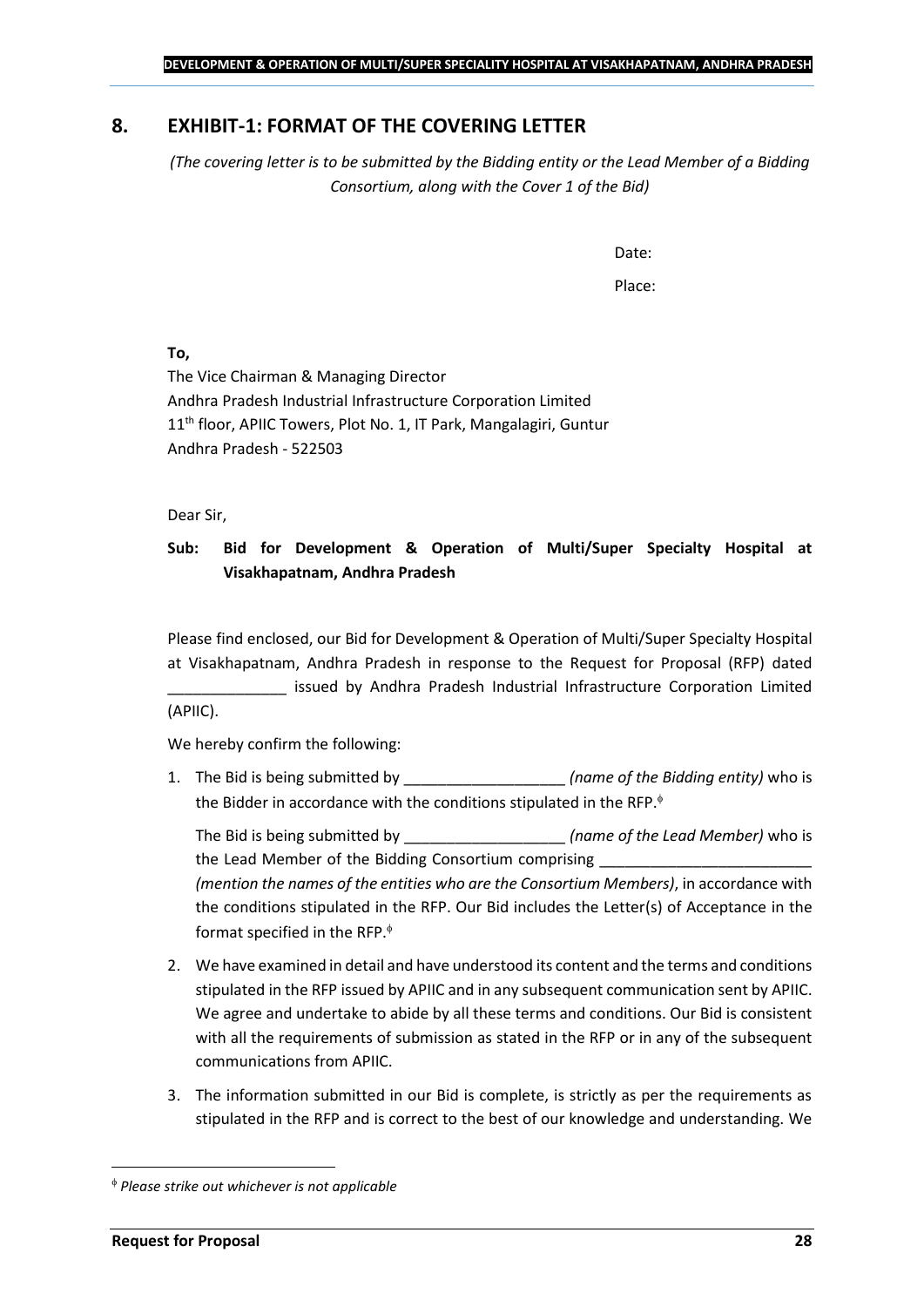## 8. EXHIBIT-1: FORMAT OF THE COVERING LETTER

*(The covering letter is to be submitted by the Bidding entity or the Lead Member of a Bidding Consortium, along with the Cover 1 of the Bid)*

Date:

Place:

**To,**

The Vice Chairman & Managing Director
Andhra Pradesh Industrial Infrastructure Corporation Limited
11th floor, APIIC Towers, Plot No. 1, IT Park, Mangalagiri, Guntur
Andhra Pradesh - 522503

Dear Sir,

**Sub: Bid for Development & Operation of Multi/Super Specialty Hospital at Visakhapatnam, Andhra Pradesh**

Please find enclosed, our Bid for Development & Operation of Multi/Super Specialty Hospital at Visakhapatnam, Andhra Pradesh in response to the Request for Proposal (RFP) dated ______________ issued by Andhra Pradesh Industrial Infrastructure Corporation Limited (APIIC).

We hereby confirm the following:

1. The Bid is being submitted by ___________________ *(name of the Bidding entity)* who is the Bidder in accordance with the conditions stipulated in the RFP.[ϕ]

   The Bid is being submitted by ___________________ *(name of the Lead Member)* who is the Lead Member of the Bidding Consortium comprising _________________________ *(mention the names of the entities who are the Consortium Members)*, in accordance with the conditions stipulated in the RFP. Our Bid includes the Letter(s) of Acceptance in the format specified in the RFP.[ϕ]

2. We have examined in detail and have understood its content and the terms and conditions stipulated in the RFP issued by APIIC and in any subsequent communication sent by APIIC. We agree and undertake to abide by all these terms and conditions. Our Bid is consistent with all the requirements of submission as stated in the RFP or in any of the subsequent communications from APIIC.

3. The information submitted in our Bid is complete, is strictly as per the requirements as stipulated in the RFP and is correct to the best of our knowledge and understanding. We

[ϕ] *Please strike out whichever is not applicable*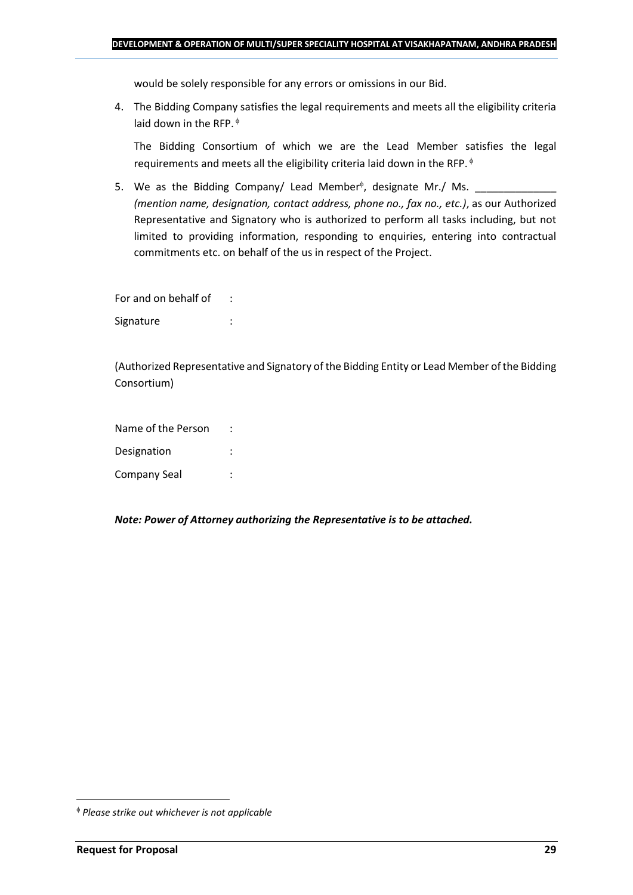would be solely responsible for any errors or omissions in our Bid.

4. The Bidding Company satisfies the legal requirements and meets all the eligibility criteria laid down in the RFP. [ϕ]

   The Bidding Consortium of which we are the Lead Member satisfies the legal requirements and meets all the eligibility criteria laid down in the RFP. [ϕ]

5. We as the Bidding Company/ Lead Member[ϕ], designate Mr./ Ms. ______________ *(mention name, designation, contact address, phone no., fax no., etc.)*, as our Authorized Representative and Signatory who is authorized to perform all tasks including, but not limited to providing information, responding to enquiries, entering into contractual commitments etc. on behalf of the us in respect of the Project.

For and on behalf of :

Signature :

(Authorized Representative and Signatory of the Bidding Entity or Lead Member of the Bidding Consortium)

Name of the Person :

Designation :

Company Seal :

***Note: Power of Attorney authorizing the Representative is to be attached.***

---

[ϕ] *Please strike out whichever is not applicable*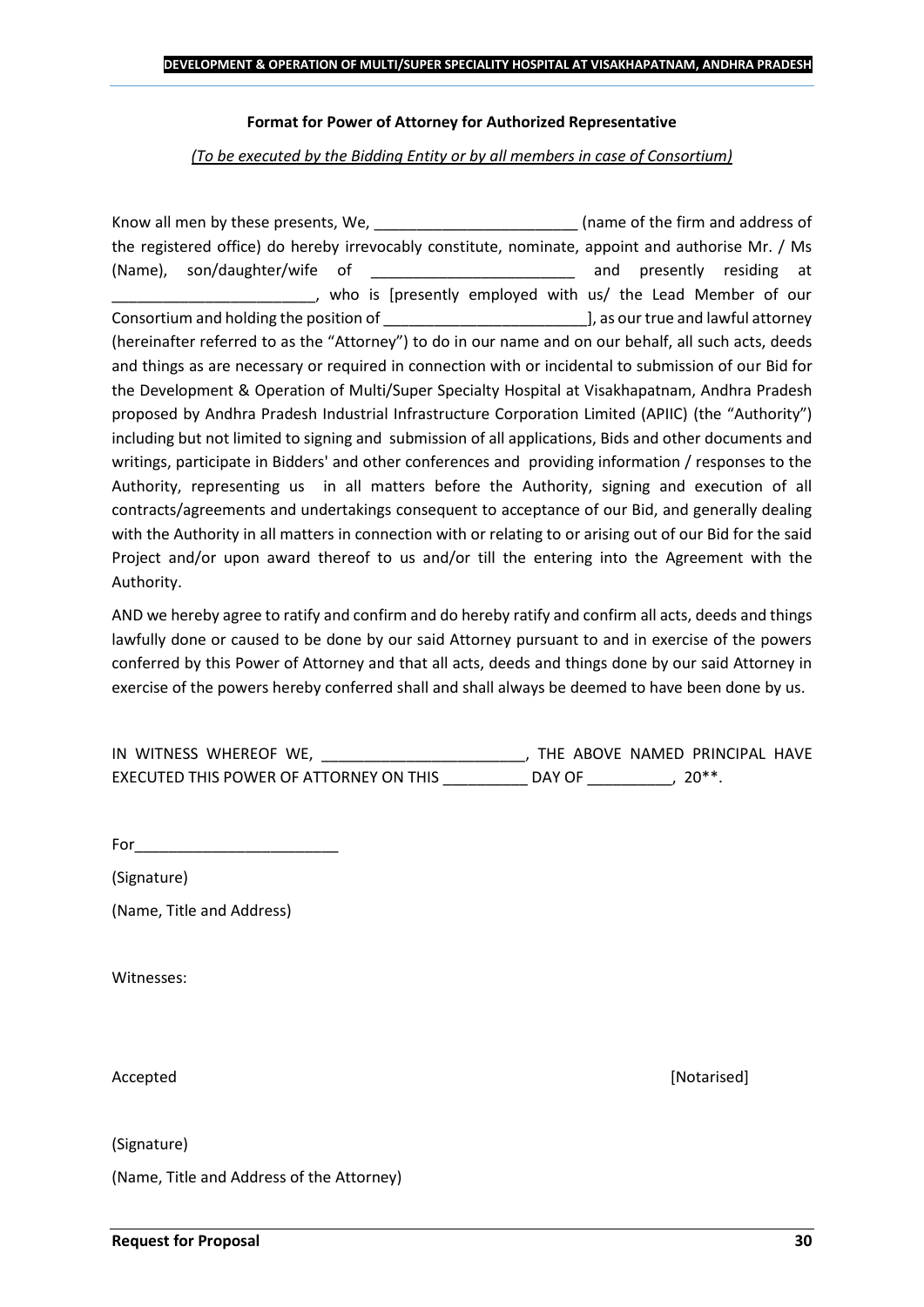**Format for Power of Attorney for Authorized Representative**

*(To be executed by the Bidding Entity or by all members in case of Consortium)*

Know all men by these presents, We, ________________________ (name of the firm and address of the registered office) do hereby irrevocably constitute, nominate, appoint and authorise Mr. / Ms (Name), son/daughter/wife of ________________________ and presently residing at ________________________, who is [presently employed with us/ the Lead Member of our Consortium and holding the position of ________________________], as our true and lawful attorney (hereinafter referred to as the "Attorney") to do in our name and on our behalf, all such acts, deeds and things as are necessary or required in connection with or incidental to submission of our Bid for the Development & Operation of Multi/Super Specialty Hospital at Visakhapatnam, Andhra Pradesh proposed by Andhra Pradesh Industrial Infrastructure Corporation Limited (APIIC) (the "Authority") including but not limited to signing and submission of all applications, Bids and other documents and writings, participate in Bidders' and other conferences and providing information / responses to the Authority, representing us in all matters before the Authority, signing and execution of all contracts/agreements and undertakings consequent to acceptance of our Bid, and generally dealing with the Authority in all matters in connection with or relating to or arising out of our Bid for the said Project and/or upon award thereof to us and/or till the entering into the Agreement with the Authority.

AND we hereby agree to ratify and confirm and do hereby ratify and confirm all acts, deeds and things lawfully done or caused to be done by our said Attorney pursuant to and in exercise of the powers conferred by this Power of Attorney and that all acts, deeds and things done by our said Attorney in exercise of the powers hereby conferred shall and shall always be deemed to have been done by us.

IN WITNESS WHEREOF WE, ________________________, THE ABOVE NAMED PRINCIPAL HAVE EXECUTED THIS POWER OF ATTORNEY ON THIS __________ DAY OF __________, 20**.

For________________________

(Signature)

(Name, Title and Address)

Witnesses:

Accepted [Notarised]

(Signature)

(Name, Title and Address of the Attorney)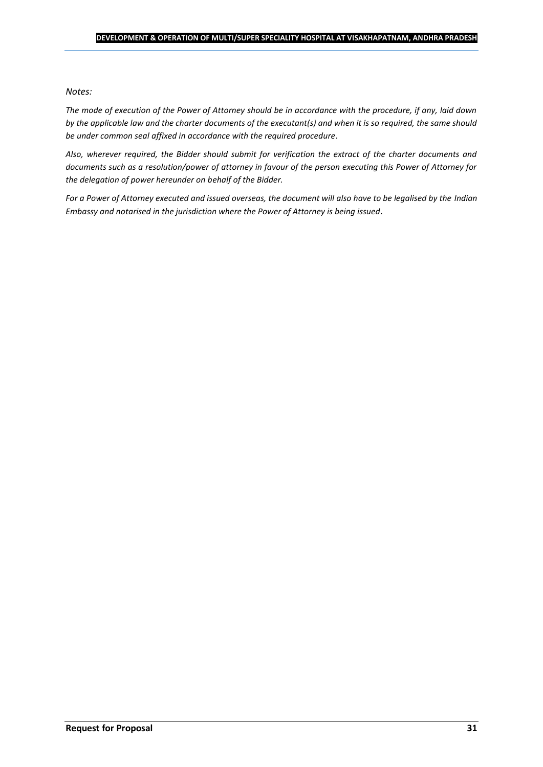*Notes:*

*The mode of execution of the Power of Attorney should be in accordance with the procedure, if any, laid down by the applicable law and the charter documents of the executant(s) and when it is so required, the same should be under common seal affixed in accordance with the required procedure.*

*Also, wherever required, the Bidder should submit for verification the extract of the charter documents and documents such as a resolution/power of attorney in favour of the person executing this Power of Attorney for the delegation of power hereunder on behalf of the Bidder.*

*For a Power of Attorney executed and issued overseas, the document will also have to be legalised by the Indian Embassy and notarised in the jurisdiction where the Power of Attorney is being issued.*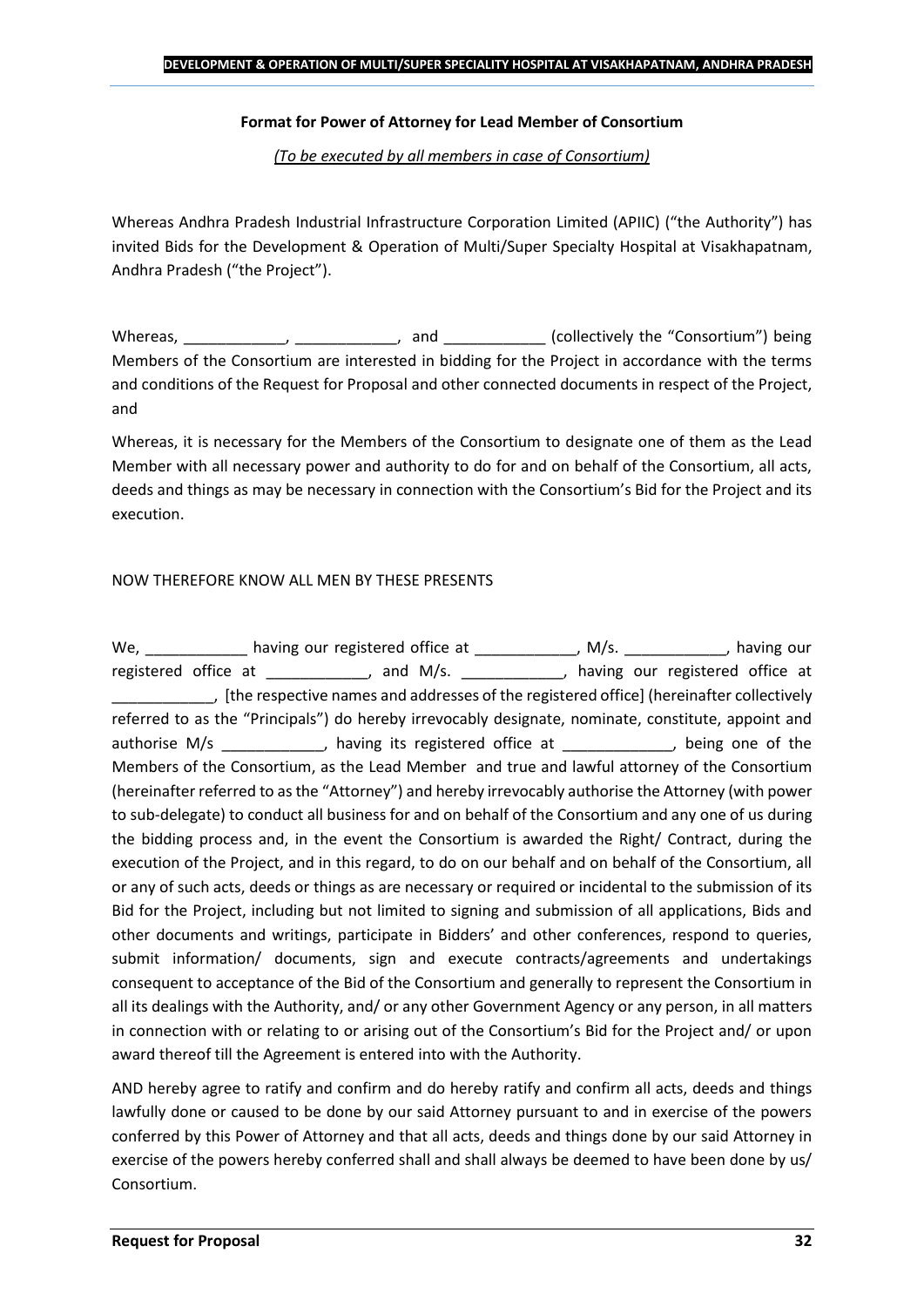**Format for Power of Attorney for Lead Member of Consortium**

*(To be executed by all members in case of Consortium)*

Whereas Andhra Pradesh Industrial Infrastructure Corporation Limited (APIIC) ("the Authority") has invited Bids for the Development & Operation of Multi/Super Specialty Hospital at Visakhapatnam, Andhra Pradesh ("the Project").

Whereas, ____________, ____________, and ____________ (collectively the "Consortium") being Members of the Consortium are interested in bidding for the Project in accordance with the terms and conditions of the Request for Proposal and other connected documents in respect of the Project, and

Whereas, it is necessary for the Members of the Consortium to designate one of them as the Lead Member with all necessary power and authority to do for and on behalf of the Consortium, all acts, deeds and things as may be necessary in connection with the Consortium's Bid for the Project and its execution.

NOW THEREFORE KNOW ALL MEN BY THESE PRESENTS

We, ____________ having our registered office at ____________, M/s. ____________, having our registered office at ____________, and M/s. ____________, having our registered office at ____________, [the respective names and addresses of the registered office] (hereinafter collectively referred to as the "Principals") do hereby irrevocably designate, nominate, constitute, appoint and authorise M/s ____________, having its registered office at _____________, being one of the Members of the Consortium, as the Lead Member and true and lawful attorney of the Consortium (hereinafter referred to as the "Attorney") and hereby irrevocably authorise the Attorney (with power to sub-delegate) to conduct all business for and on behalf of the Consortium and any one of us during the bidding process and, in the event the Consortium is awarded the Right/ Contract, during the execution of the Project, and in this regard, to do on our behalf and on behalf of the Consortium, all or any of such acts, deeds or things as are necessary or required or incidental to the submission of its Bid for the Project, including but not limited to signing and submission of all applications, Bids and other documents and writings, participate in Bidders' and other conferences, respond to queries, submit information/ documents, sign and execute contracts/agreements and undertakings consequent to acceptance of the Bid of the Consortium and generally to represent the Consortium in all its dealings with the Authority, and/ or any other Government Agency or any person, in all matters in connection with or relating to or arising out of the Consortium's Bid for the Project and/ or upon award thereof till the Agreement is entered into with the Authority.

AND hereby agree to ratify and confirm and do hereby ratify and confirm all acts, deeds and things lawfully done or caused to be done by our said Attorney pursuant to and in exercise of the powers conferred by this Power of Attorney and that all acts, deeds and things done by our said Attorney in exercise of the powers hereby conferred shall and shall always be deemed to have been done by us/ Consortium.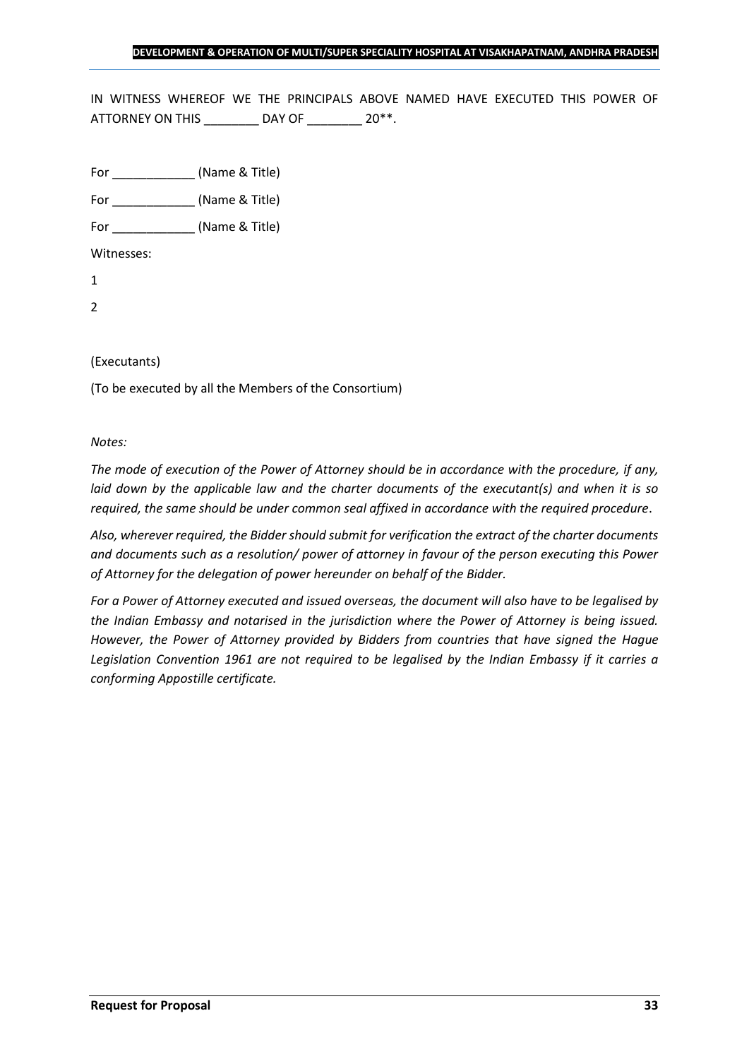IN WITNESS WHEREOF WE THE PRINCIPALS ABOVE NAMED HAVE EXECUTED THIS POWER OF ATTORNEY ON THIS ________ DAY OF ________ 20**.

For ____________ (Name & Title)

For ____________ (Name & Title)

For ____________ (Name & Title)

Witnesses:

1

2

(Executants)

(To be executed by all the Members of the Consortium)

*Notes:*

*The mode of execution of the Power of Attorney should be in accordance with the procedure, if any, laid down by the applicable law and the charter documents of the executant(s) and when it is so required, the same should be under common seal affixed in accordance with the required procedure.*

*Also, wherever required, the Bidder should submit for verification the extract of the charter documents and documents such as a resolution/ power of attorney in favour of the person executing this Power of Attorney for the delegation of power hereunder on behalf of the Bidder.*

*For a Power of Attorney executed and issued overseas, the document will also have to be legalised by the Indian Embassy and notarised in the jurisdiction where the Power of Attorney is being issued. However, the Power of Attorney provided by Bidders from countries that have signed the Hague Legislation Convention 1961 are not required to be legalised by the Indian Embassy if it carries a conforming Appostille certificate.*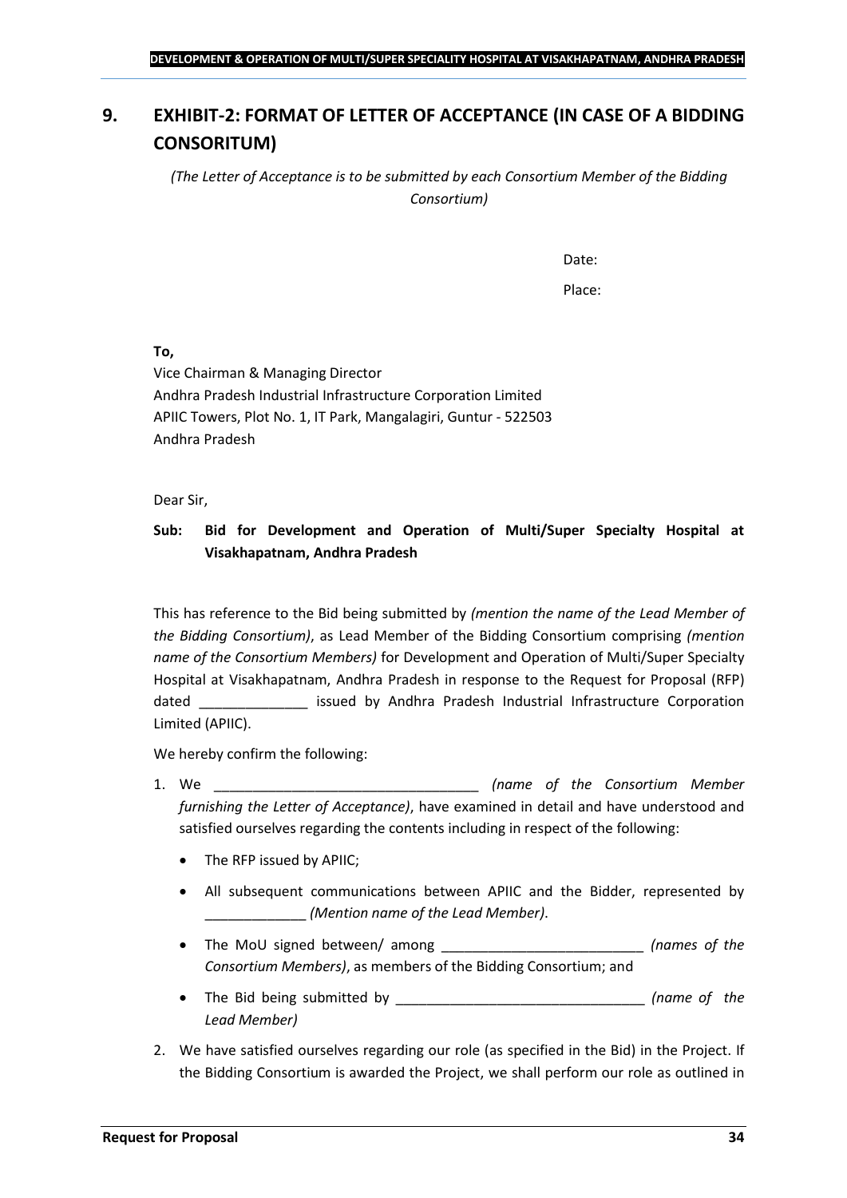# 9. EXHIBIT-2: FORMAT OF LETTER OF ACCEPTANCE (IN CASE OF A BIDDING CONSORITUM)

*(The Letter of Acceptance is to be submitted by each Consortium Member of the Bidding Consortium)*

Date:

Place:

**To,**

Vice Chairman & Managing Director
Andhra Pradesh Industrial Infrastructure Corporation Limited
APIIC Towers, Plot No. 1, IT Park, Mangalagiri, Guntur - 522503
Andhra Pradesh

Dear Sir,

**Sub: Bid for Development and Operation of Multi/Super Specialty Hospital at Visakhapatnam, Andhra Pradesh**

This has reference to the Bid being submitted by *(mention the name of the Lead Member of the Bidding Consortium)*, as Lead Member of the Bidding Consortium comprising *(mention name of the Consortium Members)* for Development and Operation of Multi/Super Specialty Hospital at Visakhapatnam, Andhra Pradesh in response to the Request for Proposal (RFP) dated ______________ issued by Andhra Pradesh Industrial Infrastructure Corporation Limited (APIIC).

We hereby confirm the following:

1. We __________________________________ *(name of the Consortium Member furnishing the Letter of Acceptance)*, have examined in detail and have understood and satisfied ourselves regarding the contents including in respect of the following:
    - The RFP issued by APIIC;
    - All subsequent communications between APIIC and the Bidder, represented by _____________ *(Mention name of the Lead Member)*.
    - The MoU signed between/ among __________________________ *(names of the Consortium Members)*, as members of the Bidding Consortium; and
    - The Bid being submitted by ________________________________ *(name of the Lead Member)*
2. We have satisfied ourselves regarding our role (as specified in the Bid) in the Project. If the Bidding Consortium is awarded the Project, we shall perform our role as outlined in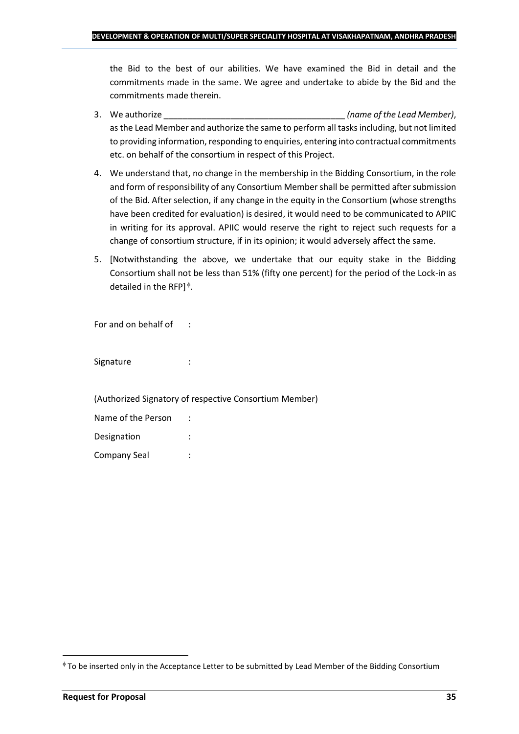the Bid to the best of our abilities. We have examined the Bid in detail and the commitments made in the same. We agree and undertake to abide by the Bid and the commitments made therein.

3. We authorize ______________________________________ *(name of the Lead Member)*, as the Lead Member and authorize the same to perform all tasks including, but not limited to providing information, responding to enquiries, entering into contractual commitments etc. on behalf of the consortium in respect of this Project.
4. We understand that, no change in the membership in the Bidding Consortium, in the role and form of responsibility of any Consortium Member shall be permitted after submission of the Bid. After selection, if any change in the equity in the Consortium (whose strengths have been credited for evaluation) is desired, it would need to be communicated to APIIC in writing for its approval. APIIC would reserve the right to reject such requests for a change of consortium structure, if in its opinion; it would adversely affect the same.
5. [Notwithstanding the above, we undertake that our equity stake in the Bidding Consortium shall not be less than 51% (fifty one percent) for the period of the Lock-in as detailed in the RFP][ϕ].

For and on behalf of :

Signature :

(Authorized Signatory of respective Consortium Member)

Name of the Person :

Designation :

Company Seal :

[ϕ] To be inserted only in the Acceptance Letter to be submitted by Lead Member of the Bidding Consortium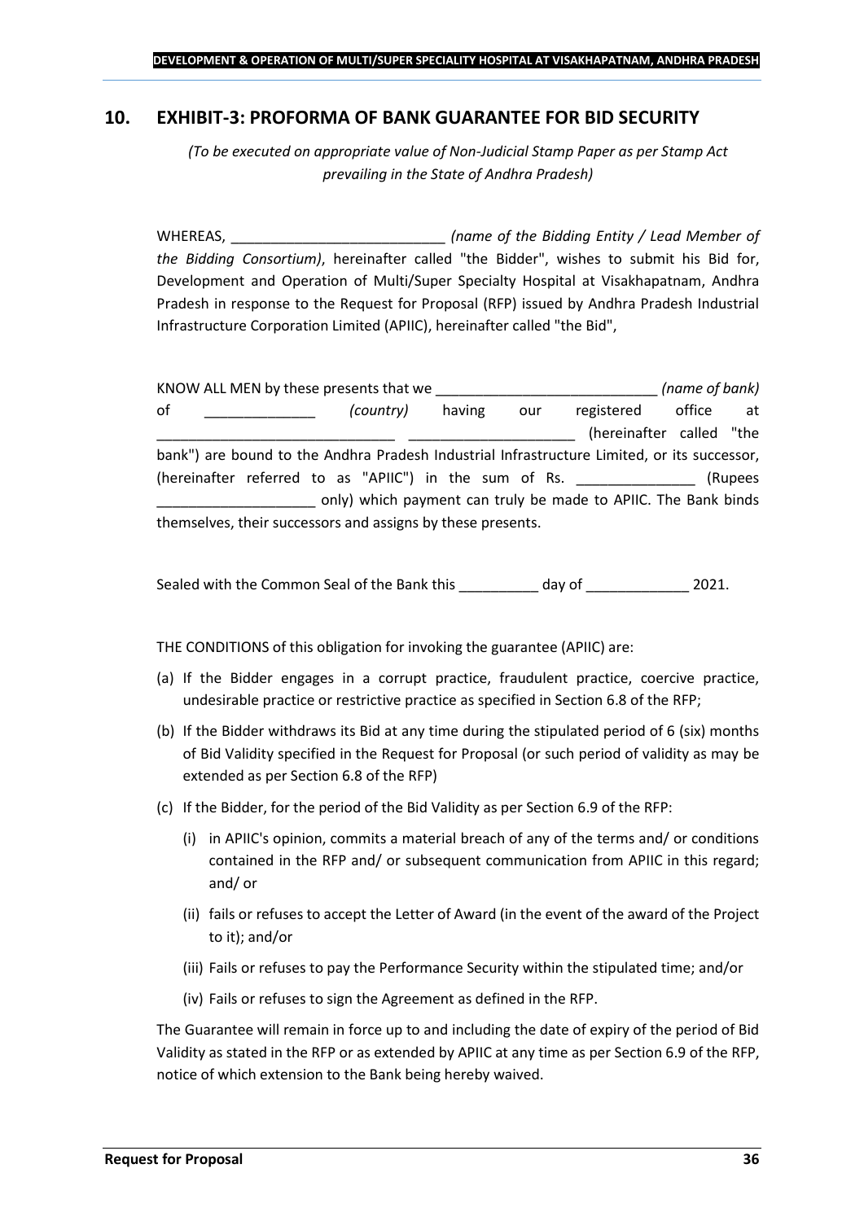## 10. EXHIBIT-3: PROFORMA OF BANK GUARANTEE FOR BID SECURITY

*(To be executed on appropriate value of Non-Judicial Stamp Paper as per Stamp Act prevailing in the State of Andhra Pradesh)*

WHEREAS, ___________________________ *(name of the Bidding Entity / Lead Member of the Bidding Consortium)*, hereinafter called "the Bidder", wishes to submit his Bid for, Development and Operation of Multi/Super Specialty Hospital at Visakhapatnam, Andhra Pradesh in response to the Request for Proposal (RFP) issued by Andhra Pradesh Industrial Infrastructure Corporation Limited (APIIC), hereinafter called "the Bid",

KNOW ALL MEN by these presents that we ____________________________ *(name of bank)* of ______________ *(country)* having our registered office at ______________________________ _____________________ (hereinafter called "the bank") are bound to the Andhra Pradesh Industrial Infrastructure Limited, or its successor, (hereinafter referred to as "APIIC") in the sum of Rs. _______________ (Rupees ____________________ only) which payment can truly be made to APIIC. The Bank binds themselves, their successors and assigns by these presents.

Sealed with the Common Seal of the Bank this __________ day of _____________ 2021.

THE CONDITIONS of this obligation for invoking the guarantee (APIIC) are:

(a) If the Bidder engages in a corrupt practice, fraudulent practice, coercive practice, undesirable practice or restrictive practice as specified in Section 6.8 of the RFP;

(b) If the Bidder withdraws its Bid at any time during the stipulated period of 6 (six) months of Bid Validity specified in the Request for Proposal (or such period of validity as may be extended as per Section 6.8 of the RFP)

(c) If the Bidder, for the period of the Bid Validity as per Section 6.9 of the RFP:

   (i) in APIIC's opinion, commits a material breach of any of the terms and/ or conditions contained in the RFP and/ or subsequent communication from APIIC in this regard; and/ or

   (ii) fails or refuses to accept the Letter of Award (in the event of the award of the Project to it); and/or

   (iii) Fails or refuses to pay the Performance Security within the stipulated time; and/or

   (iv) Fails or refuses to sign the Agreement as defined in the RFP.

The Guarantee will remain in force up to and including the date of expiry of the period of Bid Validity as stated in the RFP or as extended by APIIC at any time as per Section 6.9 of the RFP, notice of which extension to the Bank being hereby waived.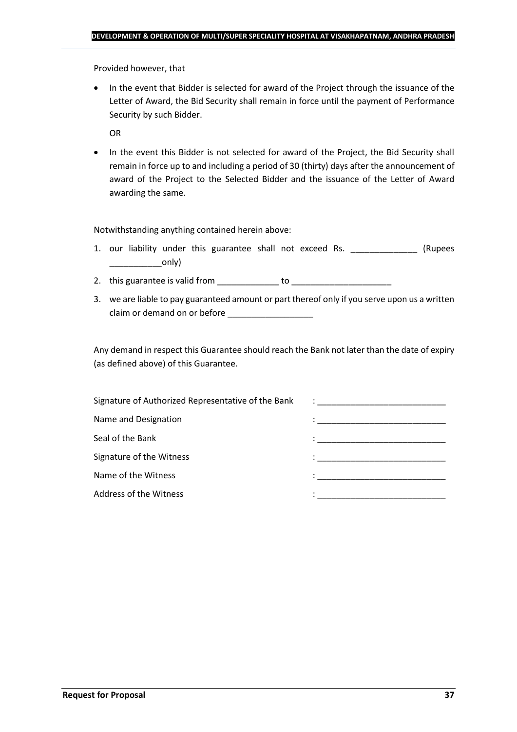Provided however, that

- In the event that Bidder is selected for award of the Project through the issuance of the Letter of Award, the Bid Security shall remain in force until the payment of Performance Security by such Bidder.

  OR

- In the event this Bidder is not selected for award of the Project, the Bid Security shall remain in force up to and including a period of 30 (thirty) days after the announcement of award of the Project to the Selected Bidder and the issuance of the Letter of Award awarding the same.

Notwithstanding anything contained herein above:

1. our liability under this guarantee shall not exceed Rs. ______________ (Rupees ___________only)
2. this guarantee is valid from _____________ to _____________________
3. we are liable to pay guaranteed amount or part thereof only if you serve upon us a written claim or demand on or before __________________

Any demand in respect this Guarantee should reach the Bank not later than the date of expiry (as defined above) of this Guarantee.

Signature of Authorized Representative of the Bank : ___________________________

Name and Designation : ___________________________

Seal of the Bank : ___________________________

Signature of the Witness : ___________________________

Name of the Witness : ___________________________

Address of the Witness : ___________________________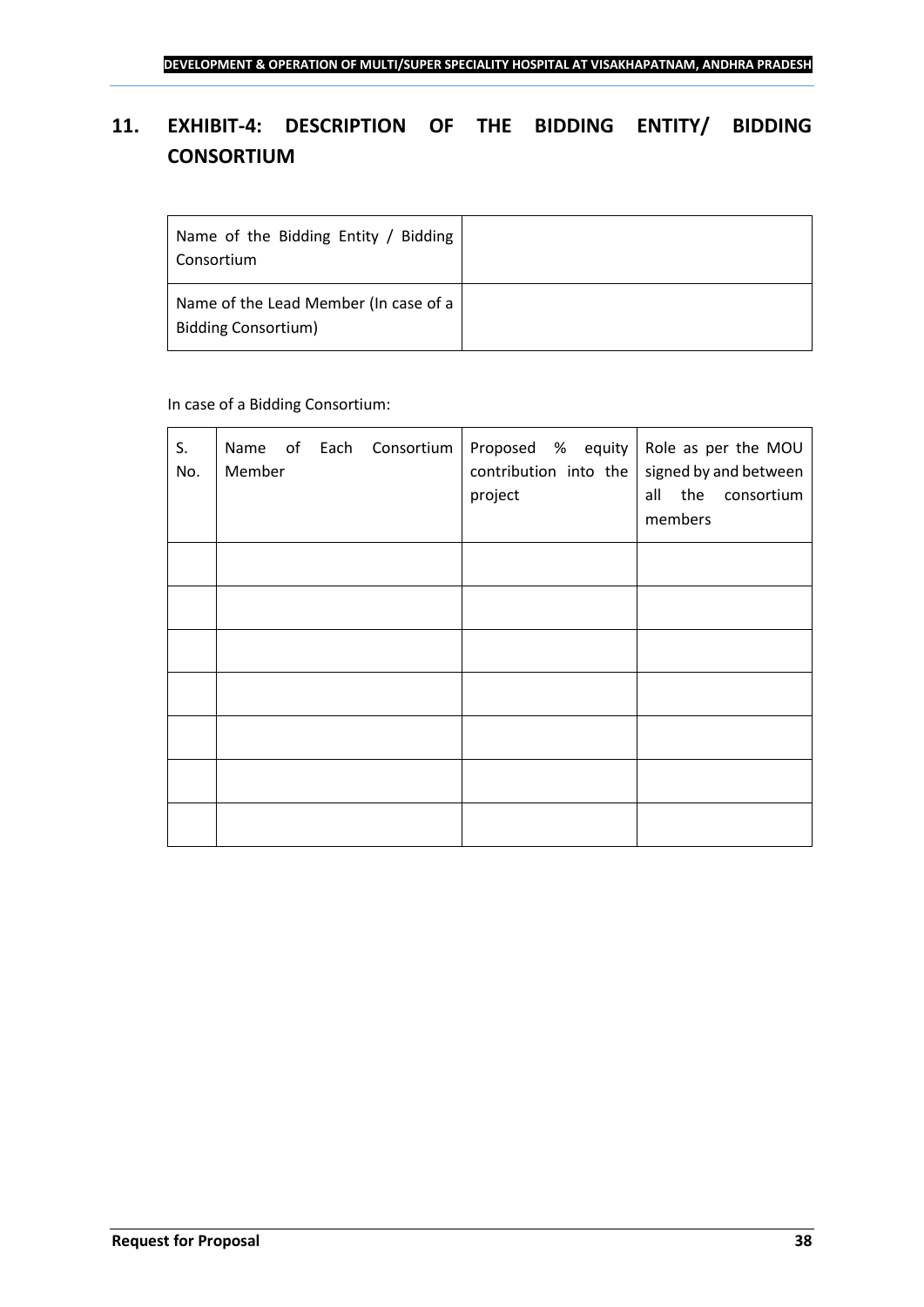# 11. EXHIBIT-4: DESCRIPTION OF THE BIDDING ENTITY/ BIDDING CONSORTIUM

| Name of the Bidding Entity / Bidding Consortium | |
|---|---|
| Name of the Lead Member (In case of a Bidding Consortium) | |

In case of a Bidding Consortium:

| S. No. | Name of Each Consortium Member | Proposed % equity contribution into the project | Role as per the MOU signed by and between all the consortium members |
|---|---|---|---|
| | | | |
| | | | |
| | | | |
| | | | |
| | | | |
| | | | |
| | | | |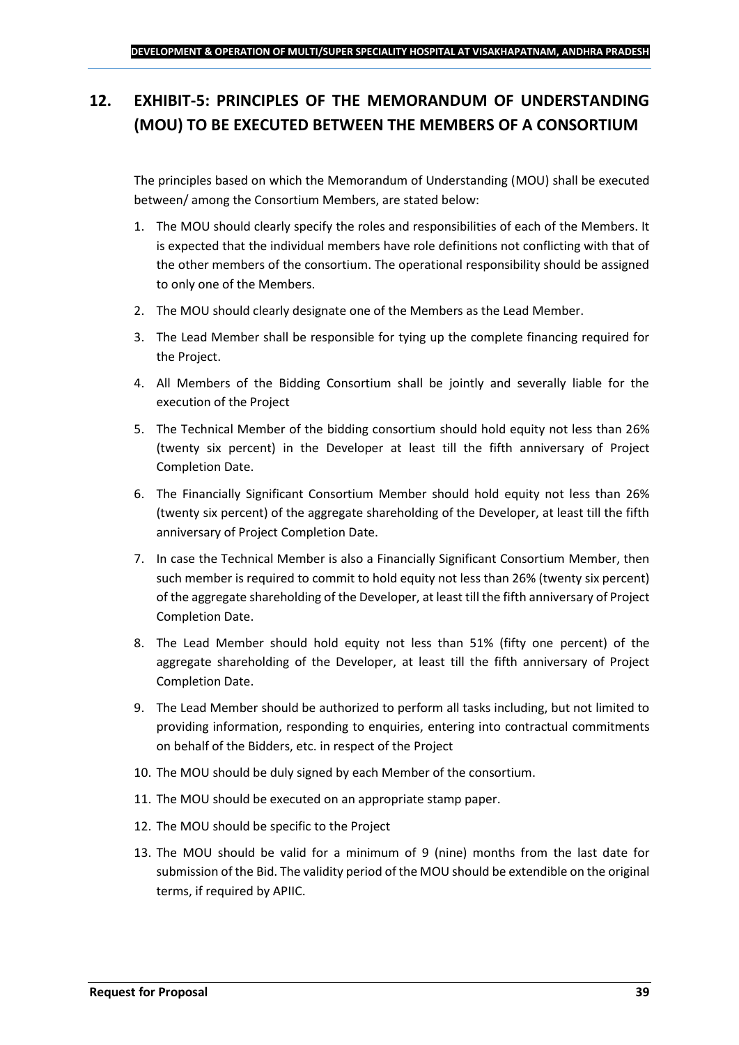## 12. EXHIBIT-5: PRINCIPLES OF THE MEMORANDUM OF UNDERSTANDING (MOU) TO BE EXECUTED BETWEEN THE MEMBERS OF A CONSORTIUM

The principles based on which the Memorandum of Understanding (MOU) shall be executed between/ among the Consortium Members, are stated below:

1. The MOU should clearly specify the roles and responsibilities of each of the Members. It is expected that the individual members have role definitions not conflicting with that of the other members of the consortium. The operational responsibility should be assigned to only one of the Members.
2. The MOU should clearly designate one of the Members as the Lead Member.
3. The Lead Member shall be responsible for tying up the complete financing required for the Project.
4. All Members of the Bidding Consortium shall be jointly and severally liable for the execution of the Project
5. The Technical Member of the bidding consortium should hold equity not less than 26% (twenty six percent) in the Developer at least till the fifth anniversary of Project Completion Date.
6. The Financially Significant Consortium Member should hold equity not less than 26% (twenty six percent) of the aggregate shareholding of the Developer, at least till the fifth anniversary of Project Completion Date.
7. In case the Technical Member is also a Financially Significant Consortium Member, then such member is required to commit to hold equity not less than 26% (twenty six percent) of the aggregate shareholding of the Developer, at least till the fifth anniversary of Project Completion Date.
8. The Lead Member should hold equity not less than 51% (fifty one percent) of the aggregate shareholding of the Developer, at least till the fifth anniversary of Project Completion Date.
9. The Lead Member should be authorized to perform all tasks including, but not limited to providing information, responding to enquiries, entering into contractual commitments on behalf of the Bidders, etc. in respect of the Project
10. The MOU should be duly signed by each Member of the consortium.
11. The MOU should be executed on an appropriate stamp paper.
12. The MOU should be specific to the Project
13. The MOU should be valid for a minimum of 9 (nine) months from the last date for submission of the Bid. The validity period of the MOU should be extendible on the original terms, if required by APIIC.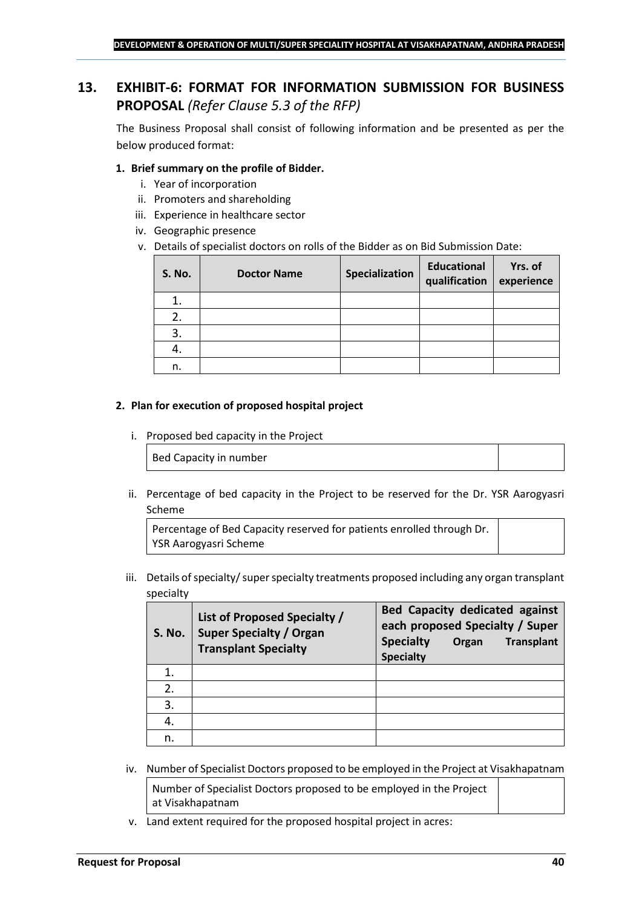## 13. EXHIBIT-6: FORMAT FOR INFORMATION SUBMISSION FOR BUSINESS PROPOSAL *(Refer Clause 5.3 of the RFP)*

The Business Proposal shall consist of following information and be presented as per the below produced format:

**1. Brief summary on the profile of Bidder.**

i. Year of incorporation
ii. Promoters and shareholding
iii. Experience in healthcare sector
iv. Geographic presence
v. Details of specialist doctors on rolls of the Bidder as on Bid Submission Date:

| S. No. | Doctor Name | Specialization | Educational qualification | Yrs. of experience |
|---|---|---|---|---|
| 1. | | | | |
| 2. | | | | |
| 3. | | | | |
| 4. | | | | |
| n. | | | | |

**2. Plan for execution of proposed hospital project**

i. Proposed bed capacity in the Project

| Bed Capacity in number | |
|---|---|

ii. Percentage of bed capacity in the Project to be reserved for the Dr. YSR Aarogyasri Scheme

| Percentage of Bed Capacity reserved for patients enrolled through Dr. YSR Aarogyasri Scheme | |
|---|---|

iii. Details of specialty/ super specialty treatments proposed including any organ transplant specialty

| S. No. | List of Proposed Specialty / Super Specialty / Organ Transplant Specialty | Bed Capacity dedicated against each proposed Specialty / Super Specialty Organ Transplant Specialty |
|---|---|---|
| 1. | | |
| 2. | | |
| 3. | | |
| 4. | | |
| n. | | |

iv. Number of Specialist Doctors proposed to be employed in the Project at Visakhapatnam

| Number of Specialist Doctors proposed to be employed in the Project at Visakhapatnam | |
|---|---|

v. Land extent required for the proposed hospital project in acres: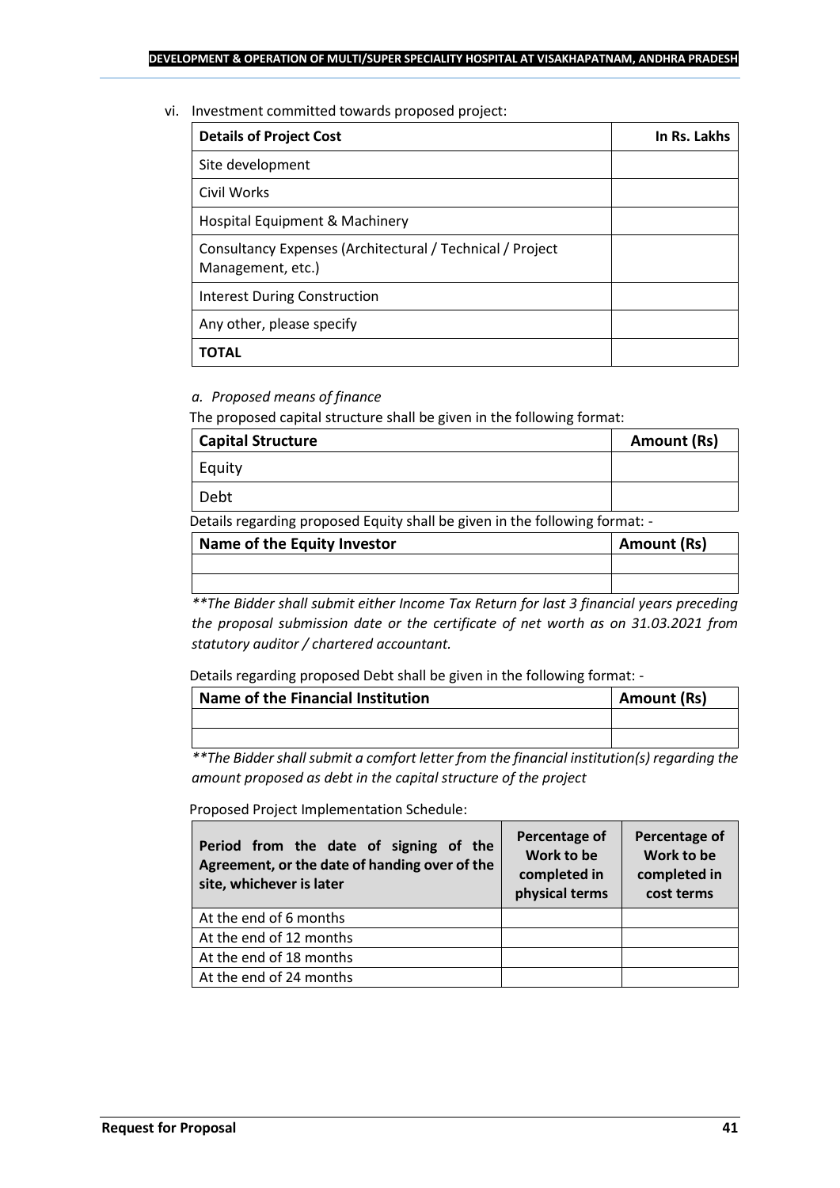vi. Investment committed towards proposed project:

| Details of Project Cost | In Rs. Lakhs |
|---|---|
| Site development | |
| Civil Works | |
| Hospital Equipment & Machinery | |
| Consultancy Expenses (Architectural / Technical / Project Management, etc.) | |
| Interest During Construction | |
| Any other, please specify | |
| **TOTAL** | |

*a. Proposed means of finance*

The proposed capital structure shall be given in the following format:

| Capital Structure | Amount (Rs) |
|---|---|
| Equity | |
| Debt | |

Details regarding proposed Equity shall be given in the following format: -

| Name of the Equity Investor | Amount (Rs) |
|---|---|
| | |
| | |

*\*\*The Bidder shall submit either Income Tax Return for last 3 financial years preceding the proposal submission date or the certificate of net worth as on 31.03.2021 from statutory auditor / chartered accountant.*

Details regarding proposed Debt shall be given in the following format: -

| Name of the Financial Institution | Amount (Rs) |
|---|---|
| | |
| | |

*\*\*The Bidder shall submit a comfort letter from the financial institution(s) regarding the amount proposed as debt in the capital structure of the project*

Proposed Project Implementation Schedule:

| Period from the date of signing of the Agreement, or the date of handing over of the site, whichever is later | Percentage of Work to be completed in physical terms | Percentage of Work to be completed in cost terms |
|---|---|---|
| At the end of 6 months | | |
| At the end of 12 months | | |
| At the end of 18 months | | |
| At the end of 24 months | | |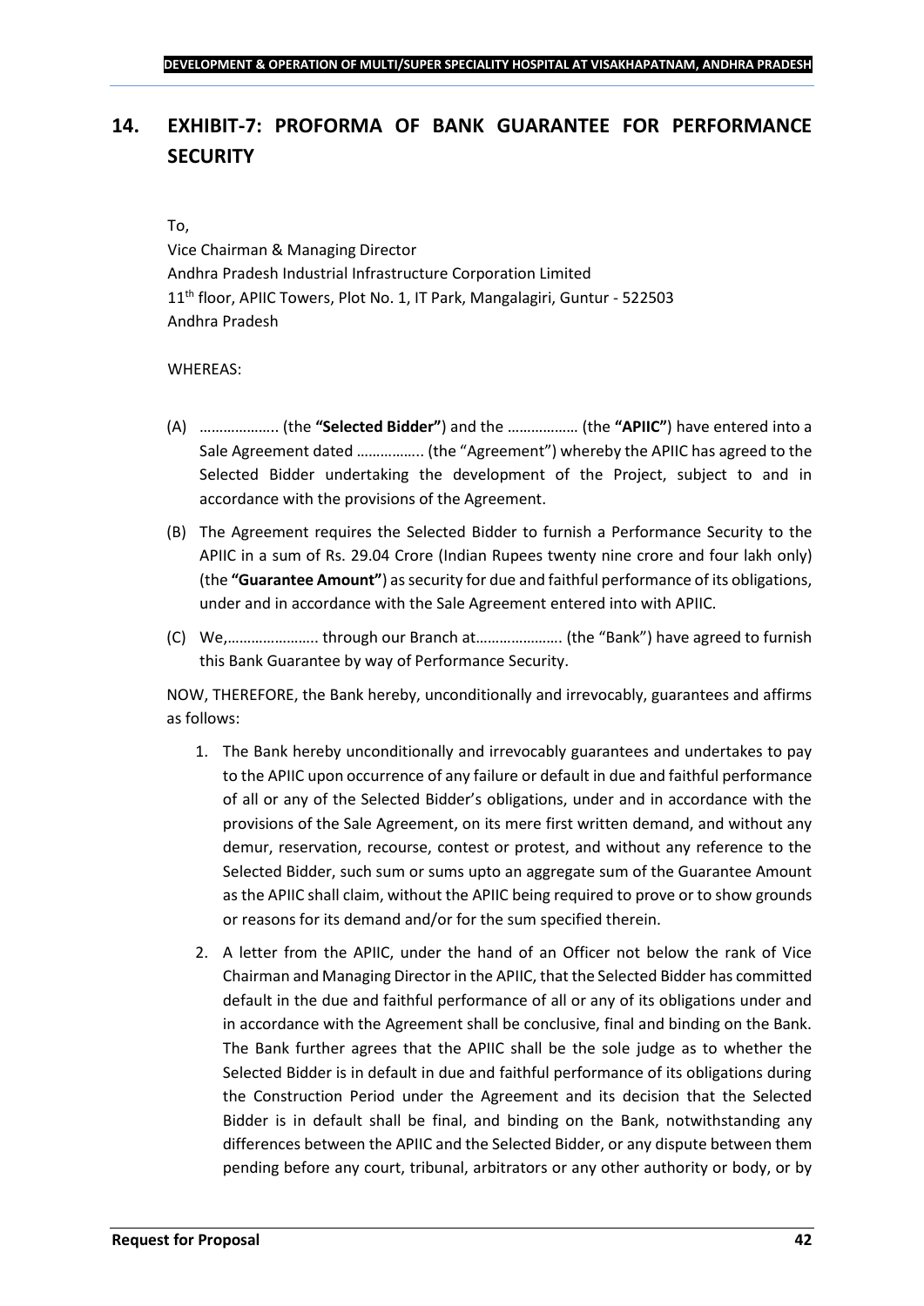## 14. EXHIBIT-7: PROFORMA OF BANK GUARANTEE FOR PERFORMANCE SECURITY

To,

Vice Chairman & Managing Director
Andhra Pradesh Industrial Infrastructure Corporation Limited
11th floor, APIIC Towers, Plot No. 1, IT Park, Mangalagiri, Guntur - 522503
Andhra Pradesh

WHEREAS:

(A) ……………….. (the **"Selected Bidder"**) and the ……………… (the **"APIIC"**) have entered into a Sale Agreement dated …………….. (the "Agreement") whereby the APIIC has agreed to the Selected Bidder undertaking the development of the Project, subject to and in accordance with the provisions of the Agreement.

(B) The Agreement requires the Selected Bidder to furnish a Performance Security to the APIIC in a sum of Rs. 29.04 Crore (Indian Rupees twenty nine crore and four lakh only) (the **"Guarantee Amount"**) as security for due and faithful performance of its obligations, under and in accordance with the Sale Agreement entered into with APIIC.

(C) We,………………….. through our Branch at…………………. (the "Bank") have agreed to furnish this Bank Guarantee by way of Performance Security.

NOW, THEREFORE, the Bank hereby, unconditionally and irrevocably, guarantees and affirms as follows:

1. The Bank hereby unconditionally and irrevocably guarantees and undertakes to pay to the APIIC upon occurrence of any failure or default in due and faithful performance of all or any of the Selected Bidder's obligations, under and in accordance with the provisions of the Sale Agreement, on its mere first written demand, and without any demur, reservation, recourse, contest or protest, and without any reference to the Selected Bidder, such sum or sums upto an aggregate sum of the Guarantee Amount as the APIIC shall claim, without the APIIC being required to prove or to show grounds or reasons for its demand and/or for the sum specified therein.

2. A letter from the APIIC, under the hand of an Officer not below the rank of Vice Chairman and Managing Director in the APIIC, that the Selected Bidder has committed default in the due and faithful performance of all or any of its obligations under and in accordance with the Agreement shall be conclusive, final and binding on the Bank. The Bank further agrees that the APIIC shall be the sole judge as to whether the Selected Bidder is in default in due and faithful performance of its obligations during the Construction Period under the Agreement and its decision that the Selected Bidder is in default shall be final, and binding on the Bank, notwithstanding any differences between the APIIC and the Selected Bidder, or any dispute between them pending before any court, tribunal, arbitrators or any other authority or body, or by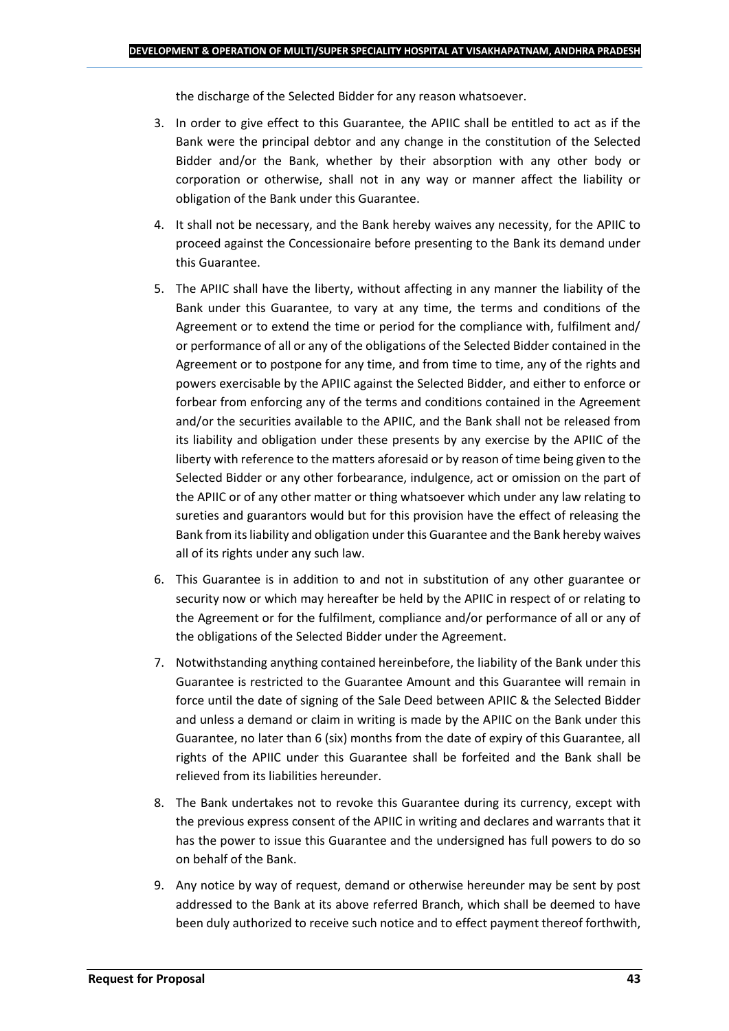the discharge of the Selected Bidder for any reason whatsoever.

3. In order to give effect to this Guarantee, the APIIC shall be entitled to act as if the Bank were the principal debtor and any change in the constitution of the Selected Bidder and/or the Bank, whether by their absorption with any other body or corporation or otherwise, shall not in any way or manner affect the liability or obligation of the Bank under this Guarantee.
4. It shall not be necessary, and the Bank hereby waives any necessity, for the APIIC to proceed against the Concessionaire before presenting to the Bank its demand under this Guarantee.
5. The APIIC shall have the liberty, without affecting in any manner the liability of the Bank under this Guarantee, to vary at any time, the terms and conditions of the Agreement or to extend the time or period for the compliance with, fulfilment and/ or performance of all or any of the obligations of the Selected Bidder contained in the Agreement or to postpone for any time, and from time to time, any of the rights and powers exercisable by the APIIC against the Selected Bidder, and either to enforce or forbear from enforcing any of the terms and conditions contained in the Agreement and/or the securities available to the APIIC, and the Bank shall not be released from its liability and obligation under these presents by any exercise by the APIIC of the liberty with reference to the matters aforesaid or by reason of time being given to the Selected Bidder or any other forbearance, indulgence, act or omission on the part of the APIIC or of any other matter or thing whatsoever which under any law relating to sureties and guarantors would but for this provision have the effect of releasing the Bank from its liability and obligation under this Guarantee and the Bank hereby waives all of its rights under any such law.
6. This Guarantee is in addition to and not in substitution of any other guarantee or security now or which may hereafter be held by the APIIC in respect of or relating to the Agreement or for the fulfilment, compliance and/or performance of all or any of the obligations of the Selected Bidder under the Agreement.
7. Notwithstanding anything contained hereinbefore, the liability of the Bank under this Guarantee is restricted to the Guarantee Amount and this Guarantee will remain in force until the date of signing of the Sale Deed between APIIC & the Selected Bidder and unless a demand or claim in writing is made by the APIIC on the Bank under this Guarantee, no later than 6 (six) months from the date of expiry of this Guarantee, all rights of the APIIC under this Guarantee shall be forfeited and the Bank shall be relieved from its liabilities hereunder.
8. The Bank undertakes not to revoke this Guarantee during its currency, except with the previous express consent of the APIIC in writing and declares and warrants that it has the power to issue this Guarantee and the undersigned has full powers to do so on behalf of the Bank.
9. Any notice by way of request, demand or otherwise hereunder may be sent by post addressed to the Bank at its above referred Branch, which shall be deemed to have been duly authorized to receive such notice and to effect payment thereof forthwith,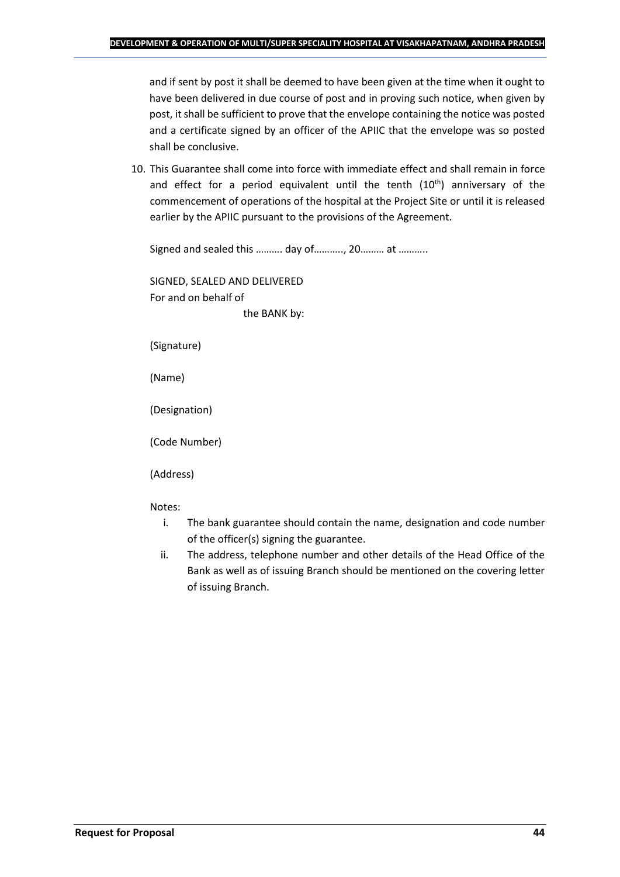and if sent by post it shall be deemed to have been given at the time when it ought to have been delivered in due course of post and in proving such notice, when given by post, it shall be sufficient to prove that the envelope containing the notice was posted and a certificate signed by an officer of the APIIC that the envelope was so posted shall be conclusive.

10. This Guarantee shall come into force with immediate effect and shall remain in force and effect for a period equivalent until the tenth ($10^{th}$) anniversary of the commencement of operations of the hospital at the Project Site or until it is released earlier by the APIIC pursuant to the provisions of the Agreement.

Signed and sealed this ………. day of……….., 20……… at ………..

SIGNED, SEALED AND DELIVERED
For and on behalf of
the BANK by:

(Signature)

(Name)

(Designation)

(Code Number)

(Address)

Notes:

i. The bank guarantee should contain the name, designation and code number of the officer(s) signing the guarantee.
ii. The address, telephone number and other details of the Head Office of the Bank as well as of issuing Branch should be mentioned on the covering letter of issuing Branch.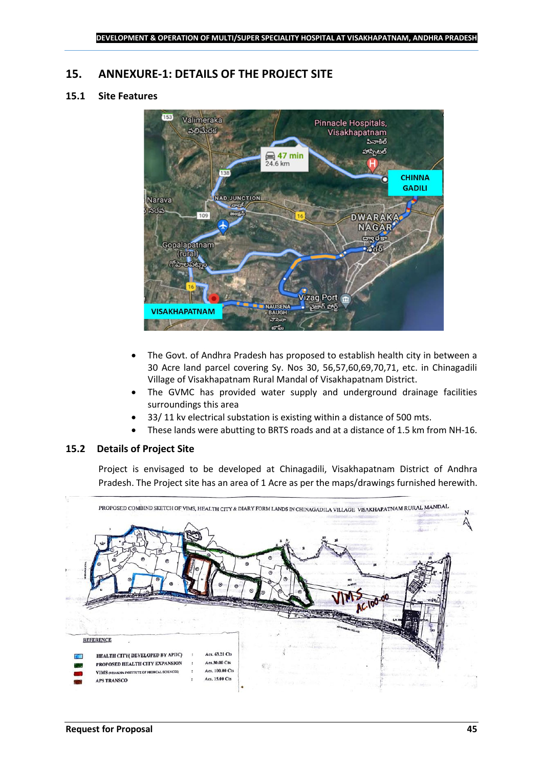# 15. ANNEXURE-1: DETAILS OF THE PROJECT SITE

## 15.1 Site Features

- The Govt. of Andhra Pradesh has proposed to establish health city in between a 30 Acre land parcel covering Sy. Nos 30, 56,57,60,69,70,71, etc. in Chinagadili Village of Visakhapatnam Rural Mandal of Visakhapatnam District.
- The GVMC has provided water supply and underground drainage facilities surroundings this area
- 33/ 11 kv electrical substation is existing within a distance of 500 mts.
- These lands were abutting to BRTS roads and at a distance of 1.5 km from NH-16.

## 15.2 Details of Project Site

Project is envisaged to be developed at Chinagadili, Visakhapatnam District of Andhra Pradesh. The Project site has an area of 1 Acre as per the maps/drawings furnished herewith.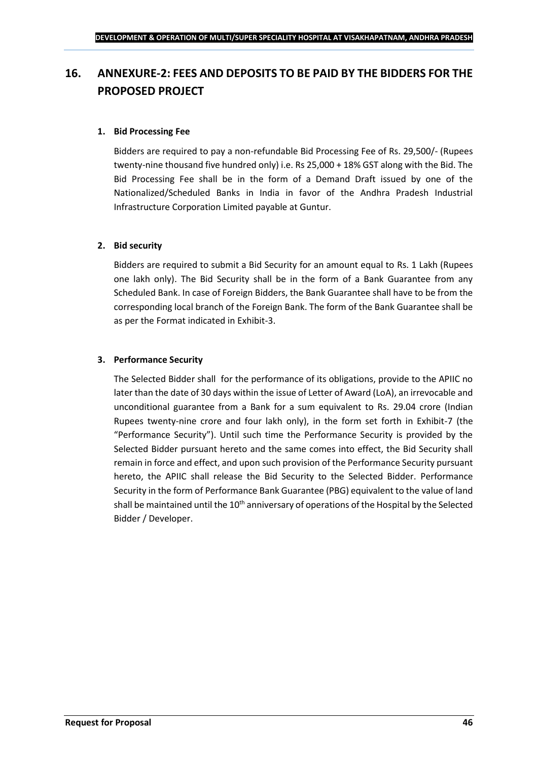# 16. ANNEXURE-2: FEES AND DEPOSITS TO BE PAID BY THE BIDDERS FOR THE PROPOSED PROJECT

### 1. Bid Processing Fee

Bidders are required to pay a non-refundable Bid Processing Fee of Rs. 29,500/- (Rupees twenty-nine thousand five hundred only) i.e. Rs 25,000 + 18% GST along with the Bid. The Bid Processing Fee shall be in the form of a Demand Draft issued by one of the Nationalized/Scheduled Banks in India in favor of the Andhra Pradesh Industrial Infrastructure Corporation Limited payable at Guntur.

### 2. Bid security

Bidders are required to submit a Bid Security for an amount equal to Rs. 1 Lakh (Rupees one lakh only). The Bid Security shall be in the form of a Bank Guarantee from any Scheduled Bank. In case of Foreign Bidders, the Bank Guarantee shall have to be from the corresponding local branch of the Foreign Bank. The form of the Bank Guarantee shall be as per the Format indicated in Exhibit-3.

### 3. Performance Security

The Selected Bidder shall for the performance of its obligations, provide to the APIIC no later than the date of 30 days within the issue of Letter of Award (LoA), an irrevocable and unconditional guarantee from a Bank for a sum equivalent to Rs. 29.04 crore (Indian Rupees twenty-nine crore and four lakh only), in the form set forth in Exhibit-7 (the "Performance Security"). Until such time the Performance Security is provided by the Selected Bidder pursuant hereto and the same comes into effect, the Bid Security shall remain in force and effect, and upon such provision of the Performance Security pursuant hereto, the APIIC shall release the Bid Security to the Selected Bidder. Performance Security in the form of Performance Bank Guarantee (PBG) equivalent to the value of land shall be maintained until the 10th anniversary of operations of the Hospital by the Selected Bidder / Developer.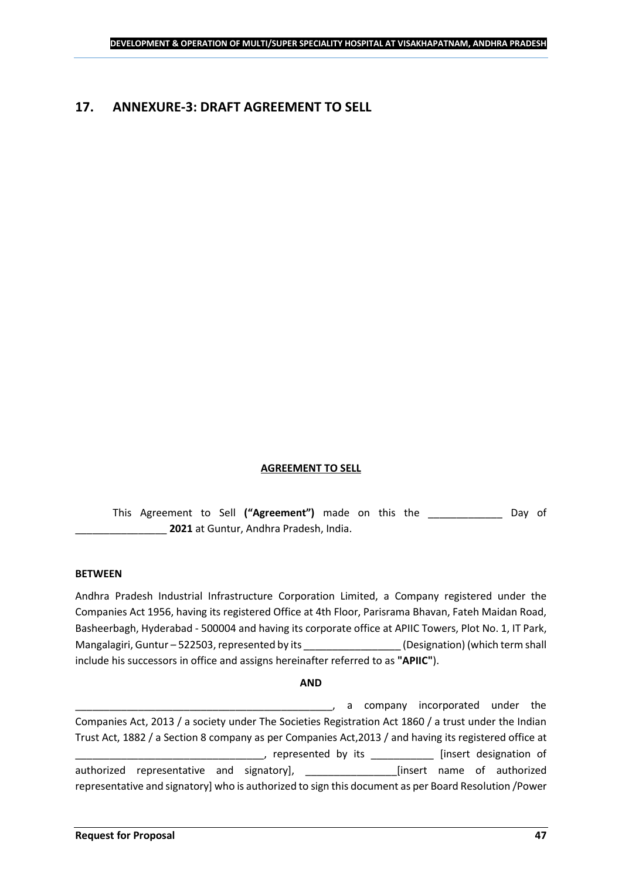## 17. ANNEXURE-3: DRAFT AGREEMENT TO SELL

**AGREEMENT TO SELL**

This Agreement to Sell **("Agreement")** made on this the _____________ Day of ________________ **2021** at Guntur, Andhra Pradesh, India.

**BETWEEN**

Andhra Pradesh Industrial Infrastructure Corporation Limited, a Company registered under the Companies Act 1956, having its registered Office at 4th Floor, Parisrama Bhavan, Fateh Maidan Road, Basheerbagh, Hyderabad - 500004 and having its corporate office at APIIC Towers, Plot No. 1, IT Park, Mangalagiri, Guntur – 522503, represented by its _________________ (Designation) (which term shall include his successors in office and assigns hereinafter referred to as **"APIIC"**).

**AND**

_______________________________________________, a company incorporated under the Companies Act, 2013 / a society under The Societies Registration Act 1860 / a trust under the Indian Trust Act, 1882 / a Section 8 company as per Companies Act,2013 / and having its registered office at __________________________________, represented by its ___________ [insert designation of authorized representative and signatory], ________________[insert name of authorized representative and signatory] who is authorized to sign this document as per Board Resolution /Power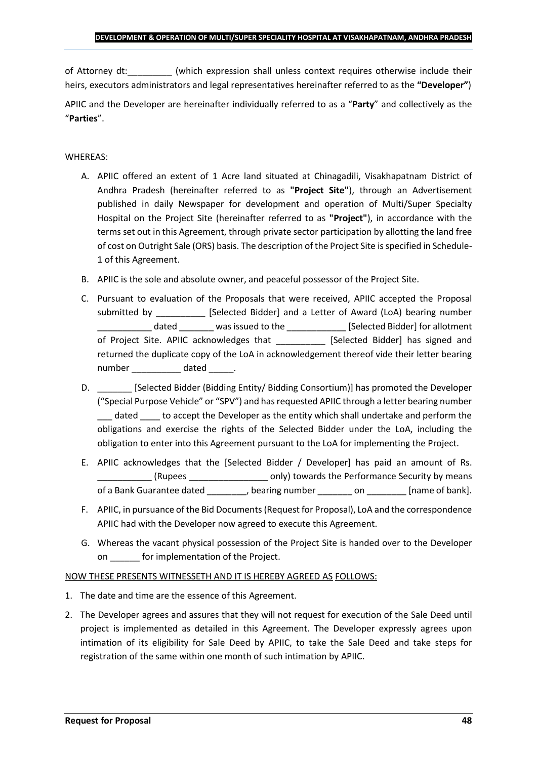of Attorney dt:_________ (which expression shall unless context requires otherwise include their heirs, executors administrators and legal representatives hereinafter referred to as the **"Developer"**)

APIIC and the Developer are hereinafter individually referred to as a "**Party**" and collectively as the "**Parties**".

WHEREAS:

A. APIIC offered an extent of 1 Acre land situated at Chinagadili, Visakhapatnam District of Andhra Pradesh (hereinafter referred to as **"Project Site"**), through an Advertisement published in daily Newspaper for development and operation of Multi/Super Specialty Hospital on the Project Site (hereinafter referred to as **"Project"**), in accordance with the terms set out in this Agreement, through private sector participation by allotting the land free of cost on Outright Sale (ORS) basis. The description of the Project Site is specified in Schedule-1 of this Agreement.

B. APIIC is the sole and absolute owner, and peaceful possessor of the Project Site.

C. Pursuant to evaluation of the Proposals that were received, APIIC accepted the Proposal submitted by __________ [Selected Bidder] and a Letter of Award (LoA) bearing number ___________ dated _______ was issued to the ____________ [Selected Bidder] for allotment of Project Site. APIIC acknowledges that __________ [Selected Bidder] has signed and returned the duplicate copy of the LoA in acknowledgement thereof vide their letter bearing number __________ dated _____.

D. _______ [Selected Bidder (Bidding Entity/ Bidding Consortium)] has promoted the Developer ("Special Purpose Vehicle" or "SPV") and has requested APIIC through a letter bearing number ___ dated ____ to accept the Developer as the entity which shall undertake and perform the obligations and exercise the rights of the Selected Bidder under the LoA, including the obligation to enter into this Agreement pursuant to the LoA for implementing the Project.

E. APIIC acknowledges that the [Selected Bidder / Developer] has paid an amount of Rs. ___________ (Rupees ________________ only) towards the Performance Security by means of a Bank Guarantee dated ________, bearing number _______ on ________ [name of bank].

F. APIIC, in pursuance of the Bid Documents (Request for Proposal), LoA and the correspondence APIIC had with the Developer now agreed to execute this Agreement.

G. Whereas the vacant physical possession of the Project Site is handed over to the Developer on ______ for implementation of the Project.

<u>NOW THESE PRESENTS WITNESSETH AND IT IS HEREBY AGREED AS FOLLOWS:</u>

1. The date and time are the essence of this Agreement.

2. The Developer agrees and assures that they will not request for execution of the Sale Deed until project is implemented as detailed in this Agreement. The Developer expressly agrees upon intimation of its eligibility for Sale Deed by APIIC, to take the Sale Deed and take steps for registration of the same within one month of such intimation by APIIC.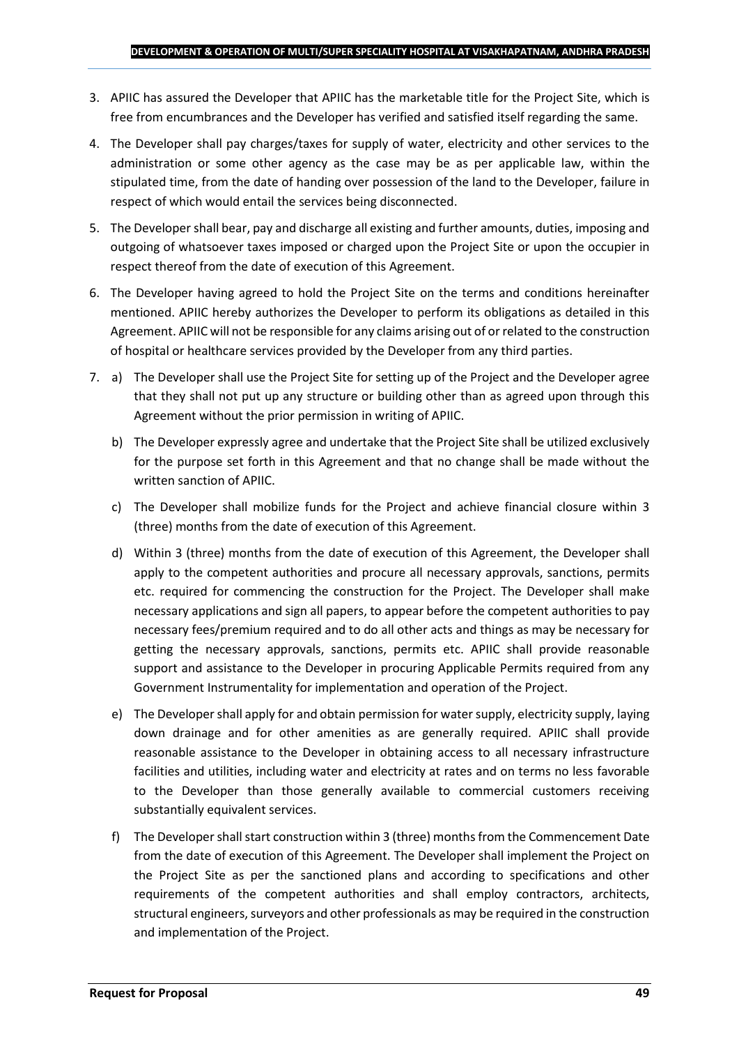3. APIIC has assured the Developer that APIIC has the marketable title for the Project Site, which is free from encumbrances and the Developer has verified and satisfied itself regarding the same.

4. The Developer shall pay charges/taxes for supply of water, electricity and other services to the administration or some other agency as the case may be as per applicable law, within the stipulated time, from the date of handing over possession of the land to the Developer, failure in respect of which would entail the services being disconnected.

5. The Developer shall bear, pay and discharge all existing and further amounts, duties, imposing and outgoing of whatsoever taxes imposed or charged upon the Project Site or upon the occupier in respect thereof from the date of execution of this Agreement.

6. The Developer having agreed to hold the Project Site on the terms and conditions hereinafter mentioned. APIIC hereby authorizes the Developer to perform its obligations as detailed in this Agreement. APIIC will not be responsible for any claims arising out of or related to the construction of hospital or healthcare services provided by the Developer from any third parties.

7. a) The Developer shall use the Project Site for setting up of the Project and the Developer agree that they shall not put up any structure or building other than as agreed upon through this Agreement without the prior permission in writing of APIIC.

   b) The Developer expressly agree and undertake that the Project Site shall be utilized exclusively for the purpose set forth in this Agreement and that no change shall be made without the written sanction of APIIC.

   c) The Developer shall mobilize funds for the Project and achieve financial closure within 3 (three) months from the date of execution of this Agreement.

   d) Within 3 (three) months from the date of execution of this Agreement, the Developer shall apply to the competent authorities and procure all necessary approvals, sanctions, permits etc. required for commencing the construction for the Project. The Developer shall make necessary applications and sign all papers, to appear before the competent authorities to pay necessary fees/premium required and to do all other acts and things as may be necessary for getting the necessary approvals, sanctions, permits etc. APIIC shall provide reasonable support and assistance to the Developer in procuring Applicable Permits required from any Government Instrumentality for implementation and operation of the Project.

   e) The Developer shall apply for and obtain permission for water supply, electricity supply, laying down drainage and for other amenities as are generally required. APIIC shall provide reasonable assistance to the Developer in obtaining access to all necessary infrastructure facilities and utilities, including water and electricity at rates and on terms no less favorable to the Developer than those generally available to commercial customers receiving substantially equivalent services.

   f) The Developer shall start construction within 3 (three) months from the Commencement Date from the date of execution of this Agreement. The Developer shall implement the Project on the Project Site as per the sanctioned plans and according to specifications and other requirements of the competent authorities and shall employ contractors, architects, structural engineers, surveyors and other professionals as may be required in the construction and implementation of the Project.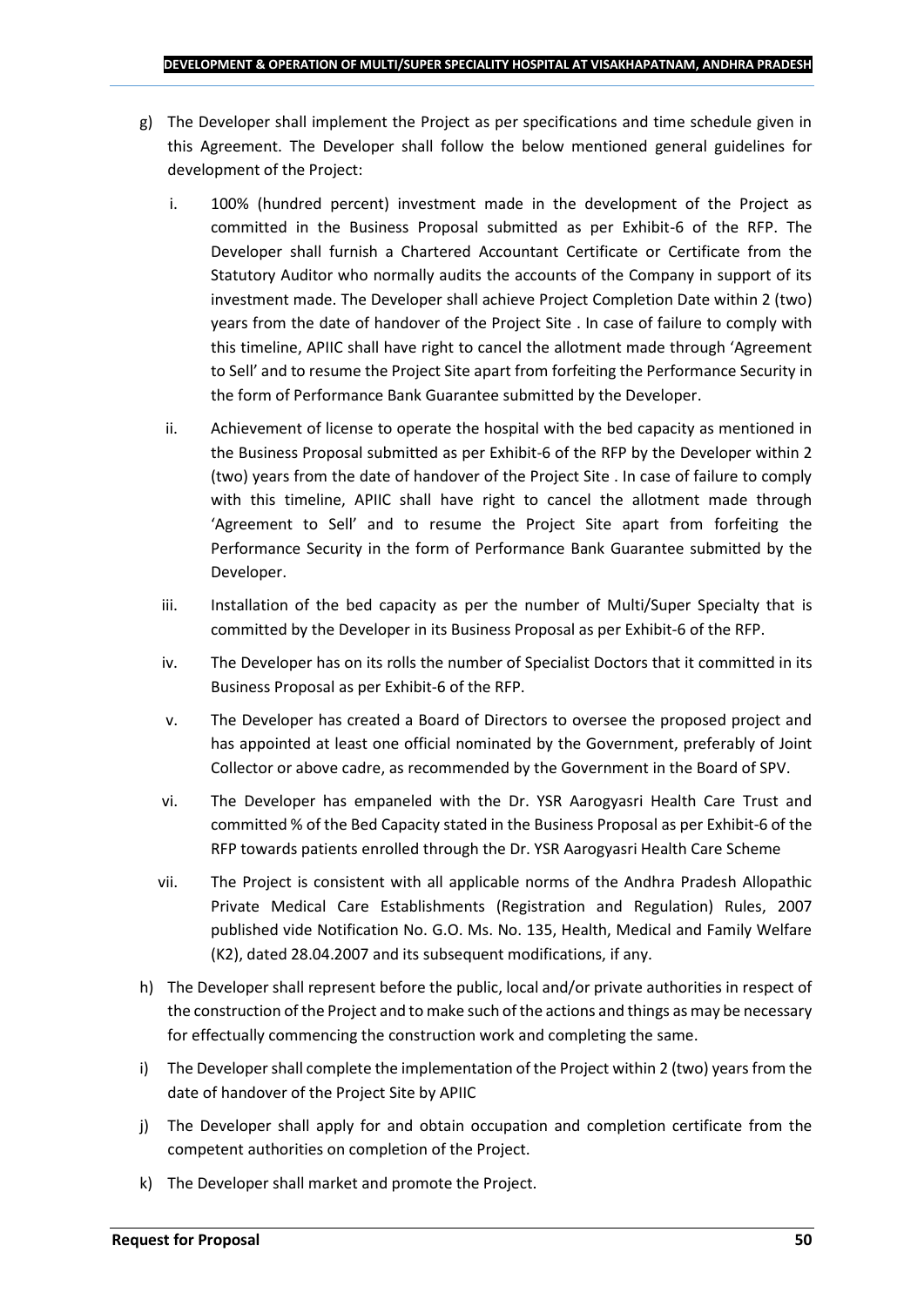g) The Developer shall implement the Project as per specifications and time schedule given in this Agreement. The Developer shall follow the below mentioned general guidelines for development of the Project:

   i. 100% (hundred percent) investment made in the development of the Project as committed in the Business Proposal submitted as per Exhibit-6 of the RFP. The Developer shall furnish a Chartered Accountant Certificate or Certificate from the Statutory Auditor who normally audits the accounts of the Company in support of its investment made. The Developer shall achieve Project Completion Date within 2 (two) years from the date of handover of the Project Site . In case of failure to comply with this timeline, APIIC shall have right to cancel the allotment made through 'Agreement to Sell' and to resume the Project Site apart from forfeiting the Performance Security in the form of Performance Bank Guarantee submitted by the Developer.

   ii. Achievement of license to operate the hospital with the bed capacity as mentioned in the Business Proposal submitted as per Exhibit-6 of the RFP by the Developer within 2 (two) years from the date of handover of the Project Site . In case of failure to comply with this timeline, APIIC shall have right to cancel the allotment made through 'Agreement to Sell' and to resume the Project Site apart from forfeiting the Performance Security in the form of Performance Bank Guarantee submitted by the Developer.

   iii. Installation of the bed capacity as per the number of Multi/Super Specialty that is committed by the Developer in its Business Proposal as per Exhibit-6 of the RFP.

   iv. The Developer has on its rolls the number of Specialist Doctors that it committed in its Business Proposal as per Exhibit-6 of the RFP.

   v. The Developer has created a Board of Directors to oversee the proposed project and has appointed at least one official nominated by the Government, preferably of Joint Collector or above cadre, as recommended by the Government in the Board of SPV.

   vi. The Developer has empaneled with the Dr. YSR Aarogyasri Health Care Trust and committed % of the Bed Capacity stated in the Business Proposal as per Exhibit-6 of the RFP towards patients enrolled through the Dr. YSR Aarogyasri Health Care Scheme

   vii. The Project is consistent with all applicable norms of the Andhra Pradesh Allopathic Private Medical Care Establishments (Registration and Regulation) Rules, 2007 published vide Notification No. G.O. Ms. No. 135, Health, Medical and Family Welfare (K2), dated 28.04.2007 and its subsequent modifications, if any.

h) The Developer shall represent before the public, local and/or private authorities in respect of the construction of the Project and to make such of the actions and things as may be necessary for effectually commencing the construction work and completing the same.

i) The Developer shall complete the implementation of the Project within 2 (two) years from the date of handover of the Project Site by APIIC

j) The Developer shall apply for and obtain occupation and completion certificate from the competent authorities on completion of the Project.

k) The Developer shall market and promote the Project.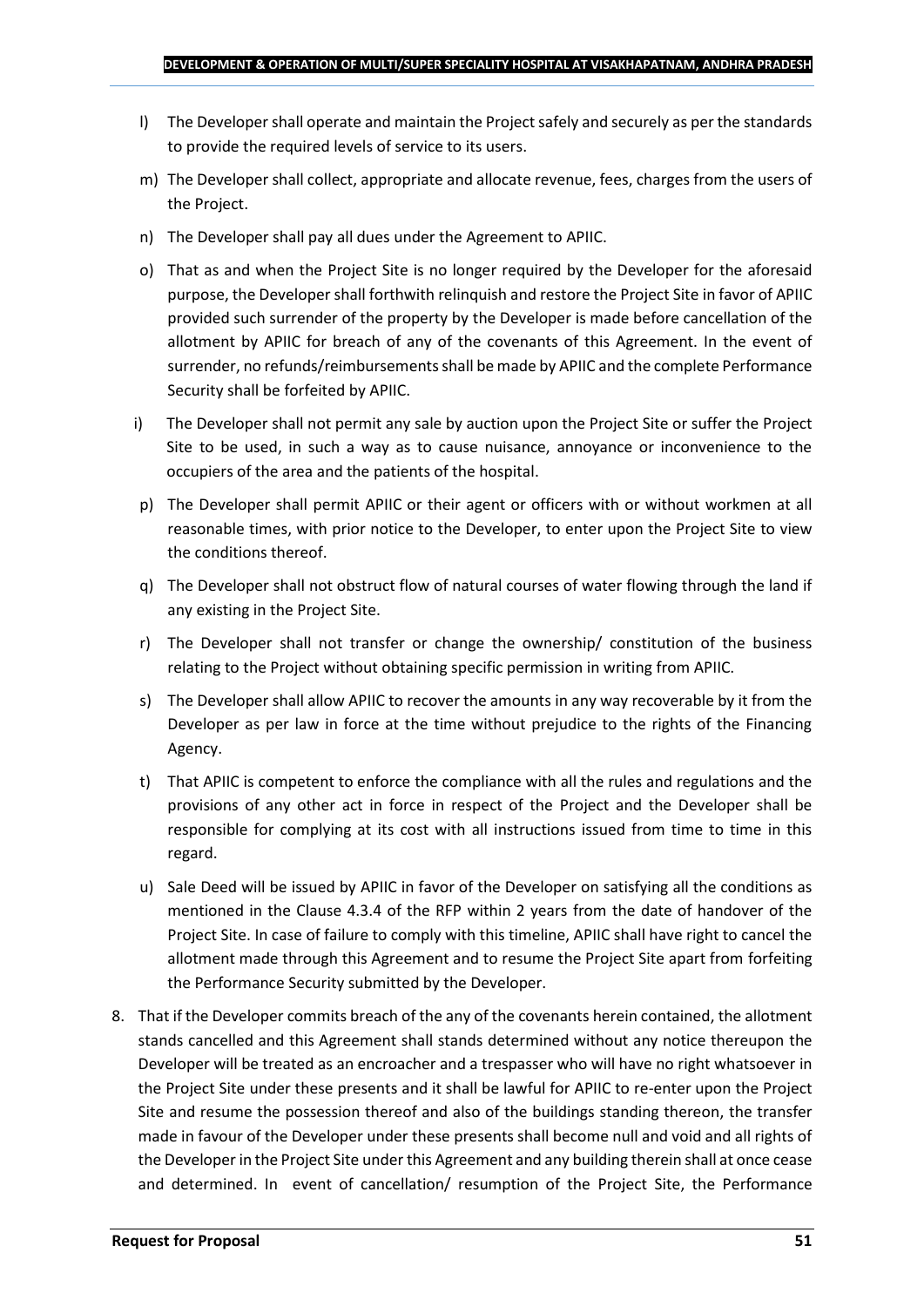l) The Developer shall operate and maintain the Project safely and securely as per the standards to provide the required levels of service to its users.

m) The Developer shall collect, appropriate and allocate revenue, fees, charges from the users of the Project.

n) The Developer shall pay all dues under the Agreement to APIIC.

o) That as and when the Project Site is no longer required by the Developer for the aforesaid purpose, the Developer shall forthwith relinquish and restore the Project Site in favor of APIIC provided such surrender of the property by the Developer is made before cancellation of the allotment by APIIC for breach of any of the covenants of this Agreement. In the event of surrender, no refunds/reimbursements shall be made by APIIC and the complete Performance Security shall be forfeited by APIIC.

i) The Developer shall not permit any sale by auction upon the Project Site or suffer the Project Site to be used, in such a way as to cause nuisance, annoyance or inconvenience to the occupiers of the area and the patients of the hospital.

p) The Developer shall permit APIIC or their agent or officers with or without workmen at all reasonable times, with prior notice to the Developer, to enter upon the Project Site to view the conditions thereof.

q) The Developer shall not obstruct flow of natural courses of water flowing through the land if any existing in the Project Site.

r) The Developer shall not transfer or change the ownership/ constitution of the business relating to the Project without obtaining specific permission in writing from APIIC.

s) The Developer shall allow APIIC to recover the amounts in any way recoverable by it from the Developer as per law in force at the time without prejudice to the rights of the Financing Agency.

t) That APIIC is competent to enforce the compliance with all the rules and regulations and the provisions of any other act in force in respect of the Project and the Developer shall be responsible for complying at its cost with all instructions issued from time to time in this regard.

u) Sale Deed will be issued by APIIC in favor of the Developer on satisfying all the conditions as mentioned in the Clause 4.3.4 of the RFP within 2 years from the date of handover of the Project Site. In case of failure to comply with this timeline, APIIC shall have right to cancel the allotment made through this Agreement and to resume the Project Site apart from forfeiting the Performance Security submitted by the Developer.

8. That if the Developer commits breach of the any of the covenants herein contained, the allotment stands cancelled and this Agreement shall stands determined without any notice thereupon the Developer will be treated as an encroacher and a trespasser who will have no right whatsoever in the Project Site under these presents and it shall be lawful for APIIC to re-enter upon the Project Site and resume the possession thereof and also of the buildings standing thereon, the transfer made in favour of the Developer under these presents shall become null and void and all rights of the Developer in the Project Site under this Agreement and any building therein shall at once cease and determined. In event of cancellation/ resumption of the Project Site, the Performance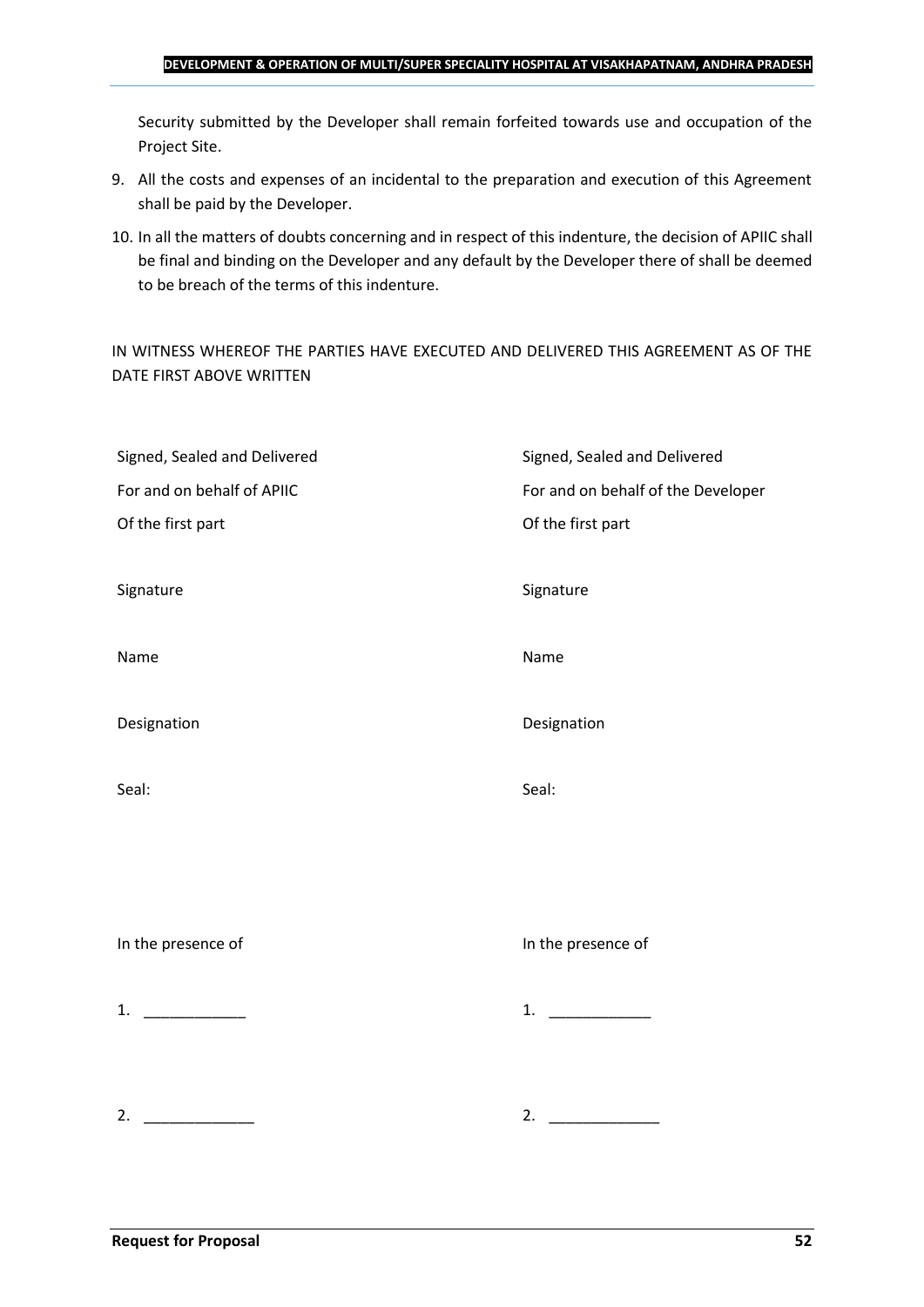Security submitted by the Developer shall remain forfeited towards use and occupation of the Project Site.

9. All the costs and expenses of an incidental to the preparation and execution of this Agreement shall be paid by the Developer.
10. In all the matters of doubts concerning and in respect of this indenture, the decision of APIIC shall be final and binding on the Developer and any default by the Developer there of shall be deemed to be breach of the terms of this indenture.

IN WITNESS WHEREOF THE PARTIES HAVE EXECUTED AND DELIVERED THIS AGREEMENT AS OF THE DATE FIRST ABOVE WRITTEN

| | |
|---|---|
| Signed, Sealed and Delivered | Signed, Sealed and Delivered |
| For and on behalf of APIIC | For and on behalf of the Developer |
| Of the first part | Of the first part |
| Signature | Signature |
| Name | Name |
| Designation | Designation |
| Seal: | Seal: |
| In the presence of | In the presence of |
| 1. ____________ | 1. ____________ |
| 2. _____________ | 2. _____________ |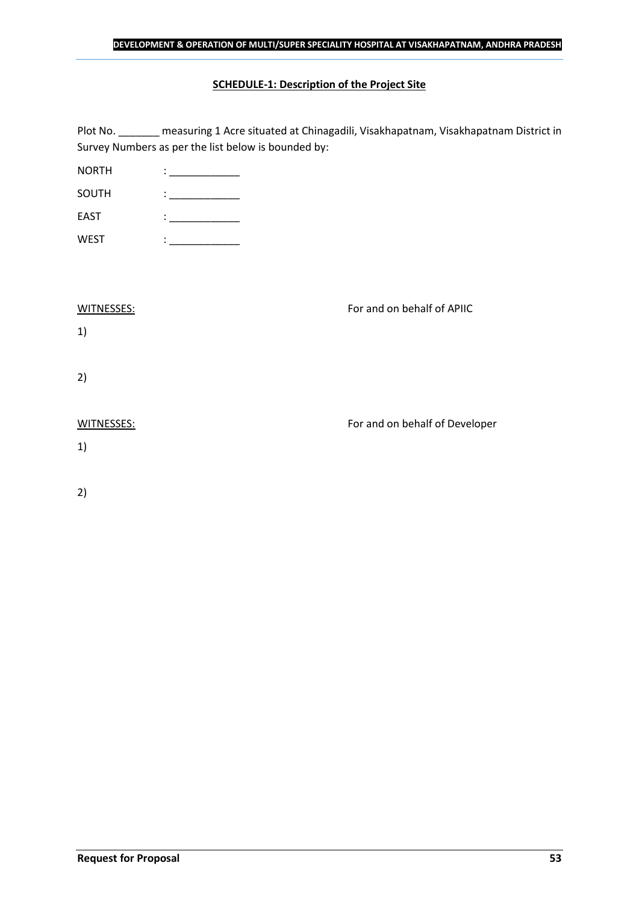## SCHEDULE-1: Description of the Project Site

Plot No. _______ measuring 1 Acre situated at Chinagadili, Visakhapatnam, Visakhapatnam District in Survey Numbers as per the list below is bounded by:

NORTH : ____________

SOUTH : ____________

EAST : ____________

WEST : ____________

WITNESSES: For and on behalf of APIIC

1)

2)

WITNESSES: For and on behalf of Developer

1)

2)